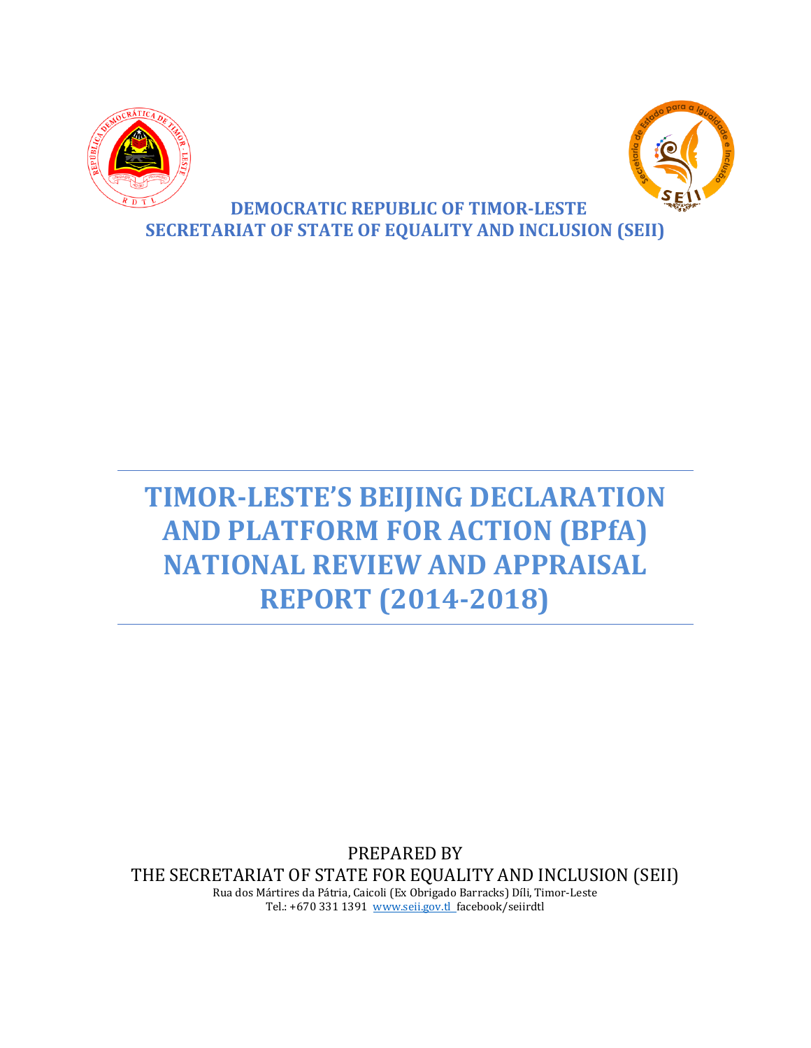**DEMOCRATIC REPUBLIC OF TIMOR-LESTE**
**SECRETARIAT OF STATE OF EQUALITY AND INCLUSION (SEII)**

---

# TIMOR-LESTE'S BEIJING DECLARATION AND PLATFORM FOR ACTION (BPfA) NATIONAL REVIEW AND APPRAISAL REPORT (2014-2018)

---

PREPARED BY
THE SECRETARIAT OF STATE FOR EQUALITY AND INCLUSION (SEII)
Rua dos Mártires da Pátria, Caicoli (Ex Obrigado Barracks) Díli, Timor-Leste
Tel.: +670 331 1391 www.seii.gov.tl facebook/seiirdtl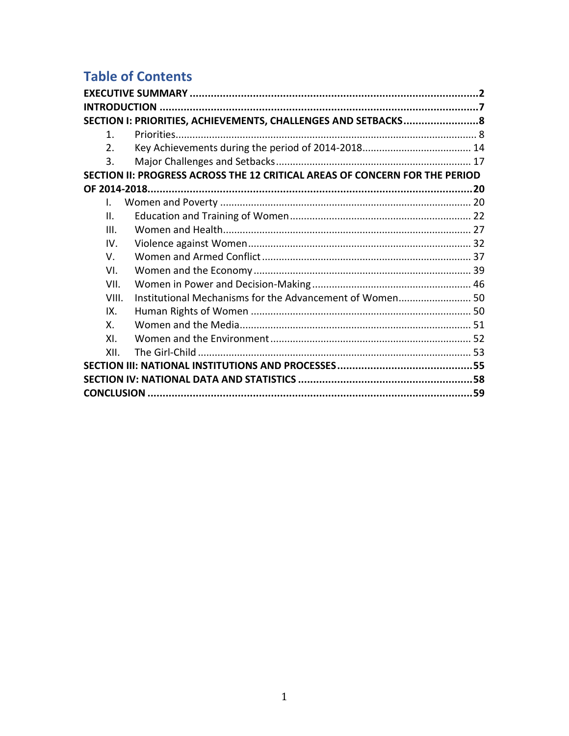# Table of Contents

**EXECUTIVE SUMMARY ..... 2**

**INTRODUCTION ..... 7**

**SECTION I: PRIORITIES, ACHIEVEMENTS, CHALLENGES AND SETBACKS ..... 8**

1. Priorities ..... 8
2. Key Achievements during the period of 2014-2018 ..... 14
3. Major Challenges and Setbacks ..... 17

**SECTION II: PROGRESS ACROSS THE 12 CRITICAL AREAS OF CONCERN FOR THE PERIOD OF 2014-2018 ..... 20**

- I. Women and Poverty ..... 20
- II. Education and Training of Women ..... 22
- III. Women and Health ..... 27
- IV. Violence against Women ..... 32
- V. Women and Armed Conflict ..... 37
- VI. Women and the Economy ..... 39
- VII. Women in Power and Decision-Making ..... 46
- VIII. Institutional Mechanisms for the Advancement of Women ..... 50
- IX. Human Rights of Women ..... 50
- X. Women and the Media ..... 51
- XI. Women and the Environment ..... 52
- XII. The Girl-Child ..... 53

**SECTION III: NATIONAL INSTITUTIONS AND PROCESSES ..... 55**

**SECTION IV: NATIONAL DATA AND STATISTICS ..... 58**

**CONCLUSION ..... 59**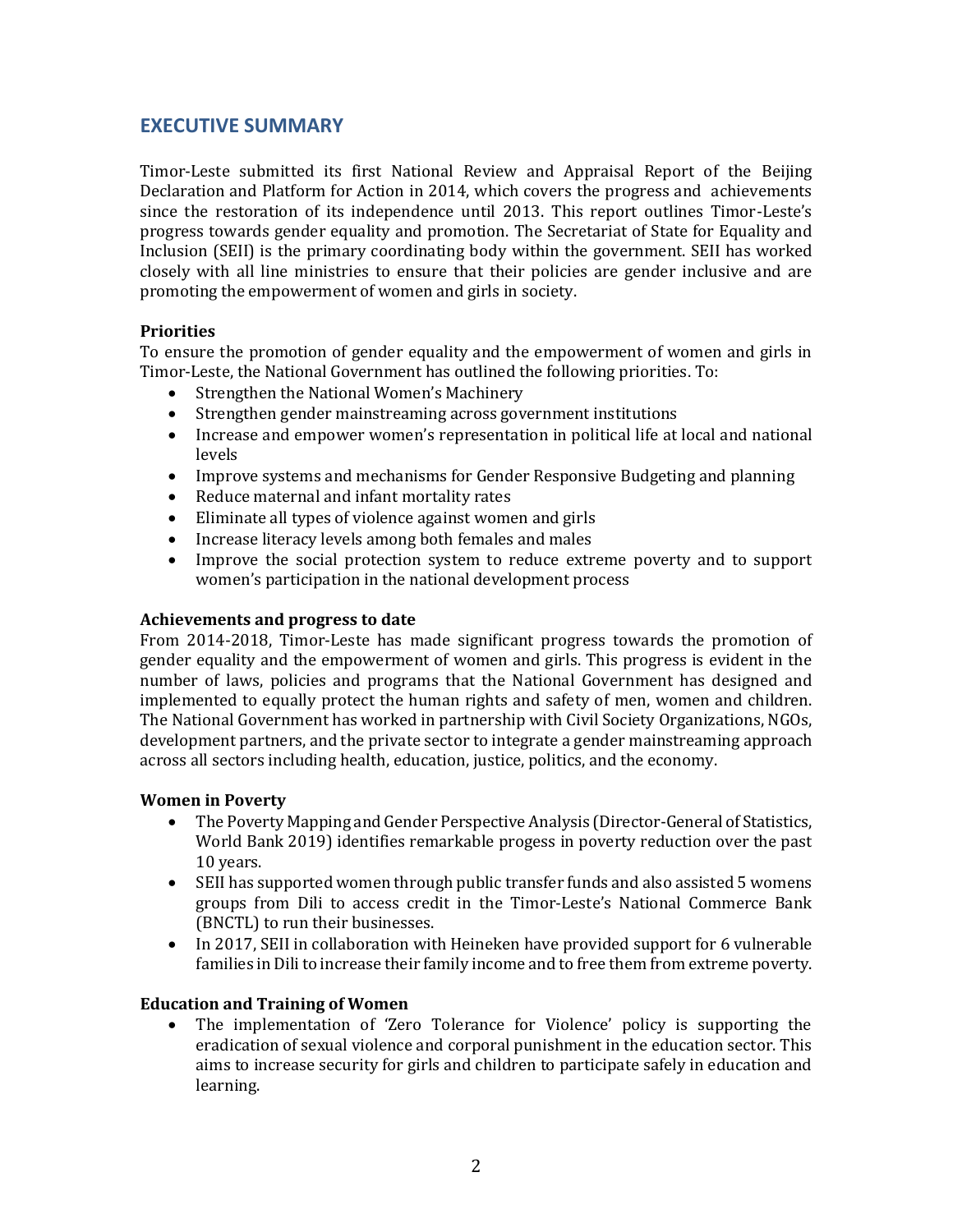## EXECUTIVE SUMMARY

Timor-Leste submitted its first National Review and Appraisal Report of the Beijing Declaration and Platform for Action in 2014, which covers the progress and achievements since the restoration of its independence until 2013. This report outlines Timor-Leste's progress towards gender equality and promotion. The Secretariat of State for Equality and Inclusion (SEII) is the primary coordinating body within the government. SEII has worked closely with all line ministries to ensure that their policies are gender inclusive and are promoting the empowerment of women and girls in society.

**Priorities**

To ensure the promotion of gender equality and the empowerment of women and girls in Timor-Leste, the National Government has outlined the following priorities. To:

- Strengthen the National Women's Machinery
- Strengthen gender mainstreaming across government institutions
- Increase and empower women's representation in political life at local and national levels
- Improve systems and mechanisms for Gender Responsive Budgeting and planning
- Reduce maternal and infant mortality rates
- Eliminate all types of violence against women and girls
- Increase literacy levels among both females and males
- Improve the social protection system to reduce extreme poverty and to support women's participation in the national development process

**Achievements and progress to date**

From 2014-2018, Timor-Leste has made significant progress towards the promotion of gender equality and the empowerment of women and girls. This progress is evident in the number of laws, policies and programs that the National Government has designed and implemented to equally protect the human rights and safety of men, women and children. The National Government has worked in partnership with Civil Society Organizations, NGOs, development partners, and the private sector to integrate a gender mainstreaming approach across all sectors including health, education, justice, politics, and the economy.

**Women in Poverty**

- The Poverty Mapping and Gender Perspective Analysis (Director-General of Statistics, World Bank 2019) identifies remarkable progess in poverty reduction over the past 10 years.
- SEII has supported women through public transfer funds and also assisted 5 womens groups from Dili to access credit in the Timor-Leste's National Commerce Bank (BNCTL) to run their businesses.
- In 2017, SEII in collaboration with Heineken have provided support for 6 vulnerable families in Dili to increase their family income and to free them from extreme poverty.

**Education and Training of Women**

- The implementation of 'Zero Tolerance for Violence' policy is supporting the eradication of sexual violence and corporal punishment in the education sector. This aims to increase security for girls and children to participate safely in education and learning.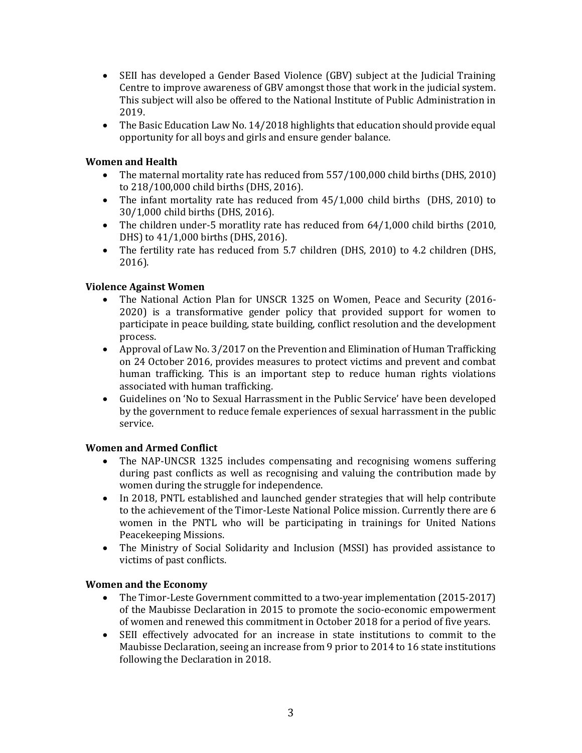- SEII has developed a Gender Based Violence (GBV) subject at the Judicial Training Centre to improve awareness of GBV amongst those that work in the judicial system. This subject will also be offered to the National Institute of Public Administration in 2019.
- The Basic Education Law No. 14/2018 highlights that education should provide equal opportunity for all boys and girls and ensure gender balance.

**Women and Health**

- The maternal mortality rate has reduced from 557/100,000 child births (DHS, 2010) to 218/100,000 child births (DHS, 2016).
- The infant mortality rate has reduced from 45/1,000 child births (DHS, 2010) to 30/1,000 child births (DHS, 2016).
- The children under-5 moratlity rate has reduced from 64/1,000 child births (2010, DHS) to 41/1,000 births (DHS, 2016).
- The fertility rate has reduced from 5.7 children (DHS, 2010) to 4.2 children (DHS, 2016).

**Violence Against Women**

- The National Action Plan for UNSCR 1325 on Women, Peace and Security (2016-2020) is a transformative gender policy that provided support for women to participate in peace building, state building, conflict resolution and the development process.
- Approval of Law No. 3/2017 on the Prevention and Elimination of Human Trafficking on 24 October 2016, provides measures to protect victims and prevent and combat human trafficking. This is an important step to reduce human rights violations associated with human trafficking.
- Guidelines on 'No to Sexual Harrassment in the Public Service' have been developed by the government to reduce female experiences of sexual harrassment in the public service.

**Women and Armed Conflict**

- The NAP-UNCSR 1325 includes compensating and recognising womens suffering during past conflicts as well as recognising and valuing the contribution made by women during the struggle for independence.
- In 2018, PNTL established and launched gender strategies that will help contribute to the achievement of the Timor-Leste National Police mission. Currently there are 6 women in the PNTL who will be participating in trainings for United Nations Peacekeeping Missions.
- The Ministry of Social Solidarity and Inclusion (MSSI) has provided assistance to victims of past conflicts.

**Women and the Economy**

- The Timor-Leste Government committed to a two-year implementation (2015-2017) of the Maubisse Declaration in 2015 to promote the socio-economic empowerment of women and renewed this commitment in October 2018 for a period of five years.
- SEII effectively advocated for an increase in state institutions to commit to the Maubisse Declaration, seeing an increase from 9 prior to 2014 to 16 state institutions following the Declaration in 2018.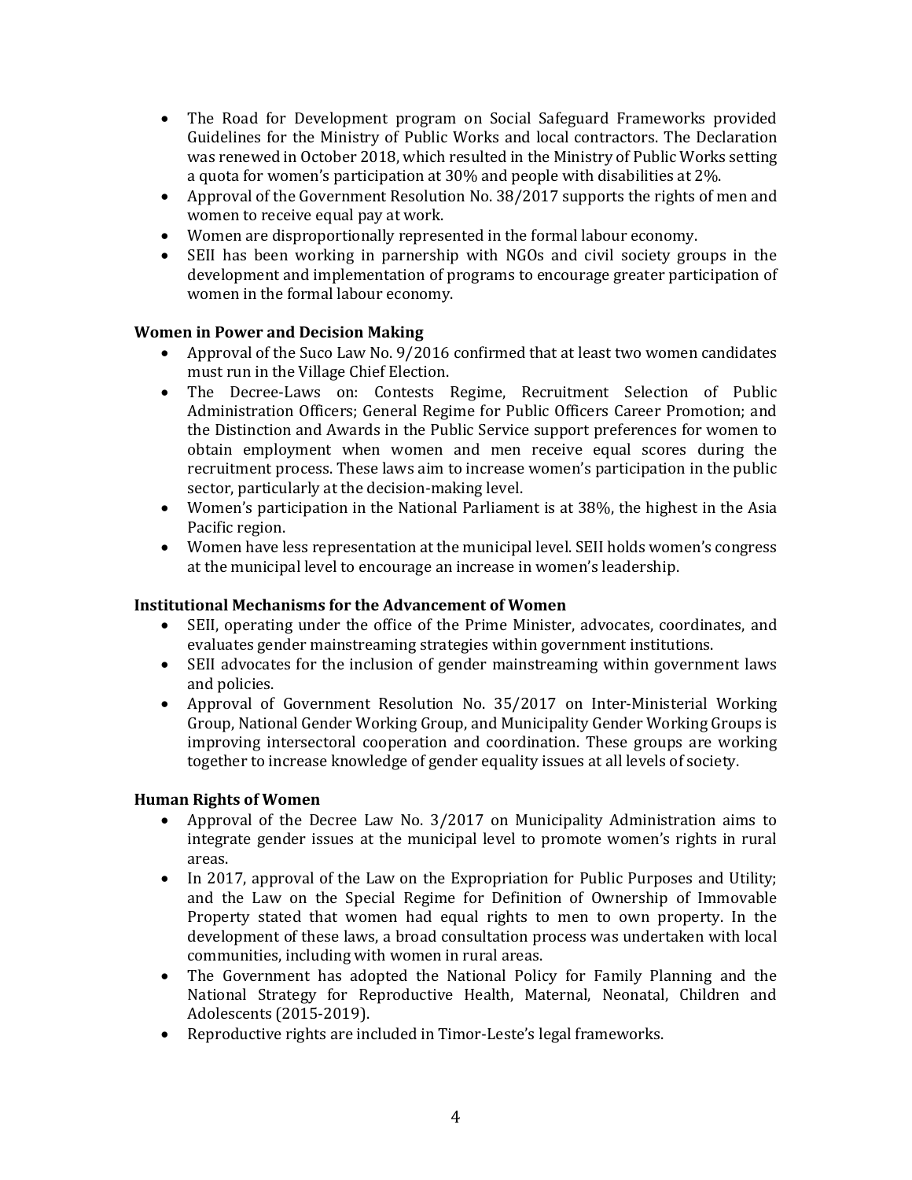- The Road for Development program on Social Safeguard Frameworks provided Guidelines for the Ministry of Public Works and local contractors. The Declaration was renewed in October 2018, which resulted in the Ministry of Public Works setting a quota for women's participation at 30% and people with disabilities at 2%.
- Approval of the Government Resolution No. 38/2017 supports the rights of men and women to receive equal pay at work.
- Women are disproportionally represented in the formal labour economy.
- SEII has been working in parnership with NGOs and civil society groups in the development and implementation of programs to encourage greater participation of women in the formal labour economy.

**Women in Power and Decision Making**

- Approval of the Suco Law No. 9/2016 confirmed that at least two women candidates must run in the Village Chief Election.
- The Decree-Laws on: Contests Regime, Recruitment Selection of Public Administration Officers; General Regime for Public Officers Career Promotion; and the Distinction and Awards in the Public Service support preferences for women to obtain employment when women and men receive equal scores during the recruitment process. These laws aim to increase women's participation in the public sector, particularly at the decision-making level.
- Women's participation in the National Parliament is at 38%, the highest in the Asia Pacific region.
- Women have less representation at the municipal level. SEII holds women's congress at the municipal level to encourage an increase in women's leadership.

**Institutional Mechanisms for the Advancement of Women**

- SEII, operating under the office of the Prime Minister, advocates, coordinates, and evaluates gender mainstreaming strategies within government institutions.
- SEII advocates for the inclusion of gender mainstreaming within government laws and policies.
- Approval of Government Resolution No. 35/2017 on Inter-Ministerial Working Group, National Gender Working Group, and Municipality Gender Working Groups is improving intersectoral cooperation and coordination. These groups are working together to increase knowledge of gender equality issues at all levels of society.

**Human Rights of Women**

- Approval of the Decree Law No. 3/2017 on Municipality Administration aims to integrate gender issues at the municipal level to promote women's rights in rural areas.
- In 2017, approval of the Law on the Expropriation for Public Purposes and Utility; and the Law on the Special Regime for Definition of Ownership of Immovable Property stated that women had equal rights to men to own property. In the development of these laws, a broad consultation process was undertaken with local communities, including with women in rural areas.
- The Government has adopted the National Policy for Family Planning and the National Strategy for Reproductive Health, Maternal, Neonatal, Children and Adolescents (2015-2019).
- Reproductive rights are included in Timor-Leste's legal frameworks.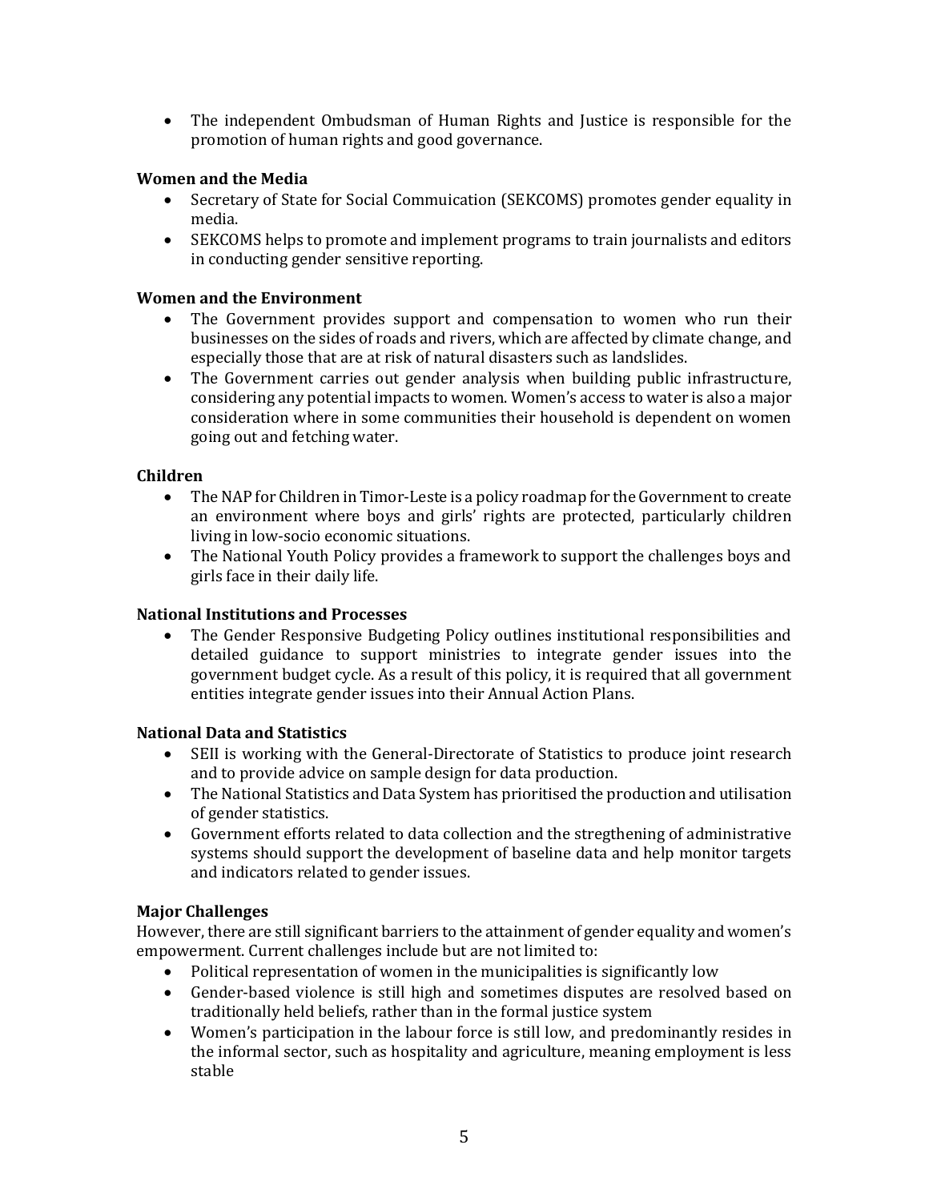- The independent Ombudsman of Human Rights and Justice is responsible for the promotion of human rights and good governance.

**Women and the Media**

- Secretary of State for Social Commuication (SEKCOMS) promotes gender equality in media.
- SEKCOMS helps to promote and implement programs to train journalists and editors in conducting gender sensitive reporting.

**Women and the Environment**

- The Government provides support and compensation to women who run their businesses on the sides of roads and rivers, which are affected by climate change, and especially those that are at risk of natural disasters such as landslides.
- The Government carries out gender analysis when building public infrastructure, considering any potential impacts to women. Women's access to water is also a major consideration where in some communities their household is dependent on women going out and fetching water.

**Children**

- The NAP for Children in Timor-Leste is a policy roadmap for the Government to create an environment where boys and girls' rights are protected, particularly children living in low-socio economic situations.
- The National Youth Policy provides a framework to support the challenges boys and girls face in their daily life.

**National Institutions and Processes**

- The Gender Responsive Budgeting Policy outlines institutional responsibilities and detailed guidance to support ministries to integrate gender issues into the government budget cycle. As a result of this policy, it is required that all government entities integrate gender issues into their Annual Action Plans.

**National Data and Statistics**

- SEII is working with the General-Directorate of Statistics to produce joint research and to provide advice on sample design for data production.
- The National Statistics and Data System has prioritised the production and utilisation of gender statistics.
- Government efforts related to data collection and the stregthening of administrative systems should support the development of baseline data and help monitor targets and indicators related to gender issues.

**Major Challenges**

However, there are still significant barriers to the attainment of gender equality and women's empowerment. Current challenges include but are not limited to:

- Political representation of women in the municipalities is significantly low
- Gender-based violence is still high and sometimes disputes are resolved based on traditionally held beliefs, rather than in the formal justice system
- Women's participation in the labour force is still low, and predominantly resides in the informal sector, such as hospitality and agriculture, meaning employment is less stable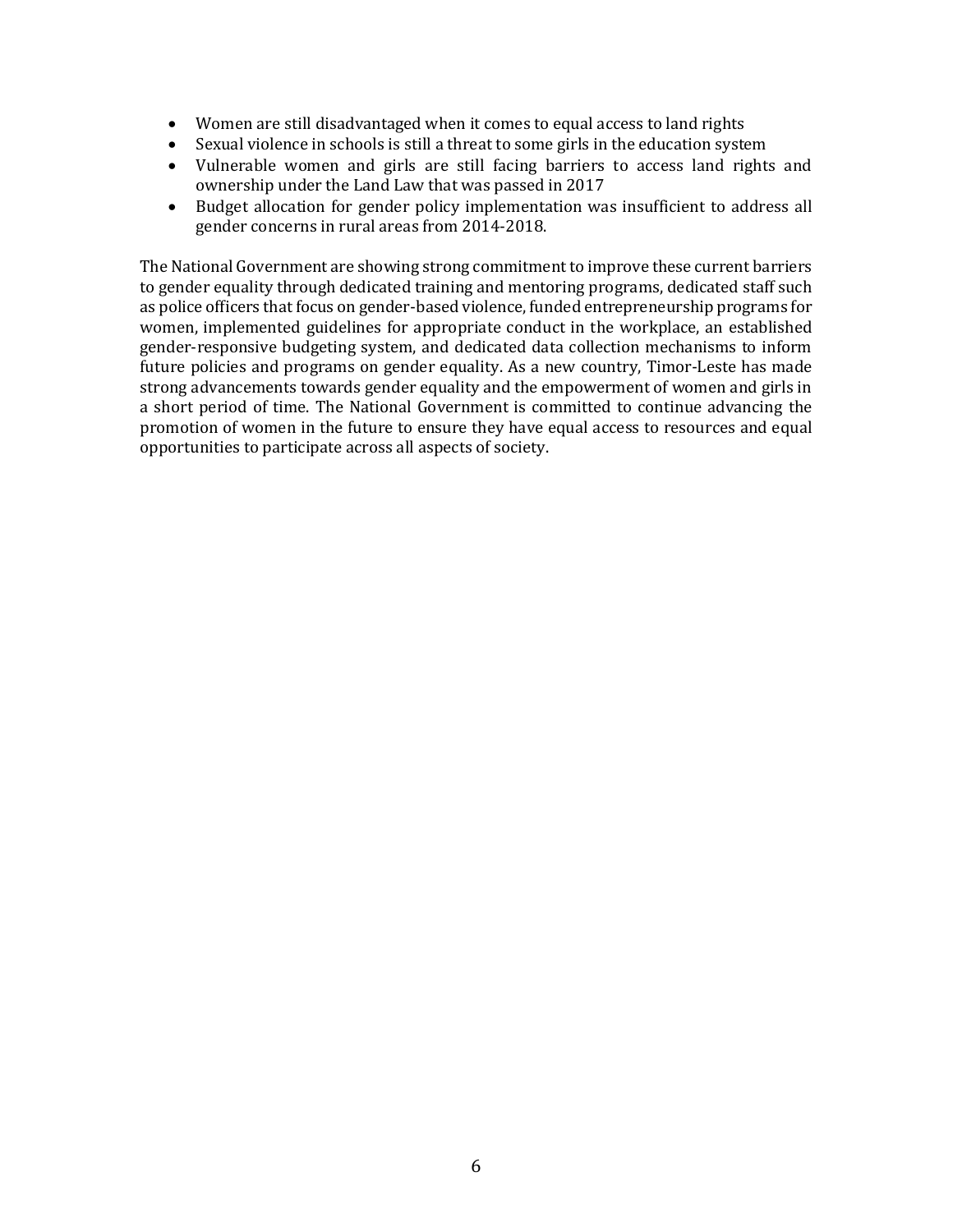- Women are still disadvantaged when it comes to equal access to land rights
- Sexual violence in schools is still a threat to some girls in the education system
- Vulnerable women and girls are still facing barriers to access land rights and ownership under the Land Law that was passed in 2017
- Budget allocation for gender policy implementation was insufficient to address all gender concerns in rural areas from 2014-2018.

The National Government are showing strong commitment to improve these current barriers to gender equality through dedicated training and mentoring programs, dedicated staff such as police officers that focus on gender-based violence, funded entrepreneurship programs for women, implemented guidelines for appropriate conduct in the workplace, an established gender-responsive budgeting system, and dedicated data collection mechanisms to inform future policies and programs on gender equality. As a new country, Timor-Leste has made strong advancements towards gender equality and the empowerment of women and girls in a short period of time. The National Government is committed to continue advancing the promotion of women in the future to ensure they have equal access to resources and equal opportunities to participate across all aspects of society.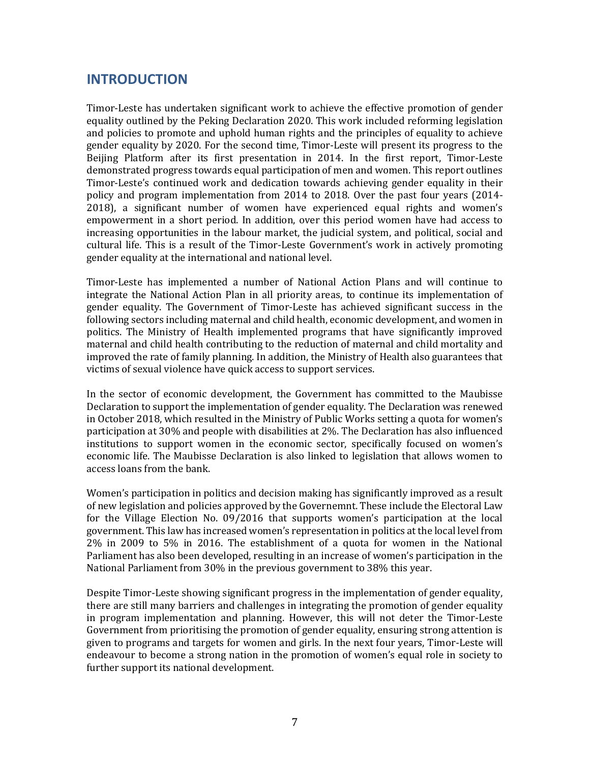## INTRODUCTION

Timor-Leste has undertaken significant work to achieve the effective promotion of gender equality outlined by the Peking Declaration 2020. This work included reforming legislation and policies to promote and uphold human rights and the principles of equality to achieve gender equality by 2020. For the second time, Timor-Leste will present its progress to the Beijing Platform after its first presentation in 2014. In the first report, Timor-Leste demonstrated progress towards equal participation of men and women. This report outlines Timor-Leste's continued work and dedication towards achieving gender equality in their policy and program implementation from 2014 to 2018. Over the past four years (2014-2018), a significant number of women have experienced equal rights and women's empowerment in a short period. In addition, over this period women have had access to increasing opportunities in the labour market, the judicial system, and political, social and cultural life. This is a result of the Timor-Leste Government's work in actively promoting gender equality at the international and national level.

Timor-Leste has implemented a number of National Action Plans and will continue to integrate the National Action Plan in all priority areas, to continue its implementation of gender equality. The Government of Timor-Leste has achieved significant success in the following sectors including maternal and child health, economic development, and women in politics. The Ministry of Health implemented programs that have significantly improved maternal and child health contributing to the reduction of maternal and child mortality and improved the rate of family planning. In addition, the Ministry of Health also guarantees that victims of sexual violence have quick access to support services.

In the sector of economic development, the Government has committed to the Maubisse Declaration to support the implementation of gender equality. The Declaration was renewed in October 2018, which resulted in the Ministry of Public Works setting a quota for women's participation at 30% and people with disabilities at 2%. The Declaration has also influenced institutions to support women in the economic sector, specifically focused on women's economic life. The Maubisse Declaration is also linked to legislation that allows women to access loans from the bank.

Women's participation in politics and decision making has significantly improved as a result of new legislation and policies approved by the Governemnt. These include the Electoral Law for the Village Election No. 09/2016 that supports women's participation at the local government. This law has increased women's representation in politics at the local level from 2% in 2009 to 5% in 2016. The establishment of a quota for women in the National Parliament has also been developed, resulting in an increase of women's participation in the National Parliament from 30% in the previous government to 38% this year.

Despite Timor-Leste showing significant progress in the implementation of gender equality, there are still many barriers and challenges in integrating the promotion of gender equality in program implementation and planning. However, this will not deter the Timor-Leste Government from prioritising the promotion of gender equality, ensuring strong attention is given to programs and targets for women and girls. In the next four years, Timor-Leste will endeavour to become a strong nation in the promotion of women's equal role in society to further support its national development.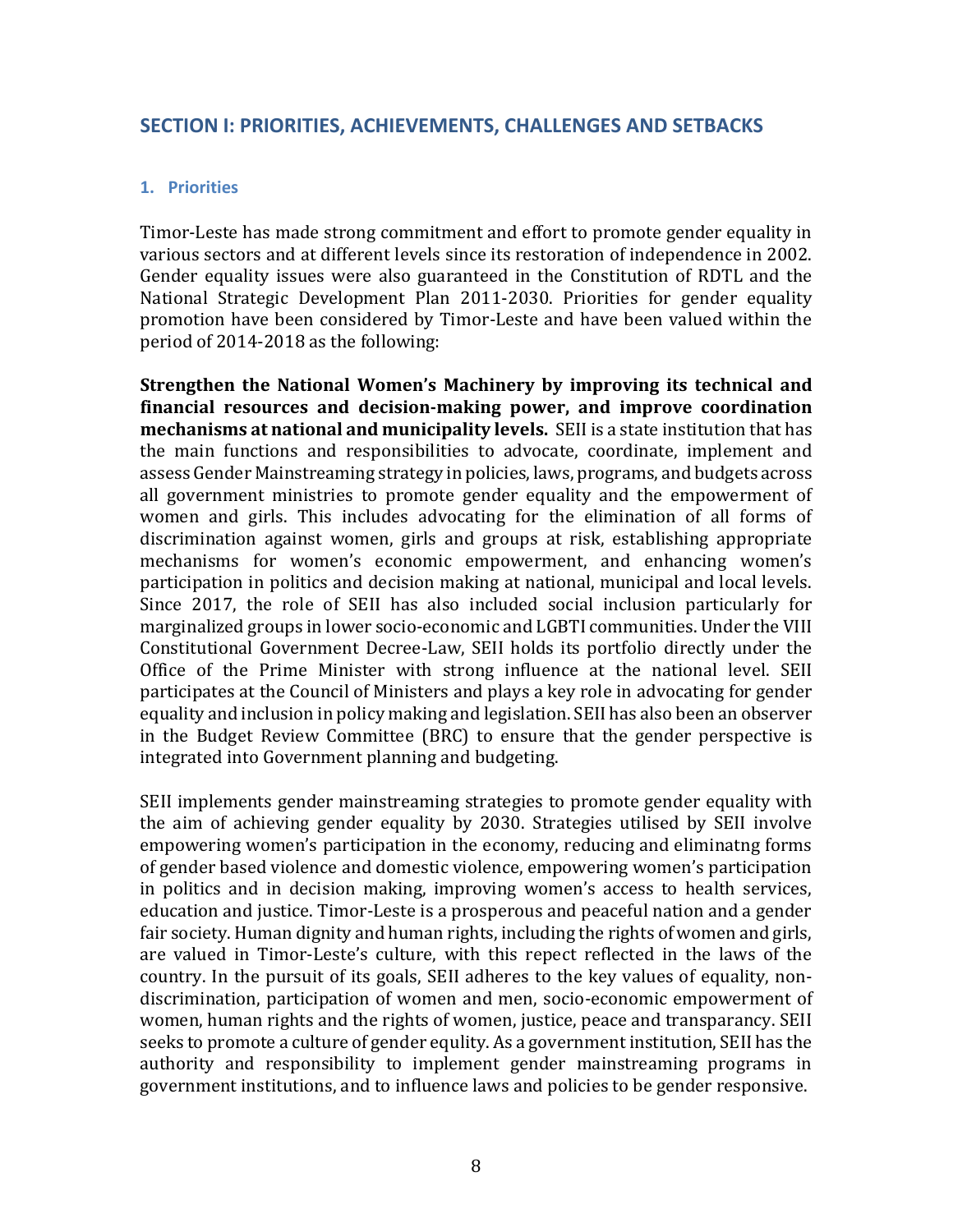## SECTION I: PRIORITIES, ACHIEVEMENTS, CHALLENGES AND SETBACKS

### 1. Priorities

Timor-Leste has made strong commitment and effort to promote gender equality in various sectors and at different levels since its restoration of independence in 2002. Gender equality issues were also guaranteed in the Constitution of RDTL and the National Strategic Development Plan 2011-2030. Priorities for gender equality promotion have been considered by Timor-Leste and have been valued within the period of 2014-2018 as the following:

**Strengthen the National Women's Machinery by improving its technical and financial resources and decision-making power, and improve coordination mechanisms at national and municipality levels.** SEII is a state institution that has the main functions and responsibilities to advocate, coordinate, implement and assess Gender Mainstreaming strategy in policies, laws, programs, and budgets across all government ministries to promote gender equality and the empowerment of women and girls. This includes advocating for the elimination of all forms of discrimination against women, girls and groups at risk, establishing appropriate mechanisms for women's economic empowerment, and enhancing women's participation in politics and decision making at national, municipal and local levels. Since 2017, the role of SEII has also included social inclusion particularly for marginalized groups in lower socio-economic and LGBTI communities. Under the VIII Constitutional Government Decree-Law, SEII holds its portfolio directly under the Office of the Prime Minister with strong influence at the national level. SEII participates at the Council of Ministers and plays a key role in advocating for gender equality and inclusion in policy making and legislation. SEII has also been an observer in the Budget Review Committee (BRC) to ensure that the gender perspective is integrated into Government planning and budgeting.

SEII implements gender mainstreaming strategies to promote gender equality with the aim of achieving gender equality by 2030. Strategies utilised by SEII involve empowering women's participation in the economy, reducing and eliminatng forms of gender based violence and domestic violence, empowering women's participation in politics and in decision making, improving women's access to health services, education and justice. Timor-Leste is a prosperous and peaceful nation and a gender fair society. Human dignity and human rights, including the rights of women and girls, are valued in Timor-Leste's culture, with this repect reflected in the laws of the country. In the pursuit of its goals, SEII adheres to the key values of equality, non-discrimination, participation of women and men, socio-economic empowerment of women, human rights and the rights of women, justice, peace and transparancy. SEII seeks to promote a culture of gender equlity. As a government institution, SEII has the authority and responsibility to implement gender mainstreaming programs in government institutions, and to influence laws and policies to be gender responsive.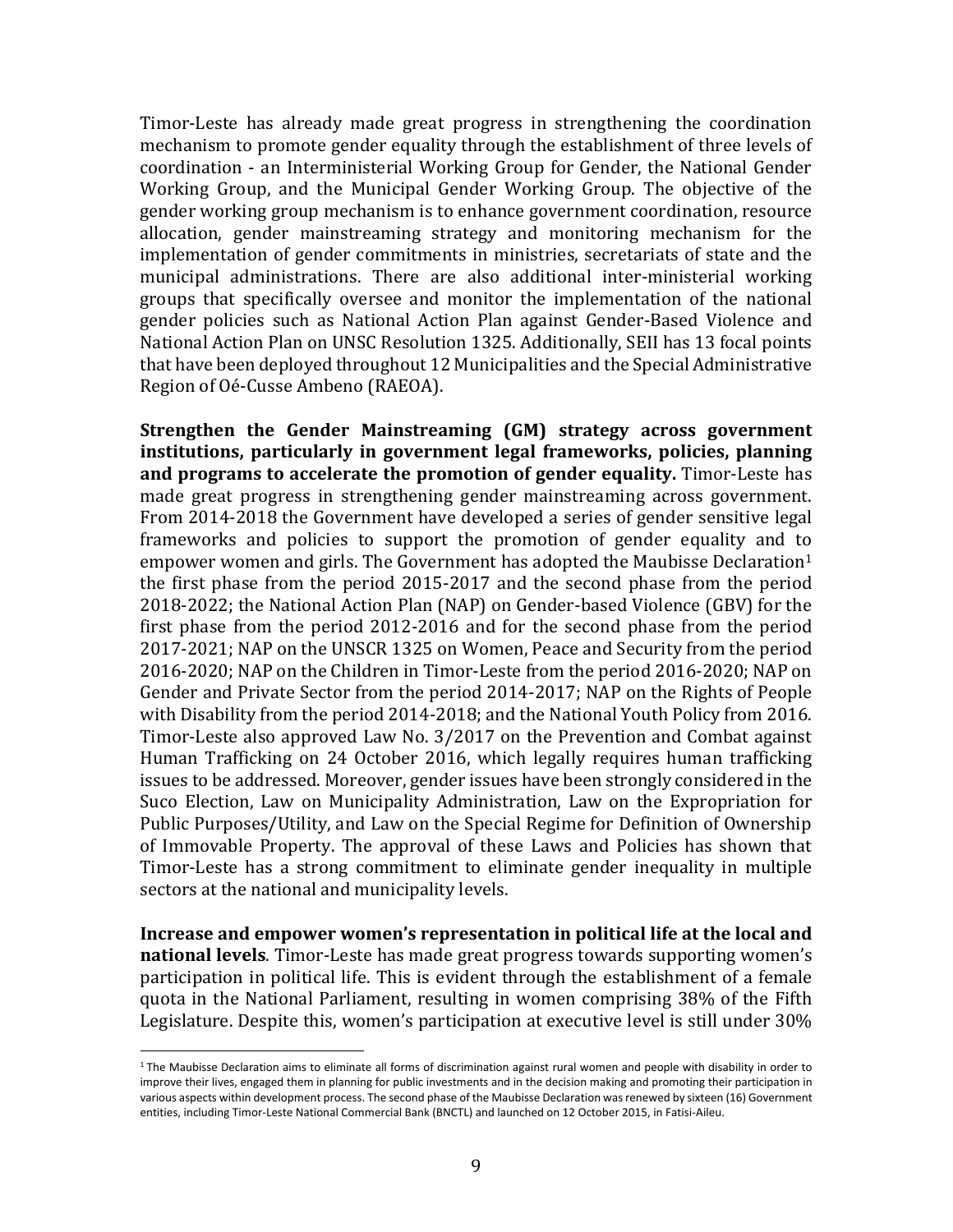Timor-Leste has already made great progress in strengthening the coordination mechanism to promote gender equality through the establishment of three levels of coordination - an Interministerial Working Group for Gender, the National Gender Working Group, and the Municipal Gender Working Group. The objective of the gender working group mechanism is to enhance government coordination, resource allocation, gender mainstreaming strategy and monitoring mechanism for the implementation of gender commitments in ministries, secretariats of state and the municipal administrations. There are also additional inter-ministerial working groups that specifically oversee and monitor the implementation of the national gender policies such as National Action Plan against Gender-Based Violence and National Action Plan on UNSC Resolution 1325. Additionally, SEII has 13 focal points that have been deployed throughout 12 Municipalities and the Special Administrative Region of Oé-Cusse Ambeno (RAEOA).

**Strengthen the Gender Mainstreaming (GM) strategy across government institutions, particularly in government legal frameworks, policies, planning and programs to accelerate the promotion of gender equality.** Timor-Leste has made great progress in strengthening gender mainstreaming across government. From 2014-2018 the Government have developed a series of gender sensitive legal frameworks and policies to support the promotion of gender equality and to empower women and girls. The Government has adopted the Maubisse Declaration[1] the first phase from the period 2015-2017 and the second phase from the period 2018-2022; the National Action Plan (NAP) on Gender-based Violence (GBV) for the first phase from the period 2012-2016 and for the second phase from the period 2017-2021; NAP on the UNSCR 1325 on Women, Peace and Security from the period 2016-2020; NAP on the Children in Timor-Leste from the period 2016-2020; NAP on Gender and Private Sector from the period 2014-2017; NAP on the Rights of People with Disability from the period 2014-2018; and the National Youth Policy from 2016. Timor-Leste also approved Law No. 3/2017 on the Prevention and Combat against Human Trafficking on 24 October 2016, which legally requires human trafficking issues to be addressed. Moreover, gender issues have been strongly considered in the Suco Election, Law on Municipality Administration, Law on the Expropriation for Public Purposes/Utility, and Law on the Special Regime for Definition of Ownership of Immovable Property. The approval of these Laws and Policies has shown that Timor-Leste has a strong commitment to eliminate gender inequality in multiple sectors at the national and municipality levels.

**Increase and empower women's representation in political life at the local and national levels**. Timor-Leste has made great progress towards supporting women's participation in political life. This is evident through the establishment of a female quota in the National Parliament, resulting in women comprising 38% of the Fifth Legislature. Despite this, women's participation at executive level is still under 30%

---

[1] The Maubisse Declaration aims to eliminate all forms of discrimination against rural women and people with disability in order to improve their lives, engaged them in planning for public investments and in the decision making and promoting their participation in various aspects within development process. The second phase of the Maubisse Declaration was renewed by sixteen (16) Government entities, including Timor-Leste National Commercial Bank (BNCTL) and launched on 12 October 2015, in Fatisi-Aileu.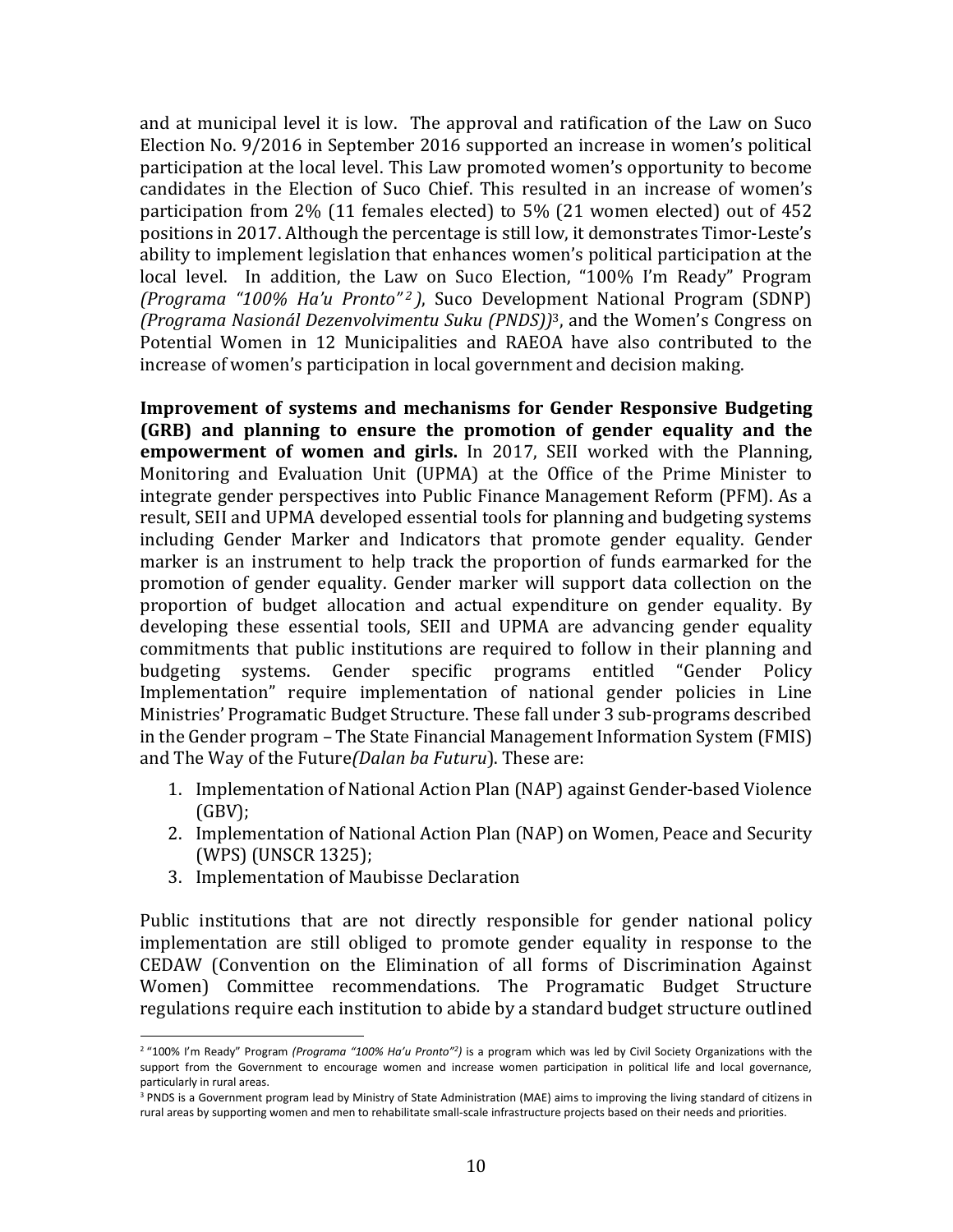and at municipal level it is low. The approval and ratification of the Law on Suco Election No. 9/2016 in September 2016 supported an increase in women's political participation at the local level. This Law promoted women's opportunity to become candidates in the Election of Suco Chief. This resulted in an increase of women's participation from 2% (11 females elected) to 5% (21 women elected) out of 452 positions in 2017. Although the percentage is still low, it demonstrates Timor-Leste's ability to implement legislation that enhances women's political participation at the local level. In addition, the Law on Suco Election, "100% I'm Ready" Program *(Programa "100% Ha'u Pronto"*[2]*)*, Suco Development National Program (SDNP) *(Programa Nasionál Dezenvolvimentu Suku (PNDS))*[3], and the Women's Congress on Potential Women in 12 Municipalities and RAEOA have also contributed to the increase of women's participation in local government and decision making.

**Improvement of systems and mechanisms for Gender Responsive Budgeting (GRB) and planning to ensure the promotion of gender equality and the empowerment of women and girls.** In 2017, SEII worked with the Planning, Monitoring and Evaluation Unit (UPMA) at the Office of the Prime Minister to integrate gender perspectives into Public Finance Management Reform (PFM). As a result, SEII and UPMA developed essential tools for planning and budgeting systems including Gender Marker and Indicators that promote gender equality. Gender marker is an instrument to help track the proportion of funds earmarked for the promotion of gender equality. Gender marker will support data collection on the proportion of budget allocation and actual expenditure on gender equality. By developing these essential tools, SEII and UPMA are advancing gender equality commitments that public institutions are required to follow in their planning and budgeting systems. Gender specific programs entitled "Gender Policy Implementation" require implementation of national gender policies in Line Ministries' Programatic Budget Structure. These fall under 3 sub-programs described in the Gender program – The State Financial Management Information System (FMIS) and The Way of the Future*(Dalan ba Futuru*). These are:

1. Implementation of National Action Plan (NAP) against Gender-based Violence (GBV);
2. Implementation of National Action Plan (NAP) on Women, Peace and Security (WPS) (UNSCR 1325);
3. Implementation of Maubisse Declaration

Public institutions that are not directly responsible for gender national policy implementation are still obliged to promote gender equality in response to the CEDAW (Convention on the Elimination of all forms of Discrimination Against Women) Committee recommendations. The Programatic Budget Structure regulations require each institution to abide by a standard budget structure outlined

---

[2] "100% I'm Ready" Program *(Programa "100% Ha'u Pronto"*[2]*)* is a program which was led by Civil Society Organizations with the support from the Government to encourage women and increase women participation in political life and local governance, particularly in rural areas.

[3] PNDS is a Government program lead by Ministry of State Administration (MAE) aims to improving the living standard of citizens in rural areas by supporting women and men to rehabilitate small-scale infrastructure projects based on their needs and priorities.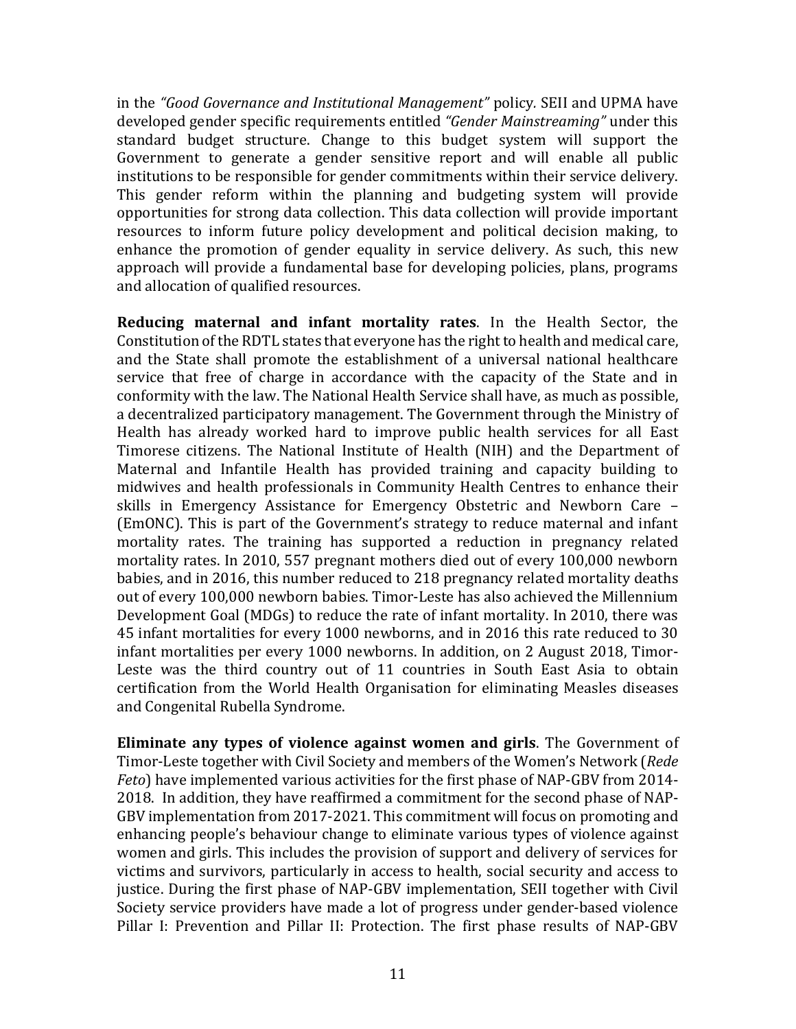in the *"Good Governance and Institutional Management"* policy. SEII and UPMA have developed gender specific requirements entitled *"Gender Mainstreaming"* under this standard budget structure. Change to this budget system will support the Government to generate a gender sensitive report and will enable all public institutions to be responsible for gender commitments within their service delivery. This gender reform within the planning and budgeting system will provide opportunities for strong data collection. This data collection will provide important resources to inform future policy development and political decision making, to enhance the promotion of gender equality in service delivery. As such, this new approach will provide a fundamental base for developing policies, plans, programs and allocation of qualified resources.

**Reducing maternal and infant mortality rates**. In the Health Sector, the Constitution of the RDTL states that everyone has the right to health and medical care, and the State shall promote the establishment of a universal national healthcare service that free of charge in accordance with the capacity of the State and in conformity with the law. The National Health Service shall have, as much as possible, a decentralized participatory management. The Government through the Ministry of Health has already worked hard to improve public health services for all East Timorese citizens. The National Institute of Health (NIH) and the Department of Maternal and Infantile Health has provided training and capacity building to midwives and health professionals in Community Health Centres to enhance their skills in Emergency Assistance for Emergency Obstetric and Newborn Care – (EmONC). This is part of the Government's strategy to reduce maternal and infant mortality rates. The training has supported a reduction in pregnancy related mortality rates. In 2010, 557 pregnant mothers died out of every 100,000 newborn babies, and in 2016, this number reduced to 218 pregnancy related mortality deaths out of every 100,000 newborn babies. Timor-Leste has also achieved the Millennium Development Goal (MDGs) to reduce the rate of infant mortality. In 2010, there was 45 infant mortalities for every 1000 newborns, and in 2016 this rate reduced to 30 infant mortalities per every 1000 newborns. In addition, on 2 August 2018, Timor-Leste was the third country out of 11 countries in South East Asia to obtain certification from the World Health Organisation for eliminating Measles diseases and Congenital Rubella Syndrome.

**Eliminate any types of violence against women and girls**. The Government of Timor-Leste together with Civil Society and members of the Women's Network (*Rede Feto*) have implemented various activities for the first phase of NAP-GBV from 2014-2018. In addition, they have reaffirmed a commitment for the second phase of NAP-GBV implementation from 2017-2021. This commitment will focus on promoting and enhancing people's behaviour change to eliminate various types of violence against women and girls. This includes the provision of support and delivery of services for victims and survivors, particularly in access to health, social security and access to justice. During the first phase of NAP-GBV implementation, SEII together with Civil Society service providers have made a lot of progress under gender-based violence Pillar I: Prevention and Pillar II: Protection. The first phase results of NAP-GBV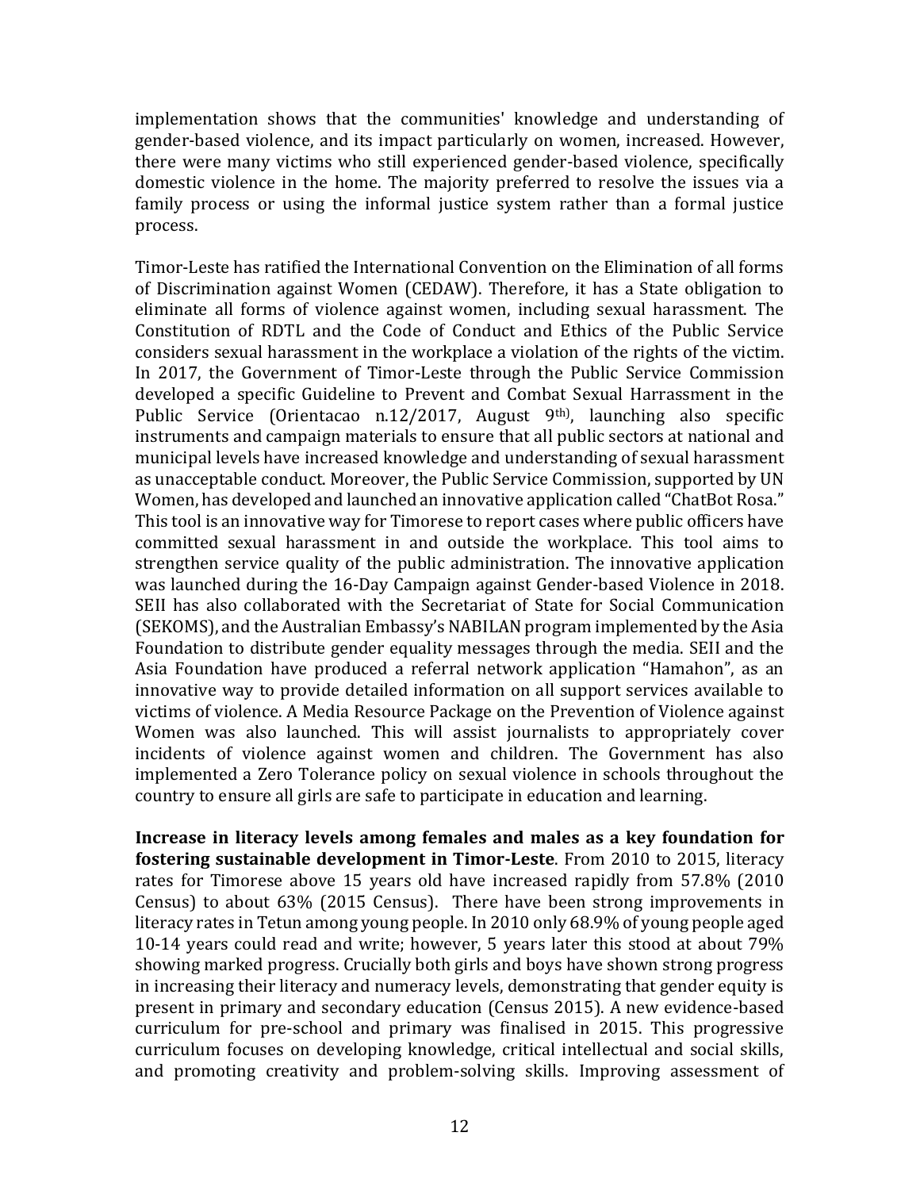implementation shows that the communities' knowledge and understanding of gender-based violence, and its impact particularly on women, increased. However, there were many victims who still experienced gender-based violence, specifically domestic violence in the home. The majority preferred to resolve the issues via a family process or using the informal justice system rather than a formal justice process.

Timor-Leste has ratified the International Convention on the Elimination of all forms of Discrimination against Women (CEDAW). Therefore, it has a State obligation to eliminate all forms of violence against women, including sexual harassment. The Constitution of RDTL and the Code of Conduct and Ethics of the Public Service considers sexual harassment in the workplace a violation of the rights of the victim. In 2017, the Government of Timor-Leste through the Public Service Commission developed a specific Guideline to Prevent and Combat Sexual Harrassment in the Public Service (Orientacao n.12/2017, August 9th), launching also specific instruments and campaign materials to ensure that all public sectors at national and municipal levels have increased knowledge and understanding of sexual harassment as unacceptable conduct. Moreover, the Public Service Commission, supported by UN Women, has developed and launched an innovative application called "ChatBot Rosa." This tool is an innovative way for Timorese to report cases where public officers have committed sexual harassment in and outside the workplace. This tool aims to strengthen service quality of the public administration. The innovative application was launched during the 16-Day Campaign against Gender-based Violence in 2018. SEII has also collaborated with the Secretariat of State for Social Communication (SEKOMS), and the Australian Embassy's NABILAN program implemented by the Asia Foundation to distribute gender equality messages through the media. SEII and the Asia Foundation have produced a referral network application "Hamahon", as an innovative way to provide detailed information on all support services available to victims of violence. A Media Resource Package on the Prevention of Violence against Women was also launched. This will assist journalists to appropriately cover incidents of violence against women and children. The Government has also implemented a Zero Tolerance policy on sexual violence in schools throughout the country to ensure all girls are safe to participate in education and learning.

**Increase in literacy levels among females and males as a key foundation for fostering sustainable development in Timor-Leste**. From 2010 to 2015, literacy rates for Timorese above 15 years old have increased rapidly from 57.8% (2010 Census) to about 63% (2015 Census). There have been strong improvements in literacy rates in Tetun among young people. In 2010 only 68.9% of young people aged 10-14 years could read and write; however, 5 years later this stood at about 79% showing marked progress. Crucially both girls and boys have shown strong progress in increasing their literacy and numeracy levels, demonstrating that gender equity is present in primary and secondary education (Census 2015). A new evidence-based curriculum for pre-school and primary was finalised in 2015. This progressive curriculum focuses on developing knowledge, critical intellectual and social skills, and promoting creativity and problem-solving skills. Improving assessment of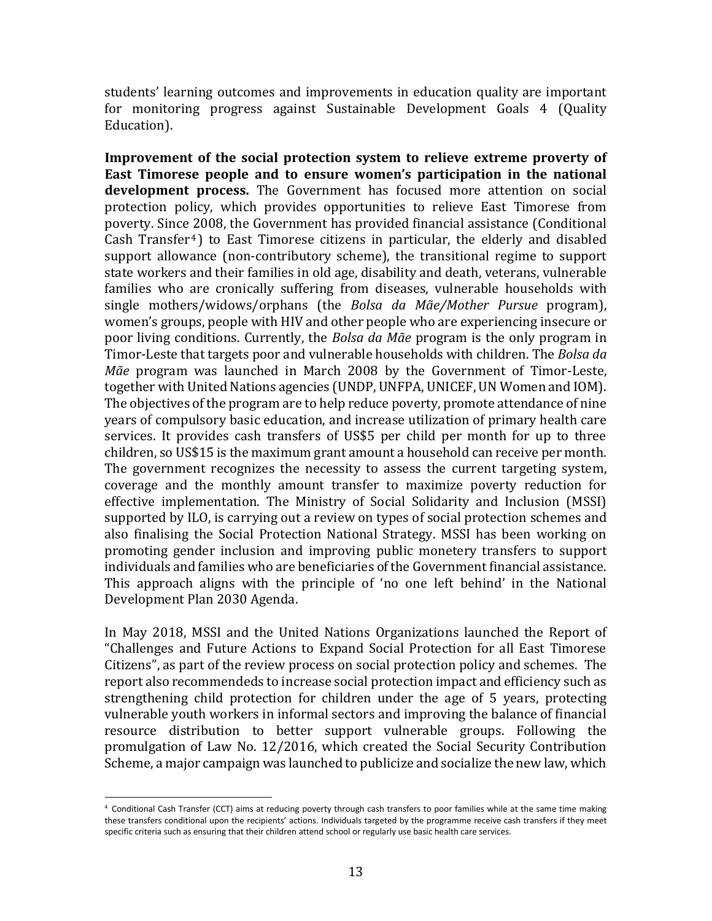students' learning outcomes and improvements in education quality are important for monitoring progress against Sustainable Development Goals 4 (Quality Education).

**Improvement of the social protection system to relieve extreme proverty of East Timorese people and to ensure women's participation in the national development process.** The Government has focused more attention on social protection policy, which provides opportunities to relieve East Timorese from poverty. Since 2008, the Government has provided financial assistance (Conditional Cash Transfer[4]) to East Timorese citizens in particular, the elderly and disabled support allowance (non-contributory scheme), the transitional regime to support state workers and their families in old age, disability and death, veterans, vulnerable families who are cronically suffering from diseases, vulnerable households with single mothers/widows/orphans (the *Bolsa da Mãe/Mother Pursue* program), women's groups, people with HIV and other people who are experiencing insecure or poor living conditions. Currently, the *Bolsa da Mãe* program is the only program in Timor-Leste that targets poor and vulnerable households with children. The *Bolsa da Mãe* program was launched in March 2008 by the Government of Timor-Leste, together with United Nations agencies (UNDP, UNFPA, UNICEF, UN Women and IOM). The objectives of the program are to help reduce poverty, promote attendance of nine years of compulsory basic education, and increase utilization of primary health care services. It provides cash transfers of US$5 per child per month for up to three children, so US$15 is the maximum grant amount a household can receive per month. The government recognizes the necessity to assess the current targeting system, coverage and the monthly amount transfer to maximize poverty reduction for effective implementation. The Ministry of Social Solidarity and Inclusion (MSSI) supported by ILO, is carrying out a review on types of social protection schemes and also finalising the Social Protection National Strategy. MSSI has been working on promoting gender inclusion and improving public monetery transfers to support individuals and families who are beneficiaries of the Government financial assistance. This approach aligns with the principle of 'no one left behind' in the National Development Plan 2030 Agenda.

In May 2018, MSSI and the United Nations Organizations launched the Report of "Challenges and Future Actions to Expand Social Protection for all East Timorese Citizens", as part of the review process on social protection policy and schemes. The report also recommendeds to increase social protection impact and efficiency such as strengthening child protection for children under the age of 5 years, protecting vulnerable youth workers in informal sectors and improving the balance of financial resource distribution to better support vulnerable groups. Following the promulgation of Law No. 12/2016, which created the Social Security Contribution Scheme, a major campaign was launched to publicize and socialize the new law, which

[4] Conditional Cash Transfer (CCT) aims at reducing poverty through cash transfers to poor families while at the same time making these transfers conditional upon the recipients' actions. Individuals targeted by the programme receive cash transfers if they meet specific criteria such as ensuring that their children attend school or regularly use basic health care services.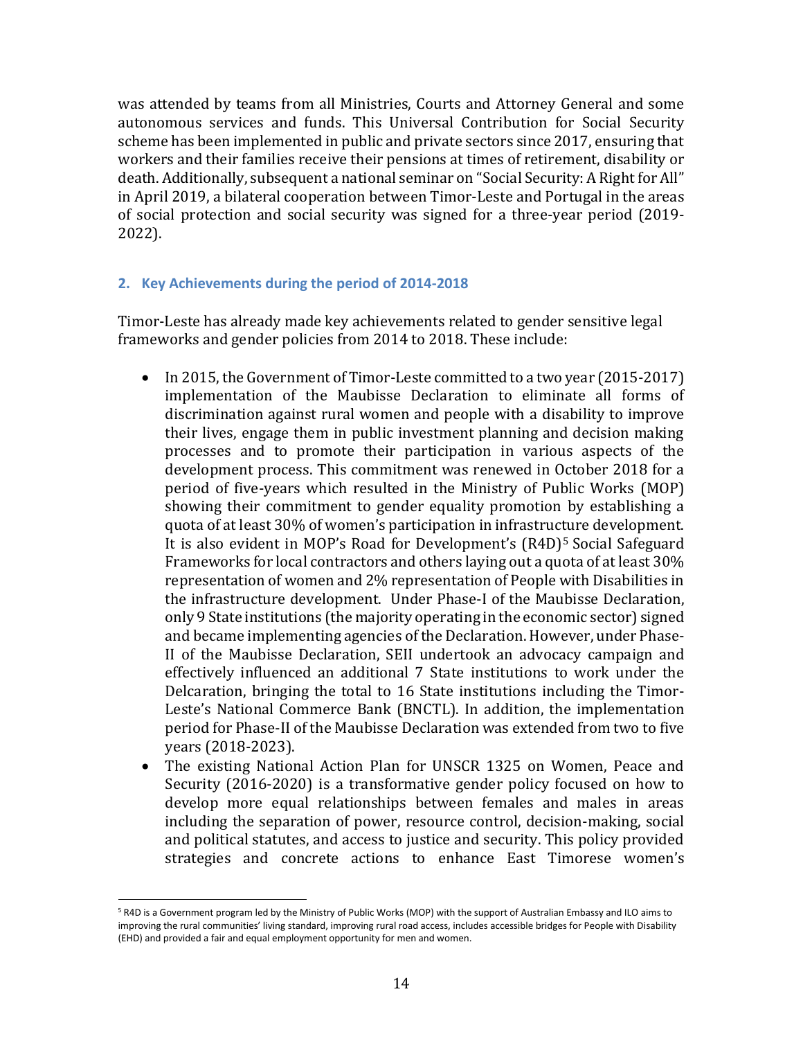was attended by teams from all Ministries, Courts and Attorney General and some autonomous services and funds. This Universal Contribution for Social Security scheme has been implemented in public and private sectors since 2017, ensuring that workers and their families receive their pensions at times of retirement, disability or death. Additionally, subsequent a national seminar on "Social Security: A Right for All" in April 2019, a bilateral cooperation between Timor-Leste and Portugal in the areas of social protection and social security was signed for a three-year period (2019-2022).

## 2. Key Achievements during the period of 2014-2018

Timor-Leste has already made key achievements related to gender sensitive legal frameworks and gender policies from 2014 to 2018. These include:

- In 2015, the Government of Timor-Leste committed to a two year (2015-2017) implementation of the Maubisse Declaration to eliminate all forms of discrimination against rural women and people with a disability to improve their lives, engage them in public investment planning and decision making processes and to promote their participation in various aspects of the development process. This commitment was renewed in October 2018 for a period of five-years which resulted in the Ministry of Public Works (MOP) showing their commitment to gender equality promotion by establishing a quota of at least 30% of women's participation in infrastructure development. It is also evident in MOP's Road for Development's (R4D)[5] Social Safeguard Frameworks for local contractors and others laying out a quota of at least 30% representation of women and 2% representation of People with Disabilities in the infrastructure development. Under Phase-I of the Maubisse Declaration, only 9 State institutions (the majority operating in the economic sector) signed and became implementing agencies of the Declaration. However, under Phase-II of the Maubisse Declaration, SEII undertook an advocacy campaign and effectively influenced an additional 7 State institutions to work under the Delcaration, bringing the total to 16 State institutions including the Timor-Leste's National Commerce Bank (BNCTL). In addition, the implementation period for Phase-II of the Maubisse Declaration was extended from two to five years (2018-2023).
- The existing National Action Plan for UNSCR 1325 on Women, Peace and Security (2016-2020) is a transformative gender policy focused on how to develop more equal relationships between females and males in areas including the separation of power, resource control, decision-making, social and political statutes, and access to justice and security. This policy provided strategies and concrete actions to enhance East Timorese women's

[5] R4D is a Government program led by the Ministry of Public Works (MOP) with the support of Australian Embassy and ILO aims to improving the rural communities' living standard, improving rural road access, includes accessible bridges for People with Disability (EHD) and provided a fair and equal employment opportunity for men and women.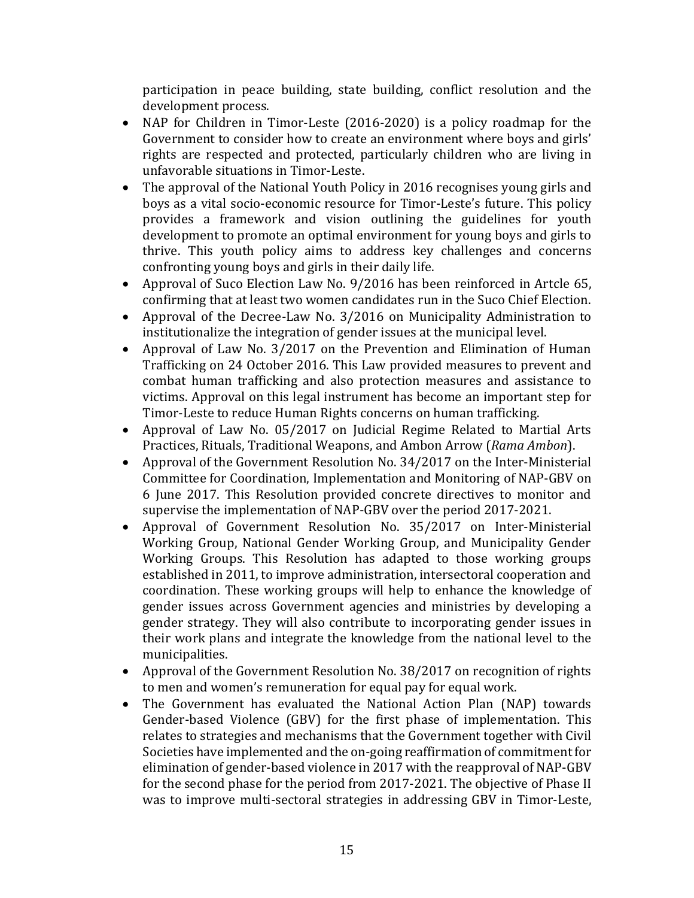participation in peace building, state building, conflict resolution and the development process.

- NAP for Children in Timor-Leste (2016-2020) is a policy roadmap for the Government to consider how to create an environment where boys and girls' rights are respected and protected, particularly children who are living in unfavorable situations in Timor-Leste.
- The approval of the National Youth Policy in 2016 recognises young girls and boys as a vital socio-economic resource for Timor-Leste's future. This policy provides a framework and vision outlining the guidelines for youth development to promote an optimal environment for young boys and girls to thrive. This youth policy aims to address key challenges and concerns confronting young boys and girls in their daily life.
- Approval of Suco Election Law No. 9/2016 has been reinforced in Artcle 65, confirming that at least two women candidates run in the Suco Chief Election.
- Approval of the Decree-Law No. 3/2016 on Municipality Administration to institutionalize the integration of gender issues at the municipal level.
- Approval of Law No. 3/2017 on the Prevention and Elimination of Human Trafficking on 24 October 2016. This Law provided measures to prevent and combat human trafficking and also protection measures and assistance to victims. Approval on this legal instrument has become an important step for Timor-Leste to reduce Human Rights concerns on human trafficking.
- Approval of Law No. 05/2017 on Judicial Regime Related to Martial Arts Practices, Rituals, Traditional Weapons, and Ambon Arrow (*Rama Ambon*).
- Approval of the Government Resolution No. 34/2017 on the Inter-Ministerial Committee for Coordination, Implementation and Monitoring of NAP-GBV on 6 June 2017. This Resolution provided concrete directives to monitor and supervise the implementation of NAP-GBV over the period 2017-2021.
- Approval of Government Resolution No. 35/2017 on Inter-Ministerial Working Group, National Gender Working Group, and Municipality Gender Working Groups. This Resolution has adapted to those working groups established in 2011, to improve administration, intersectoral cooperation and coordination. These working groups will help to enhance the knowledge of gender issues across Government agencies and ministries by developing a gender strategy. They will also contribute to incorporating gender issues in their work plans and integrate the knowledge from the national level to the municipalities.
- Approval of the Government Resolution No. 38/2017 on recognition of rights to men and women's remuneration for equal pay for equal work.
- The Government has evaluated the National Action Plan (NAP) towards Gender-based Violence (GBV) for the first phase of implementation. This relates to strategies and mechanisms that the Government together with Civil Societies have implemented and the on-going reaffirmation of commitment for elimination of gender-based violence in 2017 with the reapproval of NAP-GBV for the second phase for the period from 2017-2021. The objective of Phase II was to improve multi-sectoral strategies in addressing GBV in Timor-Leste,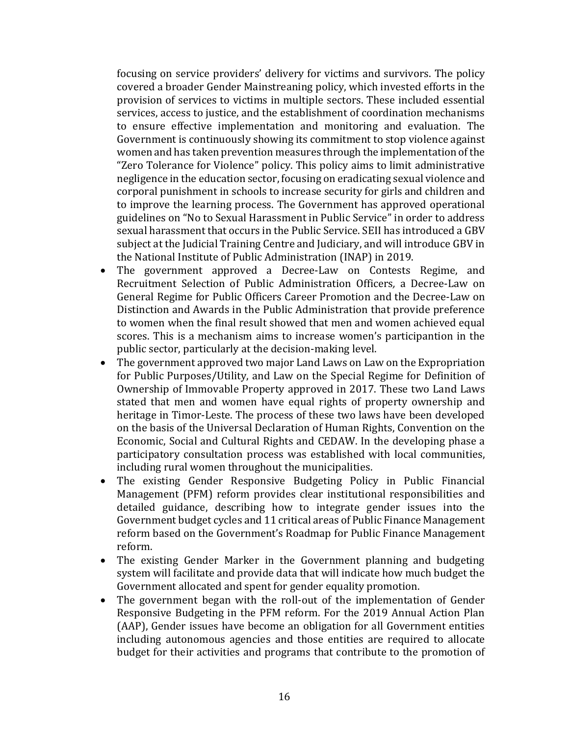focusing on service providers' delivery for victims and survivors. The policy covered a broader Gender Mainstreaning policy, which invested efforts in the provision of services to victims in multiple sectors. These included essential services, access to justice, and the establishment of coordination mechanisms to ensure effective implementation and monitoring and evaluation. The Government is continuously showing its commitment to stop violence against women and has taken prevention measures through the implementation of the "Zero Tolerance for Violence" policy. This policy aims to limit administrative negligence in the education sector, focusing on eradicating sexual violence and corporal punishment in schools to increase security for girls and children and to improve the learning process. The Government has approved operational guidelines on "No to Sexual Harassment in Public Service" in order to address sexual harassment that occurs in the Public Service. SEII has introduced a GBV subject at the Judicial Training Centre and Judiciary, and will introduce GBV in the National Institute of Public Administration (INAP) in 2019.

- The government approved a Decree-Law on Contests Regime, and Recruitment Selection of Public Administration Officers*,* a Decree-Law on General Regime for Public Officers Career Promotion and the Decree-Law on Distinction and Awards in the Public Administration that provide preference to women when the final result showed that men and women achieved equal scores. This is a mechanism aims to increase women's participantion in the public sector, particularly at the decision-making level.
- The government approved two major Land Laws on Law on the Expropriation for Public Purposes/Utility, and Law on the Special Regime for Definition of Ownership of Immovable Property approved in 2017. These two Land Laws stated that men and women have equal rights of property ownership and heritage in Timor-Leste. The process of these two laws have been developed on the basis of the Universal Declaration of Human Rights, Convention on the Economic, Social and Cultural Rights and CEDAW. In the developing phase a participatory consultation process was established with local communities, including rural women throughout the municipalities.
- The existing Gender Responsive Budgeting Policy in Public Financial Management (PFM) reform provides clear institutional responsibilities and detailed guidance, describing how to integrate gender issues into the Government budget cycles and 11 critical areas of Public Finance Management reform based on the Government's Roadmap for Public Finance Management reform.
- The existing Gender Marker in the Government planning and budgeting system will facilitate and provide data that will indicate how much budget the Government allocated and spent for gender equality promotion.
- The government began with the roll-out of the implementation of Gender Responsive Budgeting in the PFM reform. For the 2019 Annual Action Plan (AAP), Gender issues have become an obligation for all Government entities including autonomous agencies and those entities are required to allocate budget for their activities and programs that contribute to the promotion of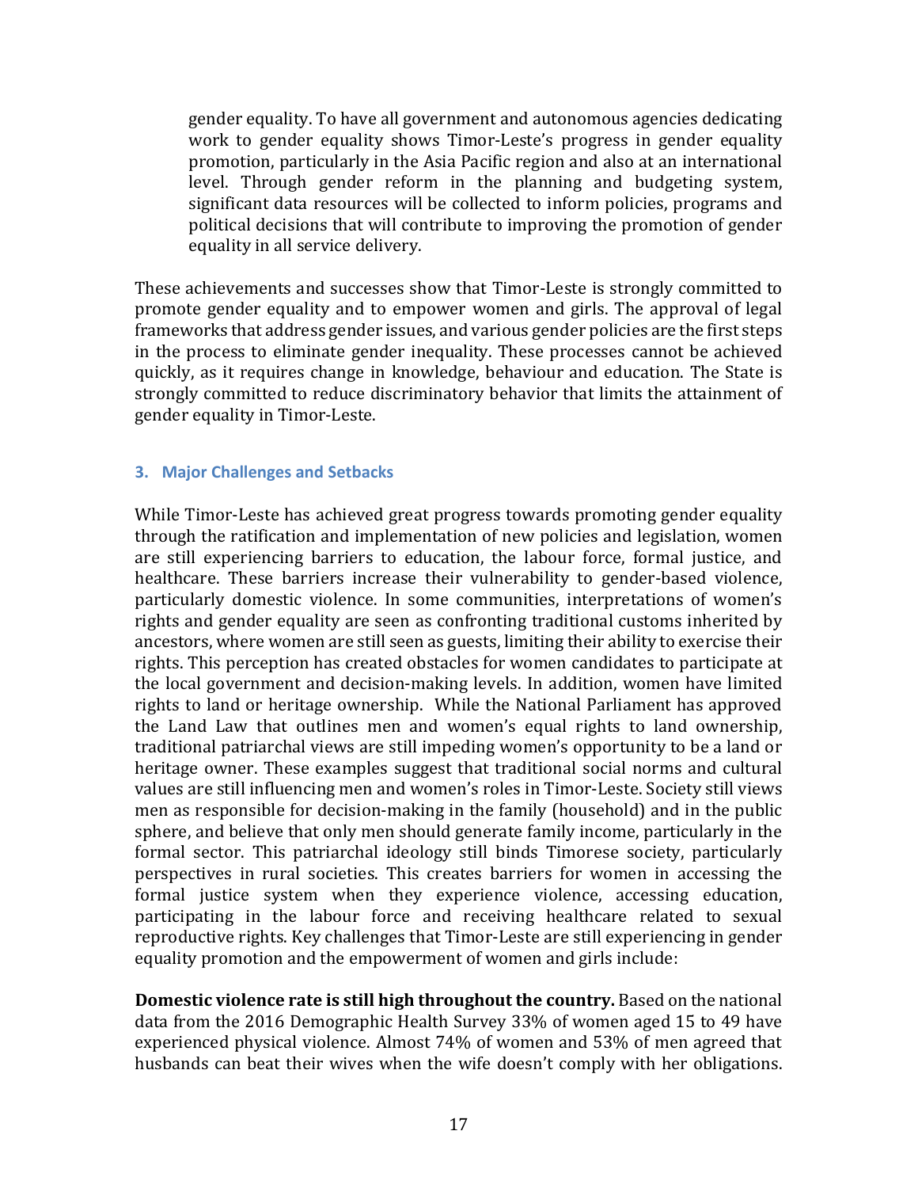gender equality. To have all government and autonomous agencies dedicating work to gender equality shows Timor-Leste's progress in gender equality promotion, particularly in the Asia Pacific region and also at an international level. Through gender reform in the planning and budgeting system, significant data resources will be collected to inform policies, programs and political decisions that will contribute to improving the promotion of gender equality in all service delivery.

These achievements and successes show that Timor-Leste is strongly committed to promote gender equality and to empower women and girls. The approval of legal frameworks that address gender issues, and various gender policies are the first steps in the process to eliminate gender inequality. These processes cannot be achieved quickly, as it requires change in knowledge, behaviour and education. The State is strongly committed to reduce discriminatory behavior that limits the attainment of gender equality in Timor-Leste.

### 3. Major Challenges and Setbacks

While Timor-Leste has achieved great progress towards promoting gender equality through the ratification and implementation of new policies and legislation, women are still experiencing barriers to education, the labour force, formal justice, and healthcare. These barriers increase their vulnerability to gender-based violence, particularly domestic violence. In some communities, interpretations of women's rights and gender equality are seen as confronting traditional customs inherited by ancestors, where women are still seen as guests, limiting their ability to exercise their rights. This perception has created obstacles for women candidates to participate at the local government and decision-making levels. In addition, women have limited rights to land or heritage ownership. While the National Parliament has approved the Land Law that outlines men and women's equal rights to land ownership, traditional patriarchal views are still impeding women's opportunity to be a land or heritage owner. These examples suggest that traditional social norms and cultural values are still influencing men and women's roles in Timor-Leste. Society still views men as responsible for decision-making in the family (household) and in the public sphere, and believe that only men should generate family income, particularly in the formal sector. This patriarchal ideology still binds Timorese society, particularly perspectives in rural societies. This creates barriers for women in accessing the formal justice system when they experience violence, accessing education, participating in the labour force and receiving healthcare related to sexual reproductive rights. Key challenges that Timor-Leste are still experiencing in gender equality promotion and the empowerment of women and girls include:

**Domestic violence rate is still high throughout the country.** Based on the national data from the 2016 Demographic Health Survey 33% of women aged 15 to 49 have experienced physical violence. Almost 74% of women and 53% of men agreed that husbands can beat their wives when the wife doesn't comply with her obligations.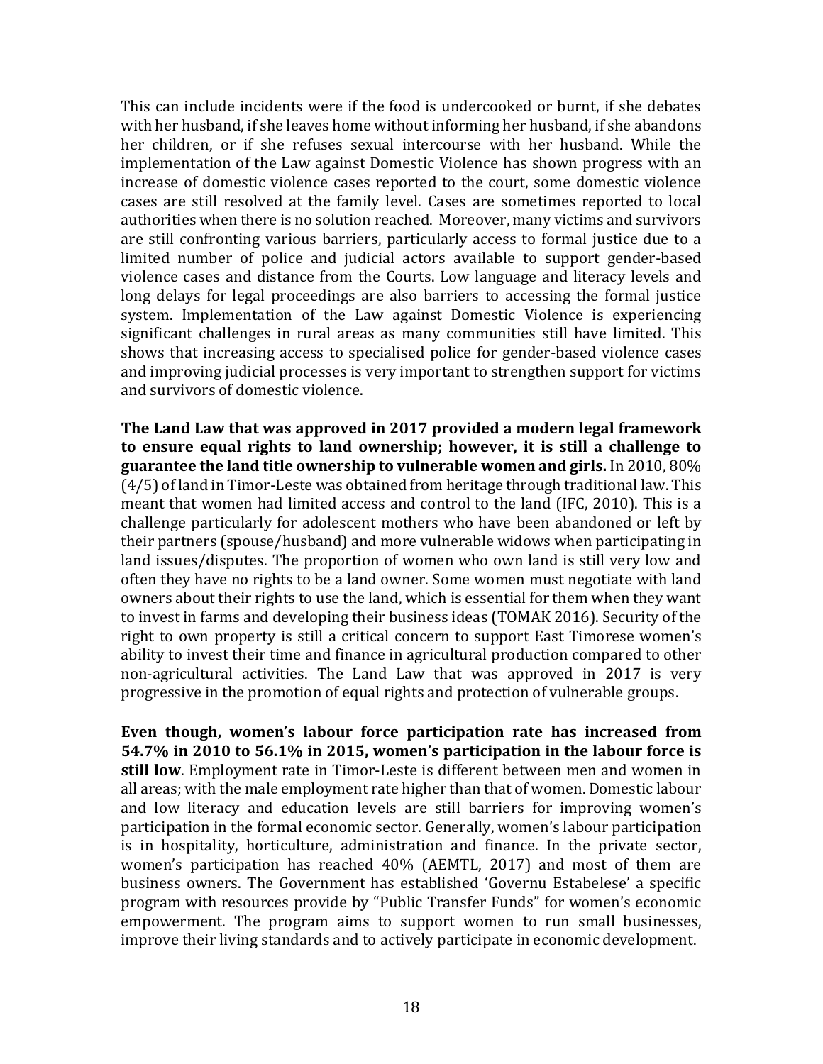This can include incidents were if the food is undercooked or burnt, if she debates with her husband, if she leaves home without informing her husband, if she abandons her children, or if she refuses sexual intercourse with her husband. While the implementation of the Law against Domestic Violence has shown progress with an increase of domestic violence cases reported to the court, some domestic violence cases are still resolved at the family level. Cases are sometimes reported to local authorities when there is no solution reached. Moreover, many victims and survivors are still confronting various barriers, particularly access to formal justice due to a limited number of police and judicial actors available to support gender-based violence cases and distance from the Courts. Low language and literacy levels and long delays for legal proceedings are also barriers to accessing the formal justice system. Implementation of the Law against Domestic Violence is experiencing significant challenges in rural areas as many communities still have limited. This shows that increasing access to specialised police for gender-based violence cases and improving judicial processes is very important to strengthen support for victims and survivors of domestic violence.

**The Land Law that was approved in 2017 provided a modern legal framework to ensure equal rights to land ownership; however, it is still a challenge to guarantee the land title ownership to vulnerable women and girls.** In 2010, 80% (4/5) of land in Timor-Leste was obtained from heritage through traditional law. This meant that women had limited access and control to the land (IFC, 2010). This is a challenge particularly for adolescent mothers who have been abandoned or left by their partners (spouse/husband) and more vulnerable widows when participating in land issues/disputes. The proportion of women who own land is still very low and often they have no rights to be a land owner. Some women must negotiate with land owners about their rights to use the land, which is essential for them when they want to invest in farms and developing their business ideas (TOMAK 2016). Security of the right to own property is still a critical concern to support East Timorese women's ability to invest their time and finance in agricultural production compared to other non-agricultural activities. The Land Law that was approved in 2017 is very progressive in the promotion of equal rights and protection of vulnerable groups.

**Even though, women's labour force participation rate has increased from 54.7% in 2010 to 56.1% in 2015, women's participation in the labour force is still low**. Employment rate in Timor-Leste is different between men and women in all areas; with the male employment rate higher than that of women. Domestic labour and low literacy and education levels are still barriers for improving women's participation in the formal economic sector. Generally, women's labour participation is in hospitality, horticulture, administration and finance. In the private sector, women's participation has reached 40% (AEMTL, 2017) and most of them are business owners. The Government has established 'Governu Estabelese' a specific program with resources provide by "Public Transfer Funds" for women's economic empowerment. The program aims to support women to run small businesses, improve their living standards and to actively participate in economic development.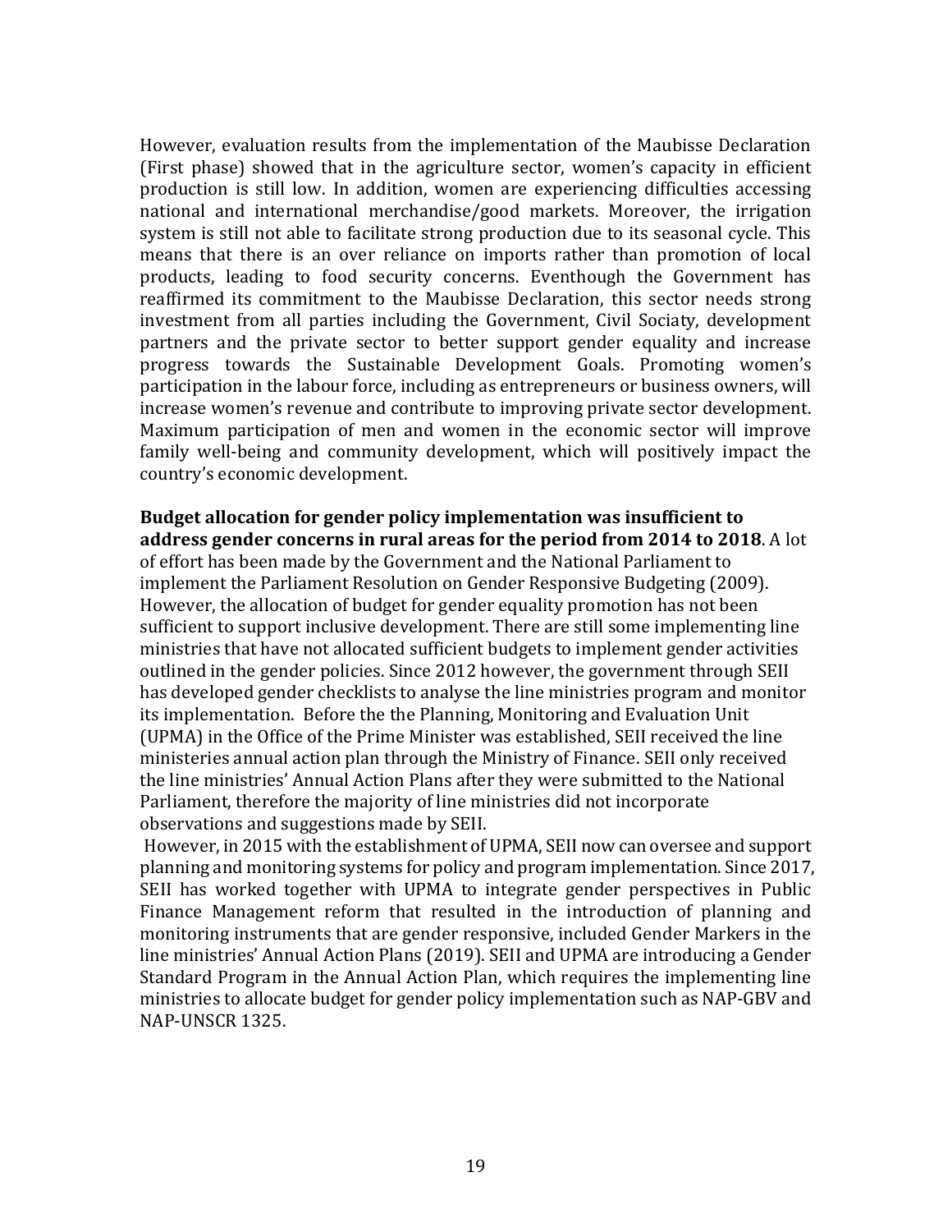However, evaluation results from the implementation of the Maubisse Declaration (First phase) showed that in the agriculture sector, women's capacity in efficient production is still low. In addition, women are experiencing difficulties accessing national and international merchandise/good markets. Moreover, the irrigation system is still not able to facilitate strong production due to its seasonal cycle. This means that there is an over reliance on imports rather than promotion of local products, leading to food security concerns. Eventhough the Government has reaffirmed its commitment to the Maubisse Declaration, this sector needs strong investment from all parties including the Government, Civil Sociaty, development partners and the private sector to better support gender equality and increase progress towards the Sustainable Development Goals. Promoting women's participation in the labour force, including as entrepreneurs or business owners, will increase women's revenue and contribute to improving private sector development. Maximum participation of men and women in the economic sector will improve family well-being and community development, which will positively impact the country's economic development.

**Budget allocation for gender policy implementation was insufficient to address gender concerns in rural areas for the period from 2014 to 2018**. A lot of effort has been made by the Government and the National Parliament to implement the Parliament Resolution on Gender Responsive Budgeting (2009). However, the allocation of budget for gender equality promotion has not been sufficient to support inclusive development. There are still some implementing line ministries that have not allocated sufficient budgets to implement gender activities outlined in the gender policies. Since 2012 however, the government through SEII has developed gender checklists to analyse the line ministries program and monitor its implementation. Before the the Planning, Monitoring and Evaluation Unit (UPMA) in the Office of the Prime Minister was established, SEII received the line ministeries annual action plan through the Ministry of Finance. SEII only received the line ministries' Annual Action Plans after they were submitted to the National Parliament, therefore the majority of line ministries did not incorporate observations and suggestions made by SEII.

However, in 2015 with the establishment of UPMA, SEII now can oversee and support planning and monitoring systems for policy and program implementation. Since 2017, SEII has worked together with UPMA to integrate gender perspectives in Public Finance Management reform that resulted in the introduction of planning and monitoring instruments that are gender responsive, included Gender Markers in the line ministries' Annual Action Plans (2019). SEII and UPMA are introducing a Gender Standard Program in the Annual Action Plan, which requires the implementing line ministries to allocate budget for gender policy implementation such as NAP-GBV and NAP-UNSCR 1325.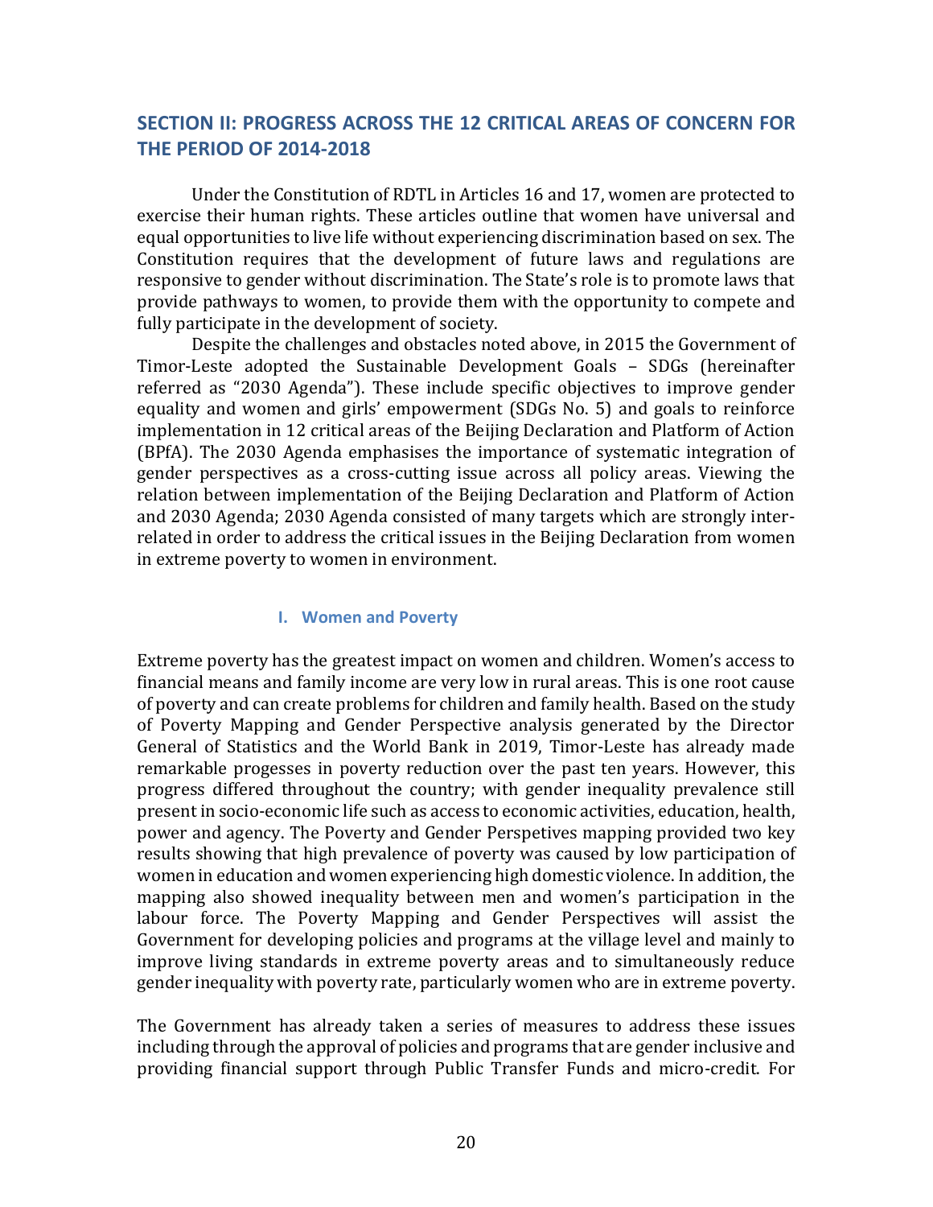## SECTION II: PROGRESS ACROSS THE 12 CRITICAL AREAS OF CONCERN FOR THE PERIOD OF 2014-2018

Under the Constitution of RDTL in Articles 16 and 17, women are protected to exercise their human rights. These articles outline that women have universal and equal opportunities to live life without experiencing discrimination based on sex. The Constitution requires that the development of future laws and regulations are responsive to gender without discrimination. The State's role is to promote laws that provide pathways to women, to provide them with the opportunity to compete and fully participate in the development of society.

Despite the challenges and obstacles noted above, in 2015 the Government of Timor-Leste adopted the Sustainable Development Goals – SDGs (hereinafter referred as "2030 Agenda"). These include specific objectives to improve gender equality and women and girls' empowerment (SDGs No. 5) and goals to reinforce implementation in 12 critical areas of the Beijing Declaration and Platform of Action (BPfA). The 2030 Agenda emphasises the importance of systematic integration of gender perspectives as a cross-cutting issue across all policy areas. Viewing the relation between implementation of the Beijing Declaration and Platform of Action and 2030 Agenda; 2030 Agenda consisted of many targets which are strongly inter-related in order to address the critical issues in the Beijing Declaration from women in extreme poverty to women in environment.

### I. Women and Poverty

Extreme poverty has the greatest impact on women and children. Women's access to financial means and family income are very low in rural areas. This is one root cause of poverty and can create problems for children and family health. Based on the study of Poverty Mapping and Gender Perspective analysis generated by the Director General of Statistics and the World Bank in 2019, Timor-Leste has already made remarkable progesses in poverty reduction over the past ten years. However, this progress differed throughout the country; with gender inequality prevalence still present in socio-economic life such as access to economic activities, education, health, power and agency. The Poverty and Gender Perspetives mapping provided two key results showing that high prevalence of poverty was caused by low participation of women in education and women experiencing high domestic violence. In addition, the mapping also showed inequality between men and women's participation in the labour force. The Poverty Mapping and Gender Perspectives will assist the Government for developing policies and programs at the village level and mainly to improve living standards in extreme poverty areas and to simultaneously reduce gender inequality with poverty rate, particularly women who are in extreme poverty.

The Government has already taken a series of measures to address these issues including through the approval of policies and programs that are gender inclusive and providing financial support through Public Transfer Funds and micro-credit. For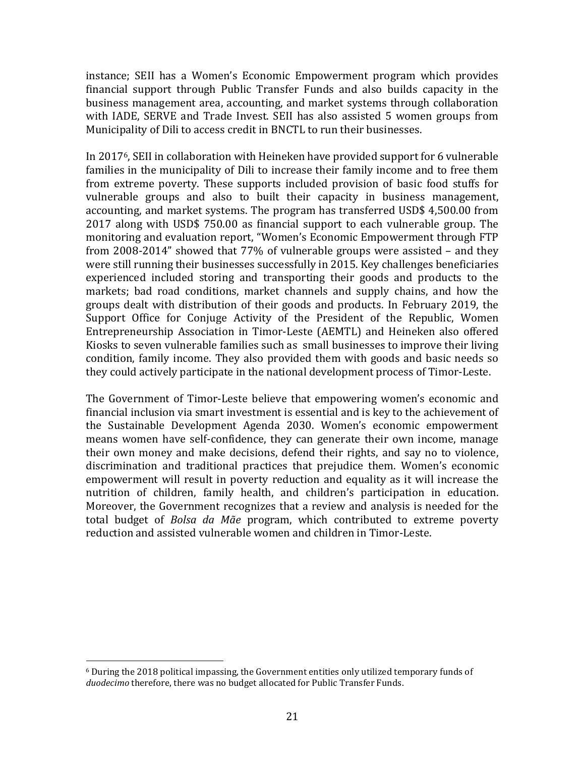instance; SEII has a Women's Economic Empowerment program which provides financial support through Public Transfer Funds and also builds capacity in the business management area, accounting, and market systems through collaboration with IADE, SERVE and Trade Invest. SEII has also assisted 5 women groups from Municipality of Dili to access credit in BNCTL to run their businesses.

In 2017[6], SEII in collaboration with Heineken have provided support for 6 vulnerable families in the municipality of Dili to increase their family income and to free them from extreme poverty. These supports included provision of basic food stuffs for vulnerable groups and also to built their capacity in business management, accounting, and market systems. The program has transferred USD$ 4,500.00 from 2017 along with USD$ 750.00 as financial support to each vulnerable group. The monitoring and evaluation report, "Women's Economic Empowerment through FTP from 2008-2014" showed that 77% of vulnerable groups were assisted – and they were still running their businesses successfully in 2015. Key challenges beneficiaries experienced included storing and transporting their goods and products to the markets; bad road conditions, market channels and supply chains, and how the groups dealt with distribution of their goods and products. In February 2019, the Support Office for Conjuge Activity of the President of the Republic, Women Entrepreneurship Association in Timor-Leste (AEMTL) and Heineken also offered Kiosks to seven vulnerable families such as small businesses to improve their living condition, family income. They also provided them with goods and basic needs so they could actively participate in the national development process of Timor-Leste.

The Government of Timor-Leste believe that empowering women's economic and financial inclusion via smart investment is essential and is key to the achievement of the Sustainable Development Agenda 2030. Women's economic empowerment means women have self-confidence, they can generate their own income, manage their own money and make decisions, defend their rights, and say no to violence, discrimination and traditional practices that prejudice them. Women's economic empowerment will result in poverty reduction and equality as it will increase the nutrition of children, family health, and children's participation in education. Moreover, the Government recognizes that a review and analysis is needed for the total budget of *Bolsa da Mãe* program, which contributed to extreme poverty reduction and assisted vulnerable women and children in Timor-Leste.

---

[6] During the 2018 political impassing, the Government entities only utilized temporary funds of *duodecimo* therefore, there was no budget allocated for Public Transfer Funds.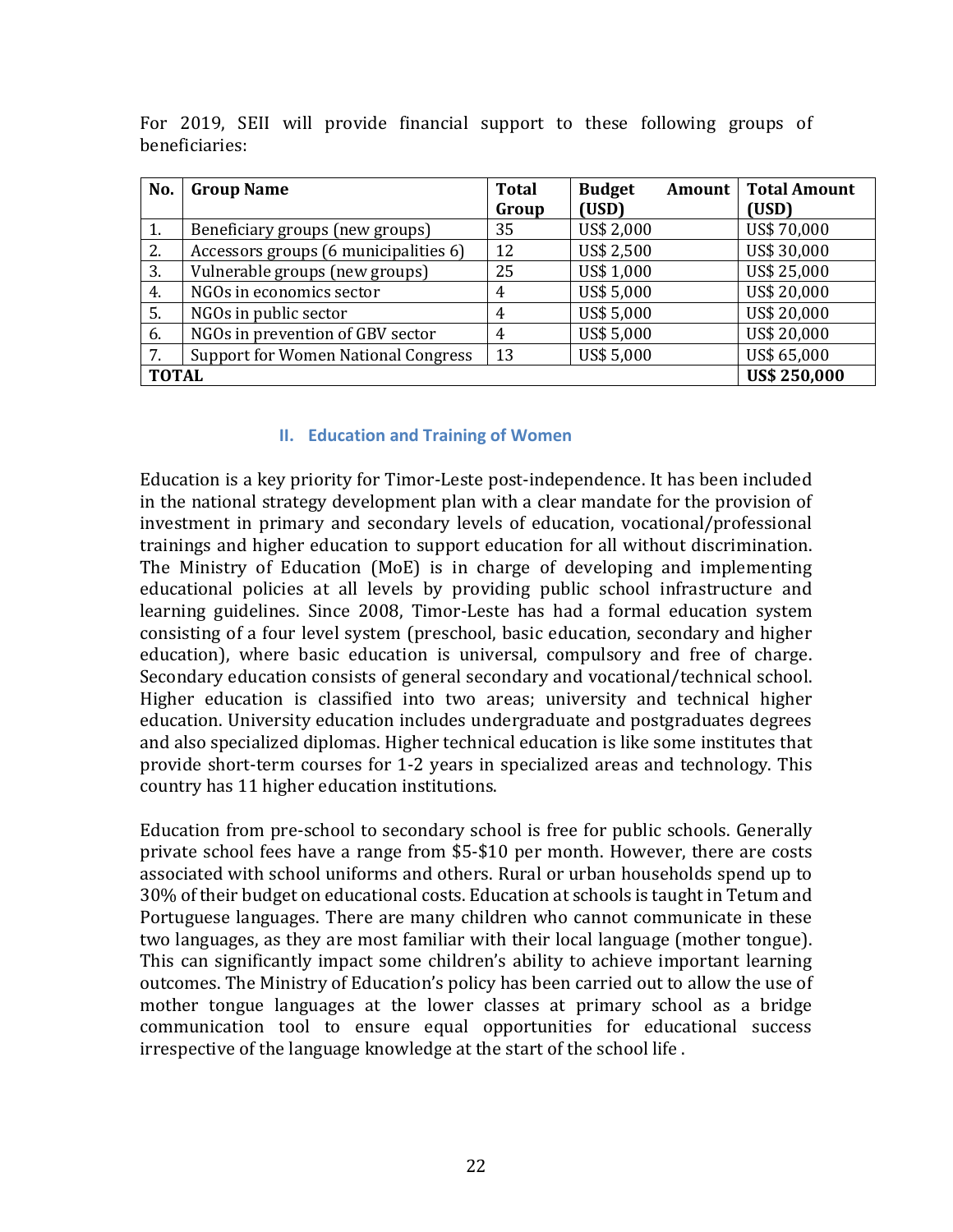For 2019, SEII will provide financial support to these following groups of beneficiaries:

| No. | Group Name | Total Group | Budget Amount (USD) | Total Amount (USD) |
|---|---|---|---|---|
| 1. | Beneficiary groups (new groups) | 35 | US$ 2,000 | US$ 70,000 |
| 2. | Accessors groups (6 municipalities 6) | 12 | US$ 2,500 | US$ 30,000 |
| 3. | Vulnerable groups (new groups) | 25 | US$ 1,000 | US$ 25,000 |
| 4. | NGOs in economics sector | 4 | US$ 5,000 | US$ 20,000 |
| 5. | NGOs in public sector | 4 | US$ 5,000 | US$ 20,000 |
| 6. | NGOs in prevention of GBV sector | 4 | US$ 5,000 | US$ 20,000 |
| 7. | Support for Women National Congress | 13 | US$ 5,000 | US$ 65,000 |
| **TOTAL** | | | | **US$ 250,000** |

## II. Education and Training of Women

Education is a key priority for Timor-Leste post-independence. It has been included in the national strategy development plan with a clear mandate for the provision of investment in primary and secondary levels of education, vocational/professional trainings and higher education to support education for all without discrimination. The Ministry of Education (MoE) is in charge of developing and implementing educational policies at all levels by providing public school infrastructure and learning guidelines. Since 2008, Timor-Leste has had a formal education system consisting of a four level system (preschool, basic education, secondary and higher education), where basic education is universal, compulsory and free of charge. Secondary education consists of general secondary and vocational/technical school. Higher education is classified into two areas; university and technical higher education. University education includes undergraduate and postgraduates degrees and also specialized diplomas. Higher technical education is like some institutes that provide short-term courses for 1-2 years in specialized areas and technology. This country has 11 higher education institutions.

Education from pre-school to secondary school is free for public schools. Generally private school fees have a range from $5-$10 per month. However, there are costs associated with school uniforms and others. Rural or urban households spend up to 30% of their budget on educational costs. Education at schools is taught in Tetum and Portuguese languages. There are many children who cannot communicate in these two languages, as they are most familiar with their local language (mother tongue). This can significantly impact some children's ability to achieve important learning outcomes. The Ministry of Education's policy has been carried out to allow the use of mother tongue languages at the lower classes at primary school as a bridge communication tool to ensure equal opportunities for educational success irrespective of the language knowledge at the start of the school life .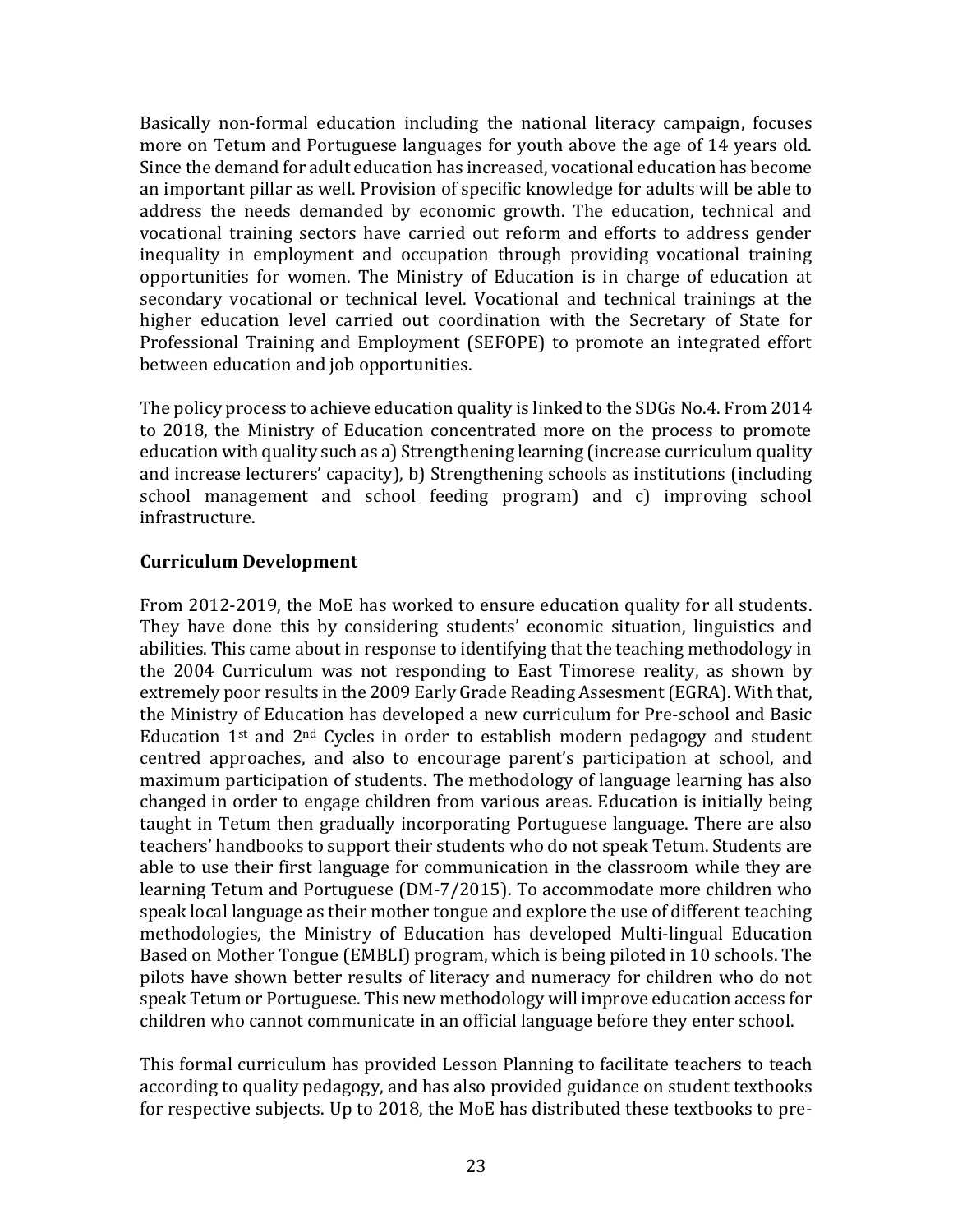Basically non-formal education including the national literacy campaign, focuses more on Tetum and Portuguese languages for youth above the age of 14 years old. Since the demand for adult education has increased, vocational education has become an important pillar as well. Provision of specific knowledge for adults will be able to address the needs demanded by economic growth. The education, technical and vocational training sectors have carried out reform and efforts to address gender inequality in employment and occupation through providing vocational training opportunities for women. The Ministry of Education is in charge of education at secondary vocational or technical level. Vocational and technical trainings at the higher education level carried out coordination with the Secretary of State for Professional Training and Employment (SEFOPE) to promote an integrated effort between education and job opportunities.

The policy process to achieve education quality is linked to the SDGs No.4. From 2014 to 2018, the Ministry of Education concentrated more on the process to promote education with quality such as a) Strengthening learning (increase curriculum quality and increase lecturers' capacity), b) Strengthening schools as institutions (including school management and school feeding program) and c) improving school infrastructure.

### Curriculum Development

From 2012-2019, the MoE has worked to ensure education quality for all students. They have done this by considering students' economic situation, linguistics and abilities. This came about in response to identifying that the teaching methodology in the 2004 Curriculum was not responding to East Timorese reality, as shown by extremely poor results in the 2009 Early Grade Reading Assesment (EGRA). With that, the Ministry of Education has developed a new curriculum for Pre-school and Basic Education 1st and 2nd Cycles in order to establish modern pedagogy and student centred approaches, and also to encourage parent's participation at school, and maximum participation of students. The methodology of language learning has also changed in order to engage children from various areas. Education is initially being taught in Tetum then gradually incorporating Portuguese language. There are also teachers' handbooks to support their students who do not speak Tetum. Students are able to use their first language for communication in the classroom while they are learning Tetum and Portuguese (DM-7/2015). To accommodate more children who speak local language as their mother tongue and explore the use of different teaching methodologies, the Ministry of Education has developed Multi-lingual Education Based on Mother Tongue (EMBLI) program, which is being piloted in 10 schools. The pilots have shown better results of literacy and numeracy for children who do not speak Tetum or Portuguese. This new methodology will improve education access for children who cannot communicate in an official language before they enter school.

This formal curriculum has provided Lesson Planning to facilitate teachers to teach according to quality pedagogy, and has also provided guidance on student textbooks for respective subjects. Up to 2018, the MoE has distributed these textbooks to pre-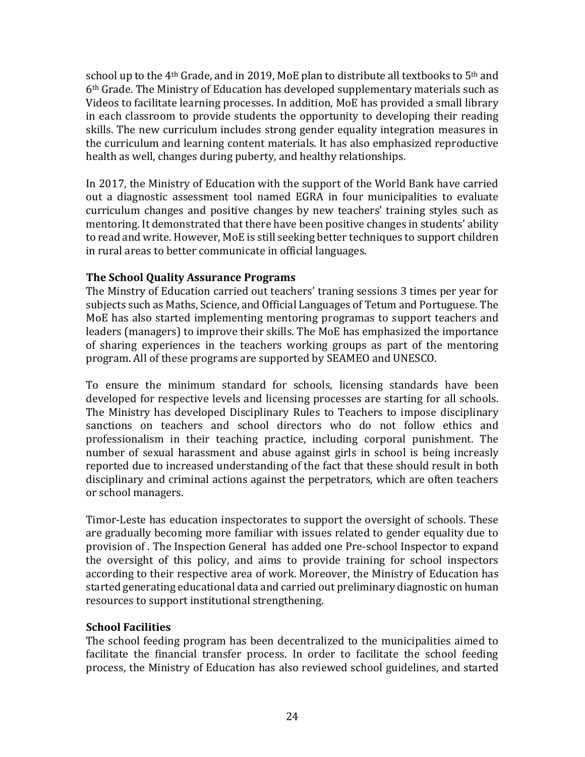school up to the 4th Grade, and in 2019, MoE plan to distribute all textbooks to 5th and 6th Grade. The Ministry of Education has developed supplementary materials such as Videos to facilitate learning processes. In addition, MoE has provided a small library in each classroom to provide students the opportunity to developing their reading skills. The new curriculum includes strong gender equality integration measures in the curriculum and learning content materials. It has also emphasized reproductive health as well, changes during puberty, and healthy relationships.

In 2017, the Ministry of Education with the support of the World Bank have carried out a diagnostic assessment tool named EGRA in four municipalities to evaluate curriculum changes and positive changes by new teachers' training styles such as mentoring. It demonstrated that there have been positive changes in students' ability to read and write. However, MoE is still seeking better techniques to support children in rural areas to better communicate in official languages.

**The School Quality Assurance Programs**

The Minstry of Education carried out teachers' traning sessions 3 times per year for subjects such as Maths, Science, and Official Languages of Tetum and Portuguese. The MoE has also started implementing mentoring programas to support teachers and leaders (managers) to improve their skills. The MoE has emphasized the importance of sharing experiences in the teachers working groups as part of the mentoring program. All of these programs are supported by SEAMEO and UNESCO.

To ensure the minimum standard for schools, licensing standards have been developed for respective levels and licensing processes are starting for all schools. The Ministry has developed Disciplinary Rules to Teachers to impose disciplinary sanctions on teachers and school directors who do not follow ethics and professionalism in their teaching practice, including corporal punishment. The number of sexual harassment and abuse against girls in school is being increasly reported due to increased understanding of the fact that these should result in both disciplinary and criminal actions against the perpetrators, which are often teachers or school managers.

Timor-Leste has education inspectorates to support the oversight of schools. These are gradually becoming more familiar with issues related to gender equality due to provision of . The Inspection General has added one Pre-school Inspector to expand the oversight of this policy, and aims to provide training for school inspectors according to their respective area of work. Moreover, the Ministry of Education has started generating educational data and carried out preliminary diagnostic on human resources to support institutional strengthening.

**School Facilities**

The school feeding program has been decentralized to the municipalities aimed to facilitate the financial transfer process. In order to facilitate the school feeding process, the Ministry of Education has also reviewed school guidelines, and started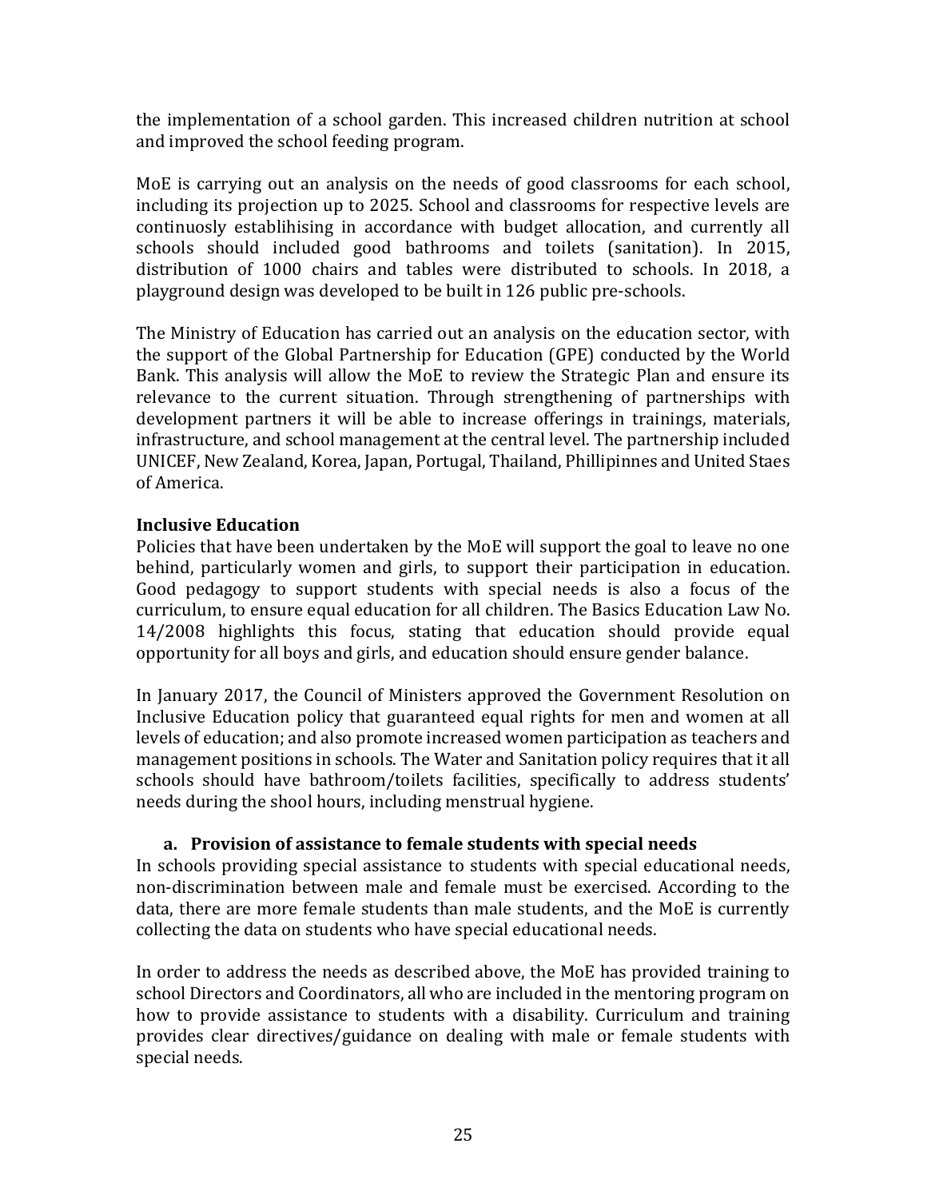the implementation of a school garden. This increased children nutrition at school and improved the school feeding program.

MoE is carrying out an analysis on the needs of good classrooms for each school, including its projection up to 2025. School and classrooms for respective levels are continuosly establihising in accordance with budget allocation, and currently all schools should included good bathrooms and toilets (sanitation). In 2015, distribution of 1000 chairs and tables were distributed to schools. In 2018, a playground design was developed to be built in 126 public pre-schools.

The Ministry of Education has carried out an analysis on the education sector, with the support of the Global Partnership for Education (GPE) conducted by the World Bank. This analysis will allow the MoE to review the Strategic Plan and ensure its relevance to the current situation. Through strengthening of partnerships with development partners it will be able to increase offerings in trainings, materials, infrastructure, and school management at the central level. The partnership included UNICEF, New Zealand, Korea, Japan, Portugal, Thailand, Phillipinnes and United Staes of America.

**Inclusive Education**

Policies that have been undertaken by the MoE will support the goal to leave no one behind, particularly women and girls, to support their participation in education. Good pedagogy to support students with special needs is also a focus of the curriculum, to ensure equal education for all children. The Basics Education Law No. 14/2008 highlights this focus, stating that education should provide equal opportunity for all boys and girls, and education should ensure gender balance.

In January 2017, the Council of Ministers approved the Government Resolution on Inclusive Education policy that guaranteed equal rights for men and women at all levels of education; and also promote increased women participation as teachers and management positions in schools. The Water and Sanitation policy requires that it all schools should have bathroom/toilets facilities, specifically to address students' needs during the shool hours, including menstrual hygiene.

**a. Provision of assistance to female students with special needs**

In schools providing special assistance to students with special educational needs, non-discrimination between male and female must be exercised. According to the data, there are more female students than male students, and the MoE is currently collecting the data on students who have special educational needs.

In order to address the needs as described above, the MoE has provided training to school Directors and Coordinators, all who are included in the mentoring program on how to provide assistance to students with a disability. Curriculum and training provides clear directives/guidance on dealing with male or female students with special needs.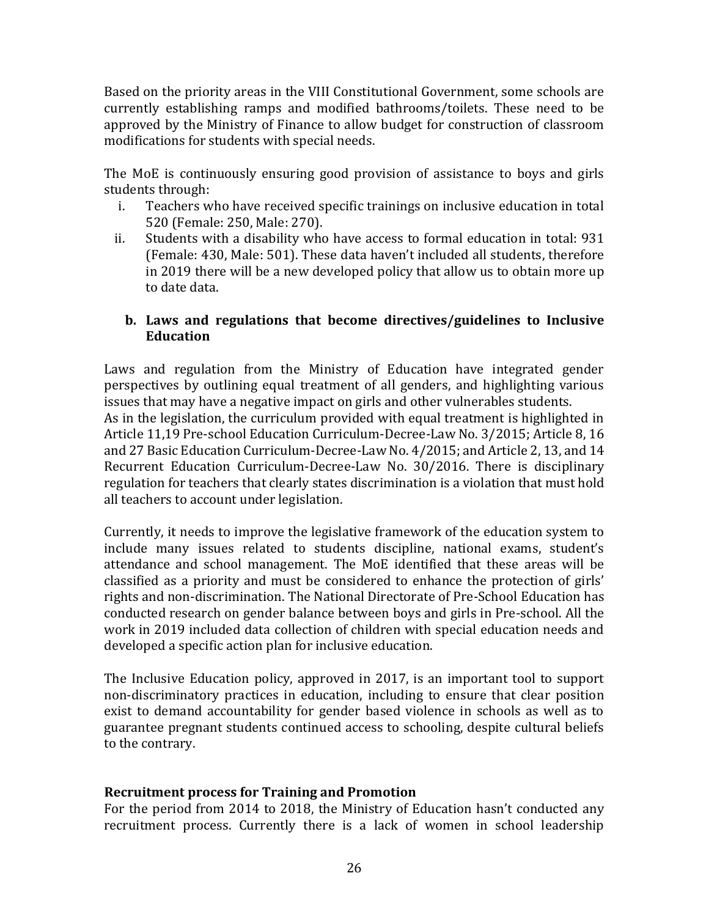Based on the priority areas in the VIII Constitutional Government, some schools are currently establishing ramps and modified bathrooms/toilets. These need to be approved by the Ministry of Finance to allow budget for construction of classroom modifications for students with special needs.

The MoE is continuously ensuring good provision of assistance to boys and girls students through:

i. Teachers who have received specific trainings on inclusive education in total 520 (Female: 250, Male: 270).
ii. Students with a disability who have access to formal education in total: 931 (Female: 430, Male: 501). These data haven't included all students, therefore in 2019 there will be a new developed policy that allow us to obtain more up to date data.

**b. Laws and regulations that become directives/guidelines to Inclusive Education**

Laws and regulation from the Ministry of Education have integrated gender perspectives by outlining equal treatment of all genders, and highlighting various issues that may have a negative impact on girls and other vulnerables students.
As in the legislation, the curriculum provided with equal treatment is highlighted in Article 11,19 Pre-school Education Curriculum-Decree-Law No. 3/2015; Article 8, 16 and 27 Basic Education Curriculum-Decree-Law No. 4/2015; and Article 2, 13, and 14 Recurrent Education Curriculum-Decree-Law No. 30/2016. There is disciplinary regulation for teachers that clearly states discrimination is a violation that must hold all teachers to account under legislation.

Currently, it needs to improve the legislative framework of the education system to include many issues related to students discipline, national exams, student's attendance and school management. The MoE identified that these areas will be classified as a priority and must be considered to enhance the protection of girls' rights and non-discrimination. The National Directorate of Pre-School Education has conducted research on gender balance between boys and girls in Pre-school. All the work in 2019 included data collection of children with special education needs and developed a specific action plan for inclusive education.

The Inclusive Education policy, approved in 2017, is an important tool to support non-discriminatory practices in education, including to ensure that clear position exist to demand accountability for gender based violence in schools as well as to guarantee pregnant students continued access to schooling, despite cultural beliefs to the contrary.

**Recruitment process for Training and Promotion**

For the period from 2014 to 2018, the Ministry of Education hasn't conducted any recruitment process. Currently there is a lack of women in school leadership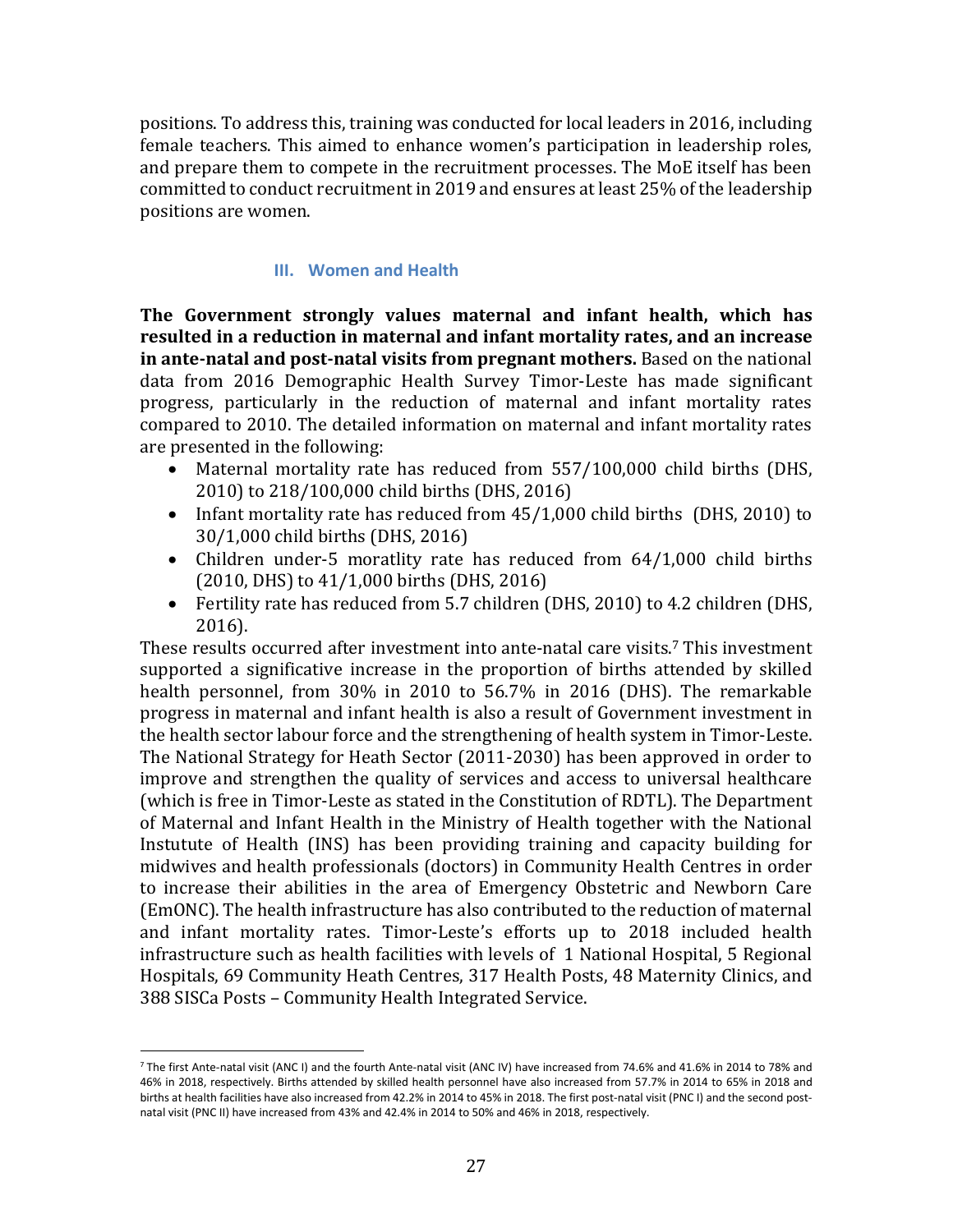positions. To address this, training was conducted for local leaders in 2016, including female teachers. This aimed to enhance women's participation in leadership roles, and prepare them to compete in the recruitment processes. The MoE itself has been committed to conduct recruitment in 2019 and ensures at least 25% of the leadership positions are women.

### III. Women and Health

**The Government strongly values maternal and infant health, which has resulted in a reduction in maternal and infant mortality rates, and an increase in ante-natal and post-natal visits from pregnant mothers.** Based on the national data from 2016 Demographic Health Survey Timor-Leste has made significant progress, particularly in the reduction of maternal and infant mortality rates compared to 2010. The detailed information on maternal and infant mortality rates are presented in the following:

- Maternal mortality rate has reduced from 557/100,000 child births (DHS, 2010) to 218/100,000 child births (DHS, 2016)
- Infant mortality rate has reduced from 45/1,000 child births (DHS, 2010) to 30/1,000 child births (DHS, 2016)
- Children under-5 moratlity rate has reduced from 64/1,000 child births (2010, DHS) to 41/1,000 births (DHS, 2016)
- Fertility rate has reduced from 5.7 children (DHS, 2010) to 4.2 children (DHS, 2016).

These results occurred after investment into ante-natal care visits.[7] This investment supported a significative increase in the proportion of births attended by skilled health personnel, from 30% in 2010 to 56.7% in 2016 (DHS). The remarkable progress in maternal and infant health is also a result of Government investment in the health sector labour force and the strengthening of health system in Timor-Leste. The National Strategy for Heath Sector (2011-2030) has been approved in order to improve and strengthen the quality of services and access to universal healthcare (which is free in Timor-Leste as stated in the Constitution of RDTL). The Department of Maternal and Infant Health in the Ministry of Health together with the National Instutute of Health (INS) has been providing training and capacity building for midwives and health professionals (doctors) in Community Health Centres in order to increase their abilities in the area of Emergency Obstetric and Newborn Care (EmONC). The health infrastructure has also contributed to the reduction of maternal and infant mortality rates. Timor-Leste's efforts up to 2018 included health infrastructure such as health facilities with levels of 1 National Hospital, 5 Regional Hospitals, 69 Community Heath Centres, 317 Health Posts, 48 Maternity Clinics, and 388 SISCa Posts – Community Health Integrated Service.

---

[7] The first Ante-natal visit (ANC I) and the fourth Ante-natal visit (ANC IV) have increased from 74.6% and 41.6% in 2014 to 78% and 46% in 2018, respectively. Births attended by skilled health personnel have also increased from 57.7% in 2014 to 65% in 2018 and births at health facilities have also increased from 42.2% in 2014 to 45% in 2018. The first post-natal visit (PNC I) and the second post-natal visit (PNC II) have increased from 43% and 42.4% in 2014 to 50% and 46% in 2018, respectively.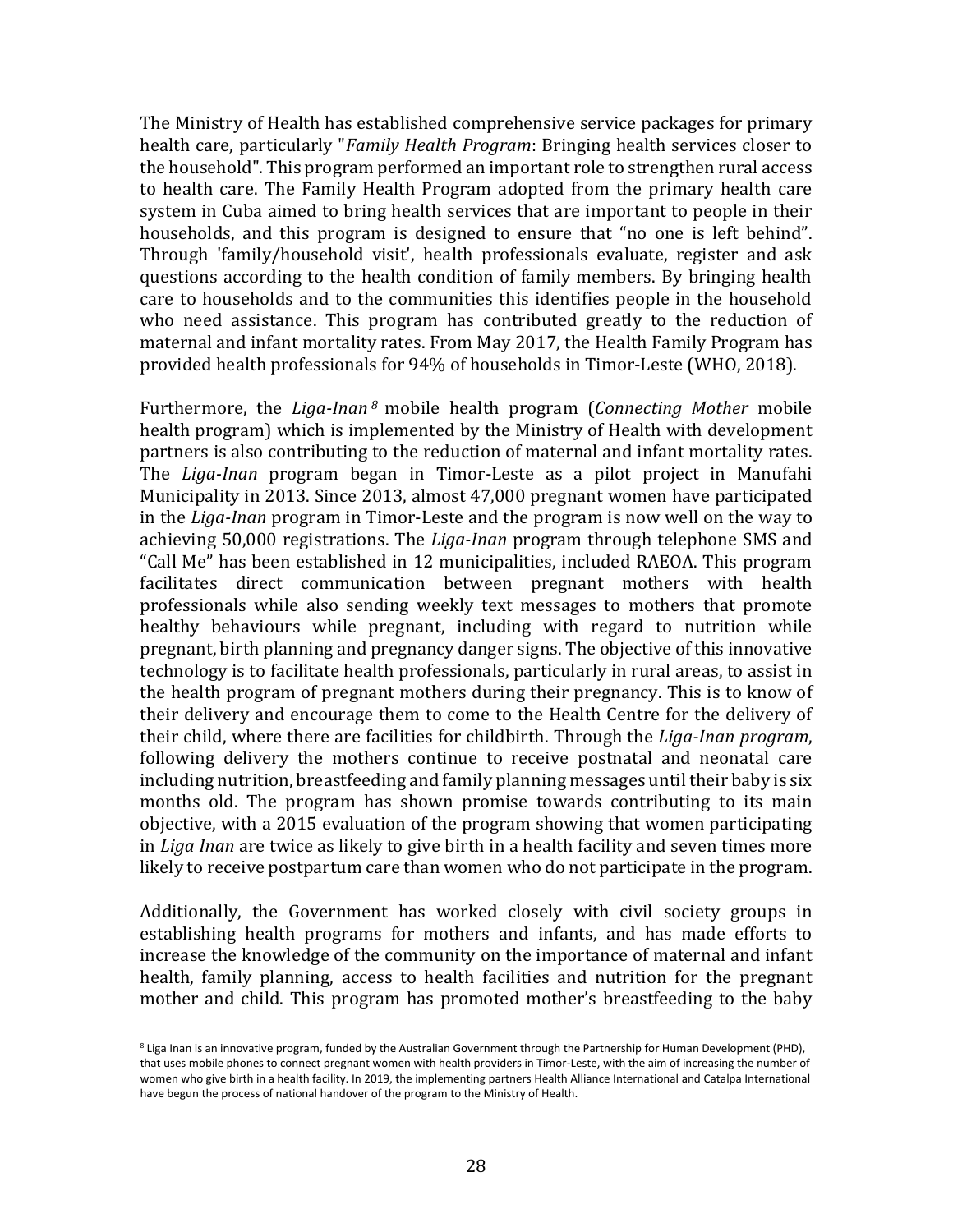The Ministry of Health has established comprehensive service packages for primary health care, particularly "*Family Health Program*: Bringing health services closer to the household". This program performed an important role to strengthen rural access to health care. The Family Health Program adopted from the primary health care system in Cuba aimed to bring health services that are important to people in their households, and this program is designed to ensure that "no one is left behind". Through 'family/household visit', health professionals evaluate, register and ask questions according to the health condition of family members. By bringing health care to households and to the communities this identifies people in the household who need assistance. This program has contributed greatly to the reduction of maternal and infant mortality rates. From May 2017, the Health Family Program has provided health professionals for 94% of households in Timor-Leste (WHO, 2018).

Furthermore, the *Liga-Inan*[8] mobile health program (*Connecting Mother* mobile health program) which is implemented by the Ministry of Health with development partners is also contributing to the reduction of maternal and infant mortality rates. The *Liga-Inan* program began in Timor-Leste as a pilot project in Manufahi Municipality in 2013. Since 2013, almost 47,000 pregnant women have participated in the *Liga-Inan* program in Timor-Leste and the program is now well on the way to achieving 50,000 registrations. The *Liga-Inan* program through telephone SMS and "Call Me" has been established in 12 municipalities, included RAEOA. This program facilitates direct communication between pregnant mothers with health professionals while also sending weekly text messages to mothers that promote healthy behaviours while pregnant, including with regard to nutrition while pregnant, birth planning and pregnancy danger signs. The objective of this innovative technology is to facilitate health professionals, particularly in rural areas, to assist in the health program of pregnant mothers during their pregnancy. This is to know of their delivery and encourage them to come to the Health Centre for the delivery of their child, where there are facilities for childbirth. Through the *Liga-Inan program*, following delivery the mothers continue to receive postnatal and neonatal care including nutrition, breastfeeding and family planning messages until their baby is six months old. The program has shown promise towards contributing to its main objective, with a 2015 evaluation of the program showing that women participating in *Liga Inan* are twice as likely to give birth in a health facility and seven times more likely to receive postpartum care than women who do not participate in the program.

Additionally, the Government has worked closely with civil society groups in establishing health programs for mothers and infants, and has made efforts to increase the knowledge of the community on the importance of maternal and infant health, family planning, access to health facilities and nutrition for the pregnant mother and child. This program has promoted mother's breastfeeding to the baby

[8] Liga Inan is an innovative program, funded by the Australian Government through the Partnership for Human Development (PHD), that uses mobile phones to connect pregnant women with health providers in Timor-Leste, with the aim of increasing the number of women who give birth in a health facility. In 2019, the implementing partners Health Alliance International and Catalpa International have begun the process of national handover of the program to the Ministry of Health.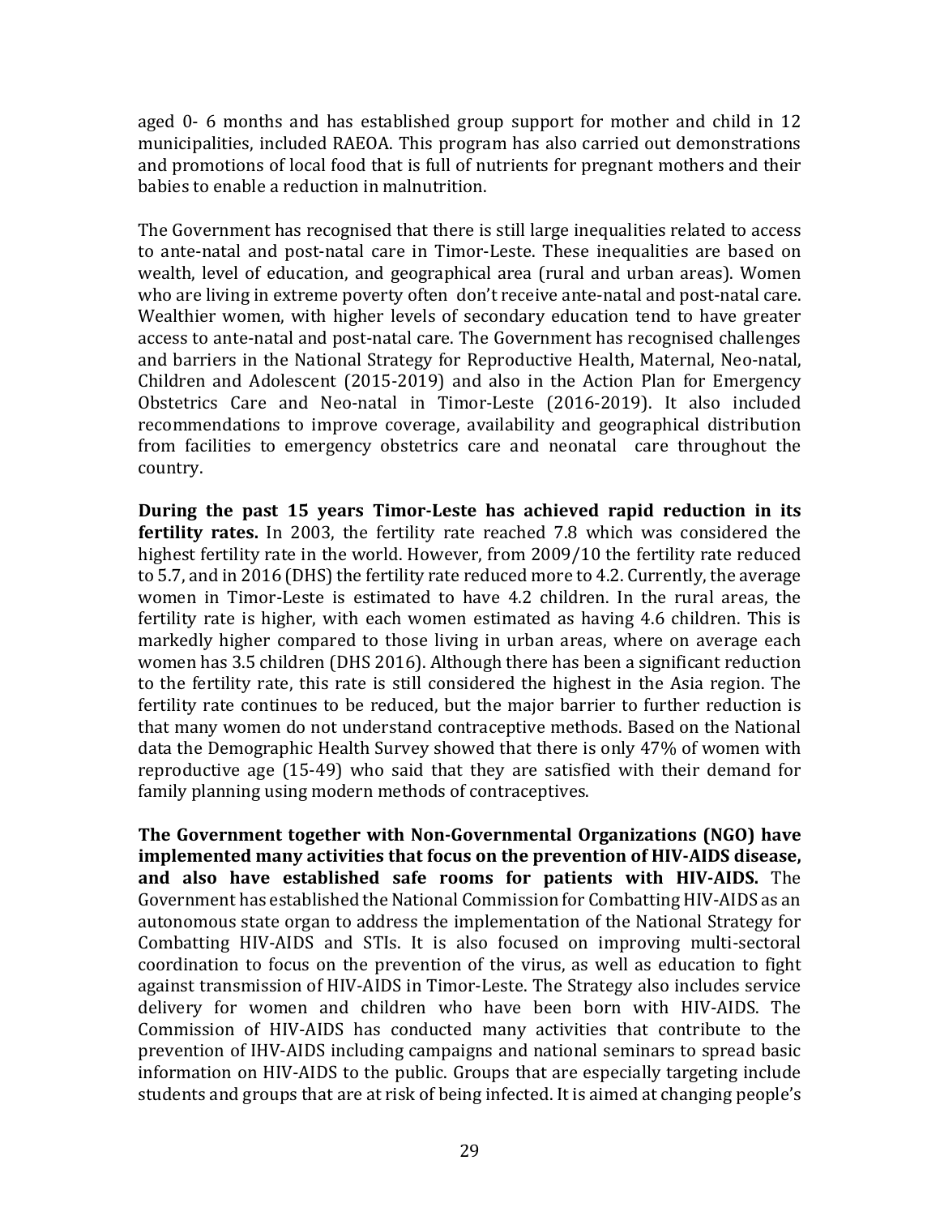aged 0- 6 months and has established group support for mother and child in 12 municipalities, included RAEOA. This program has also carried out demonstrations and promotions of local food that is full of nutrients for pregnant mothers and their babies to enable a reduction in malnutrition.

The Government has recognised that there is still large inequalities related to access to ante-natal and post-natal care in Timor-Leste. These inequalities are based on wealth, level of education, and geographical area (rural and urban areas). Women who are living in extreme poverty often don't receive ante-natal and post-natal care. Wealthier women, with higher levels of secondary education tend to have greater access to ante-natal and post-natal care. The Government has recognised challenges and barriers in the National Strategy for Reproductive Health, Maternal, Neo-natal, Children and Adolescent (2015-2019) and also in the Action Plan for Emergency Obstetrics Care and Neo-natal in Timor-Leste (2016-2019). It also included recommendations to improve coverage, availability and geographical distribution from facilities to emergency obstetrics care and neonatal care throughout the country.

**During the past 15 years Timor-Leste has achieved rapid reduction in its fertility rates.** In 2003, the fertility rate reached 7.8 which was considered the highest fertility rate in the world. However, from 2009/10 the fertility rate reduced to 5.7, and in 2016 (DHS) the fertility rate reduced more to 4.2. Currently, the average women in Timor-Leste is estimated to have 4.2 children. In the rural areas, the fertility rate is higher, with each women estimated as having 4.6 children. This is markedly higher compared to those living in urban areas, where on average each women has 3.5 children (DHS 2016). Although there has been a significant reduction to the fertility rate, this rate is still considered the highest in the Asia region. The fertility rate continues to be reduced, but the major barrier to further reduction is that many women do not understand contraceptive methods. Based on the National data the Demographic Health Survey showed that there is only 47% of women with reproductive age (15-49) who said that they are satisfied with their demand for family planning using modern methods of contraceptives.

**The Government together with Non-Governmental Organizations (NGO) have implemented many activities that focus on the prevention of HIV-AIDS disease, and also have established safe rooms for patients with HIV-AIDS.** The Government has established the National Commission for Combatting HIV-AIDS as an autonomous state organ to address the implementation of the National Strategy for Combatting HIV-AIDS and STIs. It is also focused on improving multi-sectoral coordination to focus on the prevention of the virus, as well as education to fight against transmission of HIV-AIDS in Timor-Leste. The Strategy also includes service delivery for women and children who have been born with HIV-AIDS. The Commission of HIV-AIDS has conducted many activities that contribute to the prevention of IHV-AIDS including campaigns and national seminars to spread basic information on HIV-AIDS to the public. Groups that are especially targeting include students and groups that are at risk of being infected. It is aimed at changing people's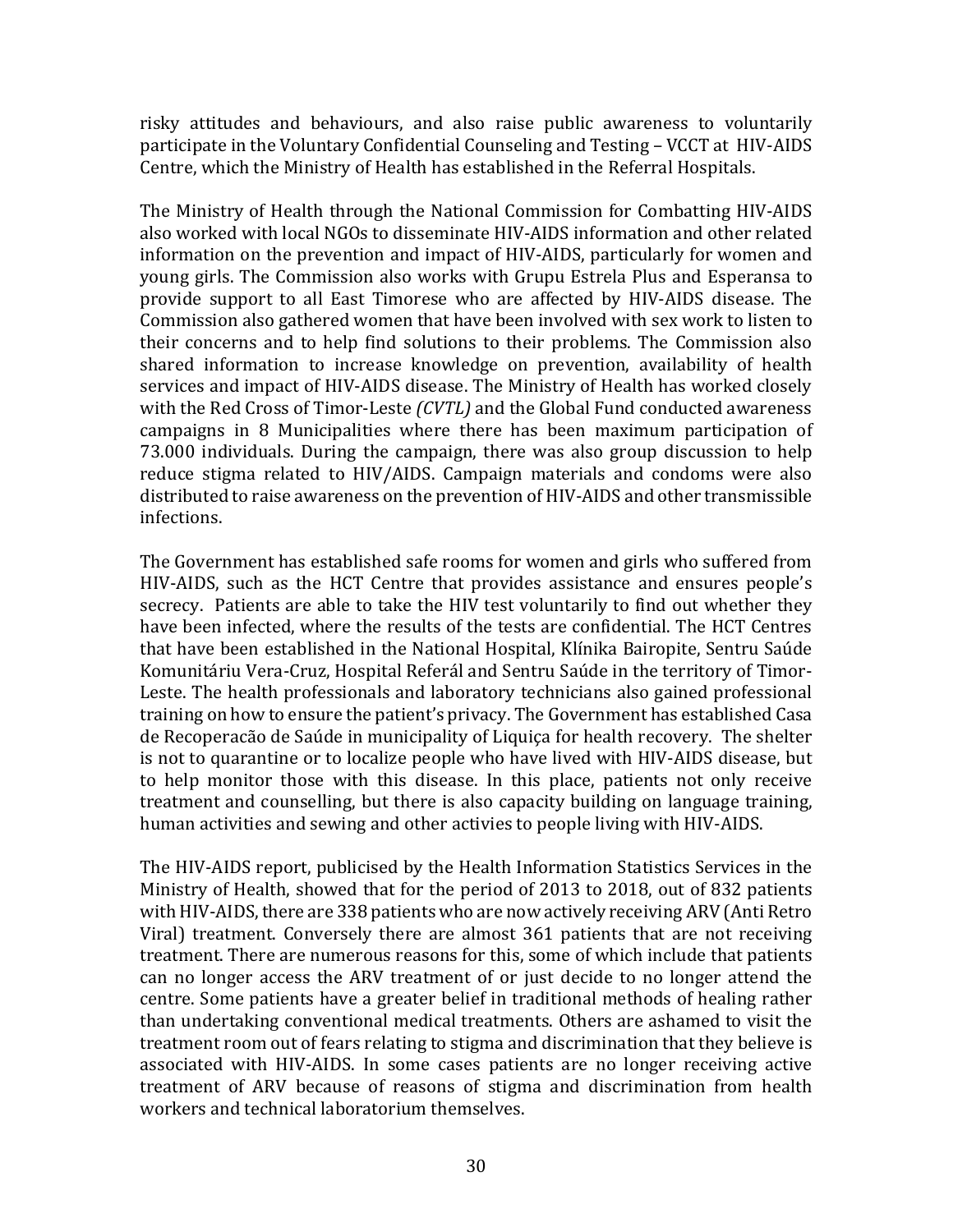risky attitudes and behaviours, and also raise public awareness to voluntarily participate in the Voluntary Confidential Counseling and Testing – VCCT at HIV-AIDS Centre, which the Ministry of Health has established in the Referral Hospitals.

The Ministry of Health through the National Commission for Combatting HIV-AIDS also worked with local NGOs to disseminate HIV-AIDS information and other related information on the prevention and impact of HIV-AIDS, particularly for women and young girls. The Commission also works with Grupu Estrela Plus and Esperansa to provide support to all East Timorese who are affected by HIV-AIDS disease. The Commission also gathered women that have been involved with sex work to listen to their concerns and to help find solutions to their problems. The Commission also shared information to increase knowledge on prevention, availability of health services and impact of HIV-AIDS disease. The Ministry of Health has worked closely with the Red Cross of Timor-Leste *(CVTL)* and the Global Fund conducted awareness campaigns in 8 Municipalities where there has been maximum participation of 73.000 individuals. During the campaign, there was also group discussion to help reduce stigma related to HIV/AIDS. Campaign materials and condoms were also distributed to raise awareness on the prevention of HIV-AIDS and other transmissible infections.

The Government has established safe rooms for women and girls who suffered from HIV-AIDS, such as the HCT Centre that provides assistance and ensures people's secrecy. Patients are able to take the HIV test voluntarily to find out whether they have been infected, where the results of the tests are confidential. The HCT Centres that have been established in the National Hospital, Klínika Bairopite, Sentru Saúde Komunitáriu Vera-Cruz, Hospital Referál and Sentru Saúde in the territory of Timor-Leste. The health professionals and laboratory technicians also gained professional training on how to ensure the patient's privacy. The Government has established Casa de Recoperacão de Saúde in municipality of Liquiça for health recovery. The shelter is not to quarantine or to localize people who have lived with HIV-AIDS disease, but to help monitor those with this disease. In this place, patients not only receive treatment and counselling, but there is also capacity building on language training, human activities and sewing and other activies to people living with HIV-AIDS.

The HIV-AIDS report, publicised by the Health Information Statistics Services in the Ministry of Health, showed that for the period of 2013 to 2018, out of 832 patients with HIV-AIDS, there are 338 patients who are now actively receiving ARV (Anti Retro Viral) treatment. Conversely there are almost 361 patients that are not receiving treatment. There are numerous reasons for this, some of which include that patients can no longer access the ARV treatment of or just decide to no longer attend the centre. Some patients have a greater belief in traditional methods of healing rather than undertaking conventional medical treatments. Others are ashamed to visit the treatment room out of fears relating to stigma and discrimination that they believe is associated with HIV-AIDS. In some cases patients are no longer receiving active treatment of ARV because of reasons of stigma and discrimination from health workers and technical laboratorium themselves.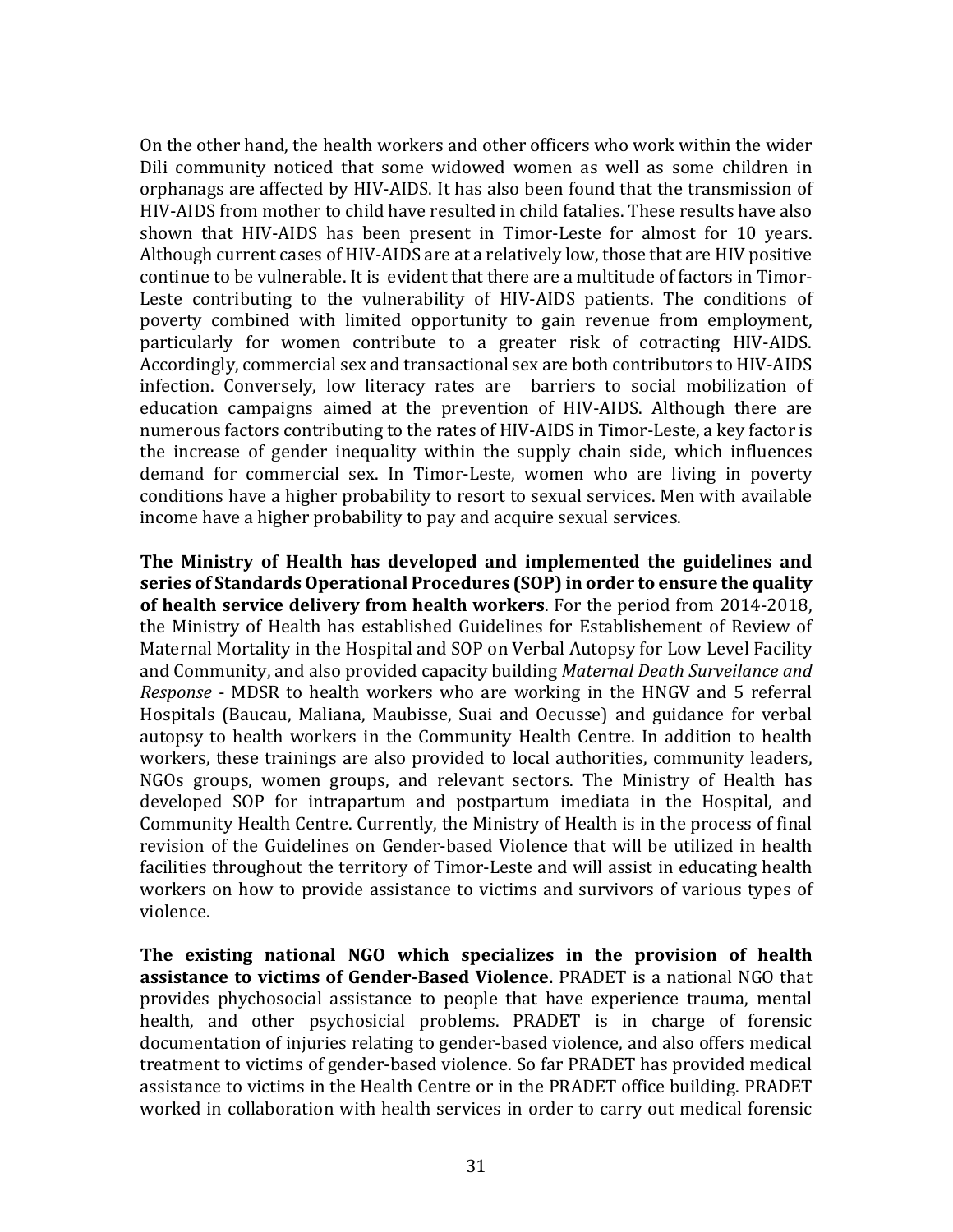On the other hand, the health workers and other officers who work within the wider Dili community noticed that some widowed women as well as some children in orphanags are affected by HIV-AIDS. It has also been found that the transmission of HIV-AIDS from mother to child have resulted in child fatalies. These results have also shown that HIV-AIDS has been present in Timor-Leste for almost for 10 years. Although current cases of HIV-AIDS are at a relatively low, those that are HIV positive continue to be vulnerable. It is evident that there are a multitude of factors in Timor-Leste contributing to the vulnerability of HIV-AIDS patients. The conditions of poverty combined with limited opportunity to gain revenue from employment, particularly for women contribute to a greater risk of cotracting HIV-AIDS. Accordingly, commercial sex and transactional sex are both contributors to HIV-AIDS infection. Conversely, low literacy rates are barriers to social mobilization of education campaigns aimed at the prevention of HIV-AIDS. Although there are numerous factors contributing to the rates of HIV-AIDS in Timor-Leste, a key factor is the increase of gender inequality within the supply chain side, which influences demand for commercial sex. In Timor-Leste, women who are living in poverty conditions have a higher probability to resort to sexual services. Men with available income have a higher probability to pay and acquire sexual services.

**The Ministry of Health has developed and implemented the guidelines and series of Standards Operational Procedures (SOP) in order to ensure the quality of health service delivery from health workers**. For the period from 2014-2018, the Ministry of Health has established Guidelines for Establishement of Review of Maternal Mortality in the Hospital and SOP on Verbal Autopsy for Low Level Facility and Community, and also provided capacity building *Maternal Death Surveilance and Response* - MDSR to health workers who are working in the HNGV and 5 referral Hospitals (Baucau, Maliana, Maubisse, Suai and Oecusse) and guidance for verbal autopsy to health workers in the Community Health Centre. In addition to health workers, these trainings are also provided to local authorities, community leaders, NGOs groups, women groups, and relevant sectors. The Ministry of Health has developed SOP for intrapartum and postpartum imediata in the Hospital, and Community Health Centre. Currently, the Ministry of Health is in the process of final revision of the Guidelines on Gender-based Violence that will be utilized in health facilities throughout the territory of Timor-Leste and will assist in educating health workers on how to provide assistance to victims and survivors of various types of violence.

**The existing national NGO which specializes in the provision of health assistance to victims of Gender-Based Violence.** PRADET is a national NGO that provides phychosocial assistance to people that have experience trauma, mental health, and other psychosicial problems. PRADET is in charge of forensic documentation of injuries relating to gender-based violence, and also offers medical treatment to victims of gender-based violence. So far PRADET has provided medical assistance to victims in the Health Centre or in the PRADET office building. PRADET worked in collaboration with health services in order to carry out medical forensic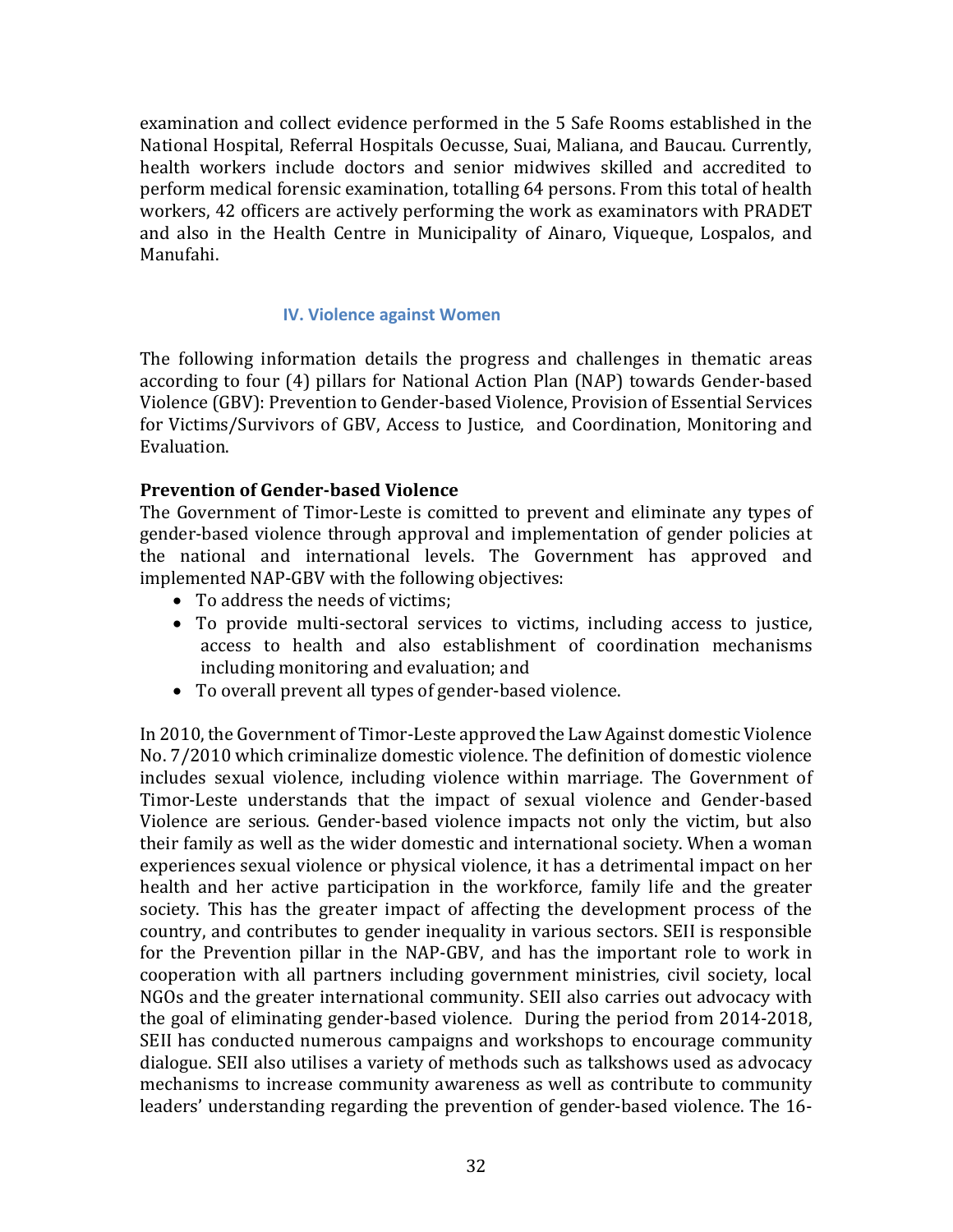examination and collect evidence performed in the 5 Safe Rooms established in the National Hospital, Referral Hospitals Oecusse, Suai, Maliana, and Baucau. Currently, health workers include doctors and senior midwives skilled and accredited to perform medical forensic examination, totalling 64 persons. From this total of health workers, 42 officers are actively performing the work as examinators with PRADET and also in the Health Centre in Municipality of Ainaro, Viqueque, Lospalos, and Manufahi.

## IV. Violence against Women

The following information details the progress and challenges in thematic areas according to four (4) pillars for National Action Plan (NAP) towards Gender-based Violence (GBV): Prevention to Gender-based Violence, Provision of Essential Services for Victims/Survivors of GBV, Access to Justice, and Coordination, Monitoring and Evaluation.

**Prevention of Gender-based Violence**

The Government of Timor-Leste is comitted to prevent and eliminate any types of gender-based violence through approval and implementation of gender policies at the national and international levels. The Government has approved and implemented NAP-GBV with the following objectives:

- To address the needs of victims;
- To provide multi-sectoral services to victims, including access to justice, access to health and also establishment of coordination mechanisms including monitoring and evaluation; and
- To overall prevent all types of gender-based violence.

In 2010, the Government of Timor-Leste approved the Law Against domestic Violence No. 7/2010 which criminalize domestic violence. The definition of domestic violence includes sexual violence, including violence within marriage. The Government of Timor-Leste understands that the impact of sexual violence and Gender-based Violence are serious. Gender-based violence impacts not only the victim, but also their family as well as the wider domestic and international society. When a woman experiences sexual violence or physical violence, it has a detrimental impact on her health and her active participation in the workforce, family life and the greater society. This has the greater impact of affecting the development process of the country, and contributes to gender inequality in various sectors. SEII is responsible for the Prevention pillar in the NAP-GBV, and has the important role to work in cooperation with all partners including government ministries, civil society, local NGOs and the greater international community. SEII also carries out advocacy with the goal of eliminating gender-based violence. During the period from 2014-2018, SEII has conducted numerous campaigns and workshops to encourage community dialogue. SEII also utilises a variety of methods such as talkshows used as advocacy mechanisms to increase community awareness as well as contribute to community leaders' understanding regarding the prevention of gender-based violence. The 16-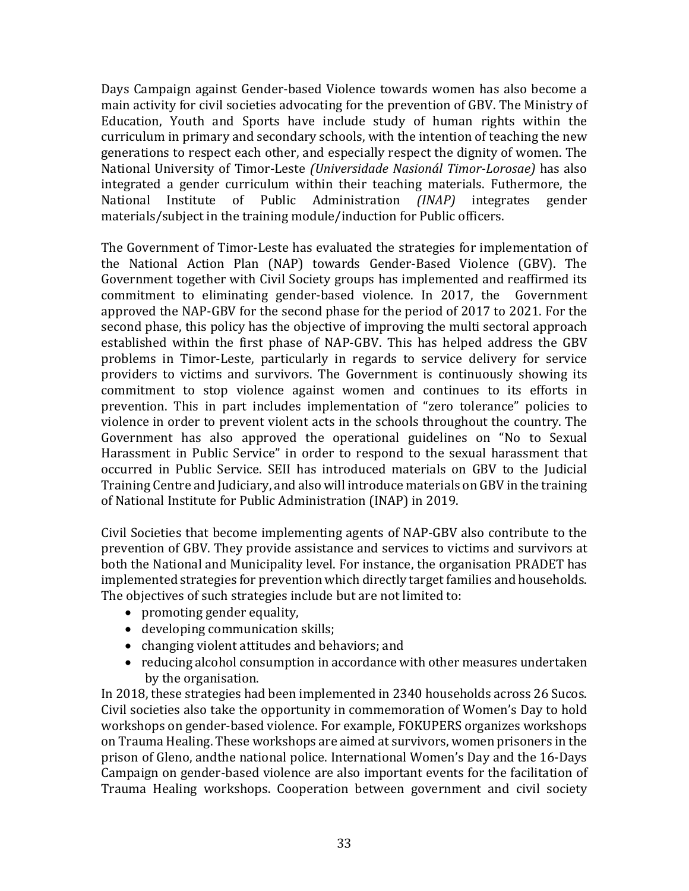Days Campaign against Gender-based Violence towards women has also become a main activity for civil societies advocating for the prevention of GBV. The Ministry of Education, Youth and Sports have include study of human rights within the curriculum in primary and secondary schools, with the intention of teaching the new generations to respect each other, and especially respect the dignity of women. The National University of Timor-Leste *(Universidade Nasionál Timor-Lorosae)* has also integrated a gender curriculum within their teaching materials. Futhermore, the National Institute of Public Administration *(INAP)* integrates gender materials/subject in the training module/induction for Public officers.

The Government of Timor-Leste has evaluated the strategies for implementation of the National Action Plan (NAP) towards Gender-Based Violence (GBV). The Government together with Civil Society groups has implemented and reaffirmed its commitment to eliminating gender-based violence. In 2017, the Government approved the NAP-GBV for the second phase for the period of 2017 to 2021. For the second phase, this policy has the objective of improving the multi sectoral approach established within the first phase of NAP-GBV. This has helped address the GBV problems in Timor-Leste, particularly in regards to service delivery for service providers to victims and survivors. The Government is continuously showing its commitment to stop violence against women and continues to its efforts in prevention. This in part includes implementation of "zero tolerance" policies to violence in order to prevent violent acts in the schools throughout the country. The Government has also approved the operational guidelines on "No to Sexual Harassment in Public Service" in order to respond to the sexual harassment that occurred in Public Service. SEII has introduced materials on GBV to the Judicial Training Centre and Judiciary, and also will introduce materials on GBV in the training of National Institute for Public Administration (INAP) in 2019.

Civil Societies that become implementing agents of NAP-GBV also contribute to the prevention of GBV. They provide assistance and services to victims and survivors at both the National and Municipality level. For instance, the organisation PRADET has implemented strategies for prevention which directly target families and households. The objectives of such strategies include but are not limited to:

- promoting gender equality,
- developing communication skills;
- changing violent attitudes and behaviors; and
- reducing alcohol consumption in accordance with other measures undertaken by the organisation.

In 2018, these strategies had been implemented in 2340 households across 26 Sucos. Civil societies also take the opportunity in commemoration of Women's Day to hold workshops on gender-based violence. For example, FOKUPERS organizes workshops on Trauma Healing. These workshops are aimed at survivors, women prisoners in the prison of Gleno, andthe national police. International Women's Day and the 16-Days Campaign on gender-based violence are also important events for the facilitation of Trauma Healing workshops. Cooperation between government and civil society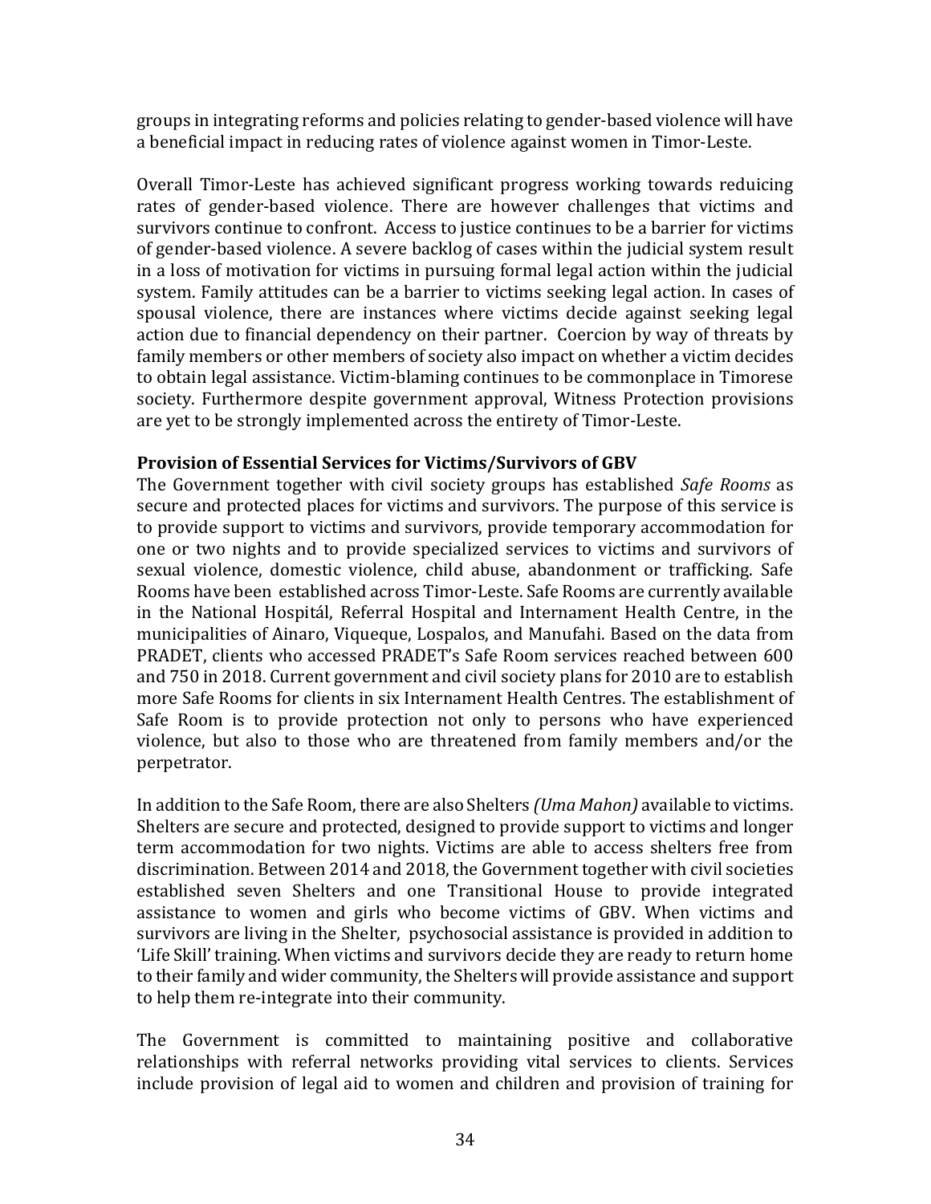groups in integrating reforms and policies relating to gender-based violence will have a beneficial impact in reducing rates of violence against women in Timor-Leste.

Overall Timor-Leste has achieved significant progress working towards reduicing rates of gender-based violence. There are however challenges that victims and survivors continue to confront. Access to justice continues to be a barrier for victims of gender-based violence. A severe backlog of cases within the judicial system result in a loss of motivation for victims in pursuing formal legal action within the judicial system. Family attitudes can be a barrier to victims seeking legal action. In cases of spousal violence, there are instances where victims decide against seeking legal action due to financial dependency on their partner. Coercion by way of threats by family members or other members of society also impact on whether a victim decides to obtain legal assistance. Victim-blaming continues to be commonplace in Timorese society. Furthermore despite government approval, Witness Protection provisions are yet to be strongly implemented across the entirety of Timor-Leste.

**Provision of Essential Services for Victims/Survivors of GBV**

The Government together with civil society groups has established *Safe Rooms* as secure and protected places for victims and survivors. The purpose of this service is to provide support to victims and survivors, provide temporary accommodation for one or two nights and to provide specialized services to victims and survivors of sexual violence, domestic violence, child abuse, abandonment or trafficking. Safe Rooms have been established across Timor-Leste. Safe Rooms are currently available in the National Hospitál, Referral Hospital and Internament Health Centre, in the municipalities of Ainaro, Viqueque, Lospalos, and Manufahi. Based on the data from PRADET, clients who accessed PRADET's Safe Room services reached between 600 and 750 in 2018. Current government and civil society plans for 2010 are to establish more Safe Rooms for clients in six Internament Health Centres. The establishment of Safe Room is to provide protection not only to persons who have experienced violence, but also to those who are threatened from family members and/or the perpetrator.

In addition to the Safe Room, there are also Shelters *(Uma Mahon)* available to victims. Shelters are secure and protected, designed to provide support to victims and longer term accommodation for two nights. Victims are able to access shelters free from discrimination. Between 2014 and 2018, the Government together with civil societies established seven Shelters and one Transitional House to provide integrated assistance to women and girls who become victims of GBV. When victims and survivors are living in the Shelter, psychosocial assistance is provided in addition to 'Life Skill' training. When victims and survivors decide they are ready to return home to their family and wider community, the Shelters will provide assistance and support to help them re-integrate into their community.

The Government is committed to maintaining positive and collaborative relationships with referral networks providing vital services to clients. Services include provision of legal aid to women and children and provision of training for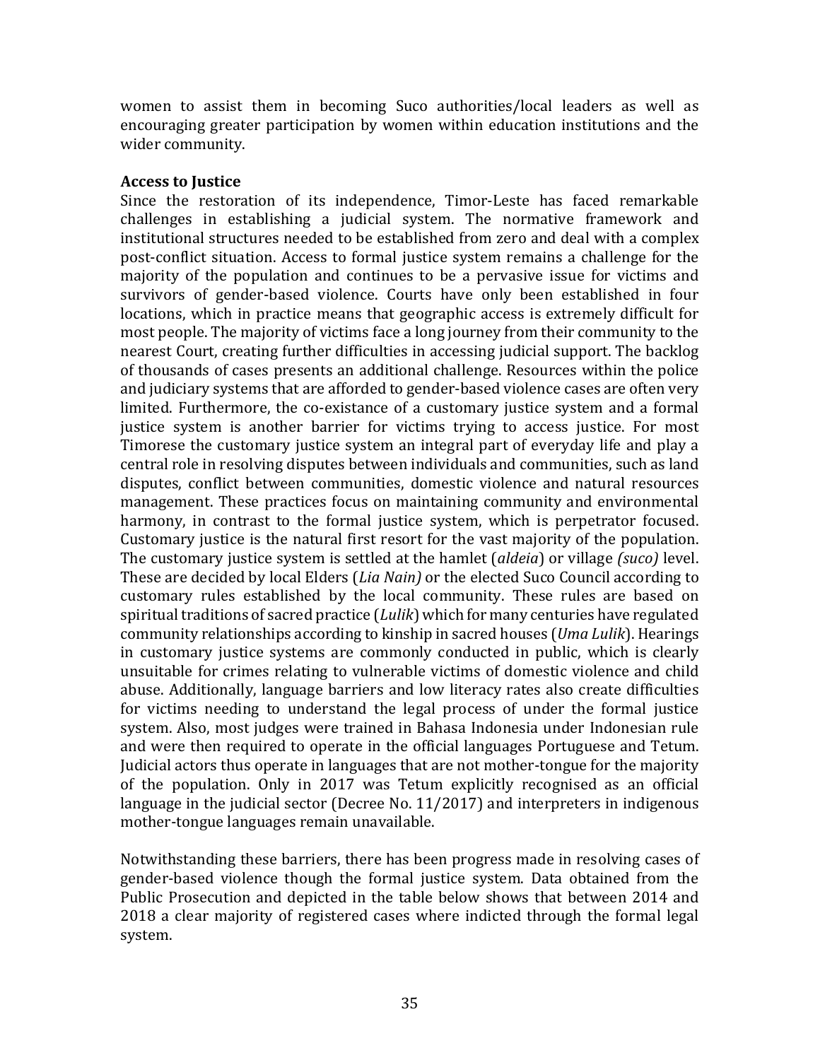women to assist them in becoming Suco authorities/local leaders as well as encouraging greater participation by women within education institutions and the wider community.

**Access to Justice**

Since the restoration of its independence, Timor-Leste has faced remarkable challenges in establishing a judicial system. The normative framework and institutional structures needed to be established from zero and deal with a complex post-conflict situation. Access to formal justice system remains a challenge for the majority of the population and continues to be a pervasive issue for victims and survivors of gender-based violence. Courts have only been established in four locations, which in practice means that geographic access is extremely difficult for most people. The majority of victims face a long journey from their community to the nearest Court, creating further difficulties in accessing judicial support. The backlog of thousands of cases presents an additional challenge. Resources within the police and judiciary systems that are afforded to gender-based violence cases are often very limited. Furthermore, the co-existance of a customary justice system and a formal justice system is another barrier for victims trying to access justice. For most Timorese the customary justice system an integral part of everyday life and play a central role in resolving disputes between individuals and communities, such as land disputes, conflict between communities, domestic violence and natural resources management. These practices focus on maintaining community and environmental harmony, in contrast to the formal justice system, which is perpetrator focused. Customary justice is the natural first resort for the vast majority of the population. The customary justice system is settled at the hamlet (*aldeia*) or village *(suco)* level. These are decided by local Elders (*Lia Nain)* or the elected Suco Council according to customary rules established by the local community. These rules are based on spiritual traditions of sacred practice (*Lulik*) which for many centuries have regulated community relationships according to kinship in sacred houses (*Uma Lulik*). Hearings in customary justice systems are commonly conducted in public, which is clearly unsuitable for crimes relating to vulnerable victims of domestic violence and child abuse. Additionally, language barriers and low literacy rates also create difficulties for victims needing to understand the legal process of under the formal justice system. Also, most judges were trained in Bahasa Indonesia under Indonesian rule and were then required to operate in the official languages Portuguese and Tetum. Judicial actors thus operate in languages that are not mother-tongue for the majority of the population. Only in 2017 was Tetum explicitly recognised as an official language in the judicial sector (Decree No. 11/2017) and interpreters in indigenous mother-tongue languages remain unavailable.

Notwithstanding these barriers, there has been progress made in resolving cases of gender-based violence though the formal justice system. Data obtained from the Public Prosecution and depicted in the table below shows that between 2014 and 2018 a clear majority of registered cases where indicted through the formal legal system.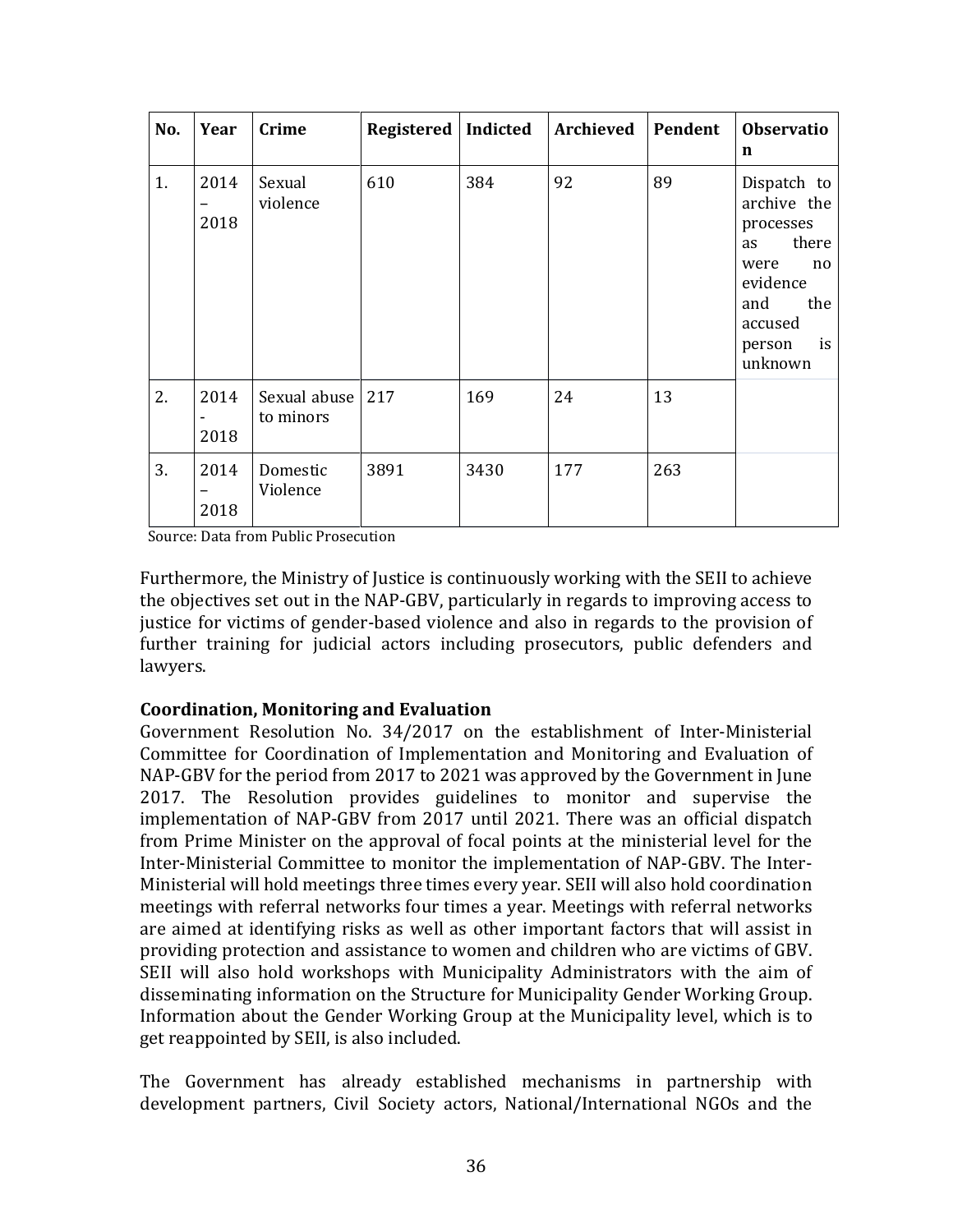| No. | Year | Crime | Registered | Indicted | Archieved | Pendent | Observation |
|---|---|---|---|---|---|---|---|
| 1. | 2014 – 2018 | Sexual violence | 610 | 384 | 92 | 89 | Dispatch to archive the processes as there were no evidence and the accused person is unknown |
| 2. | 2014 - 2018 | Sexual abuse to minors | 217 | 169 | 24 | 13 | |
| 3. | 2014 – 2018 | Domestic Violence | 3891 | 3430 | 177 | 263 | |

Source: Data from Public Prosecution

Furthermore, the Ministry of Justice is continuously working with the SEII to achieve the objectives set out in the NAP-GBV, particularly in regards to improving access to justice for victims of gender-based violence and also in regards to the provision of further training for judicial actors including prosecutors, public defenders and lawyers.

**Coordination, Monitoring and Evaluation**

Government Resolution No. 34/2017 on the establishment of Inter-Ministerial Committee for Coordination of Implementation and Monitoring and Evaluation of NAP-GBV for the period from 2017 to 2021 was approved by the Government in June 2017. The Resolution provides guidelines to monitor and supervise the implementation of NAP-GBV from 2017 until 2021. There was an official dispatch from Prime Minister on the approval of focal points at the ministerial level for the Inter-Ministerial Committee to monitor the implementation of NAP-GBV. The Inter-Ministerial will hold meetings three times every year. SEII will also hold coordination meetings with referral networks four times a year. Meetings with referral networks are aimed at identifying risks as well as other important factors that will assist in providing protection and assistance to women and children who are victims of GBV. SEII will also hold workshops with Municipality Administrators with the aim of disseminating information on the Structure for Municipality Gender Working Group. Information about the Gender Working Group at the Municipality level, which is to get reappointed by SEII, is also included.

The Government has already established mechanisms in partnership with development partners, Civil Society actors, National/International NGOs and the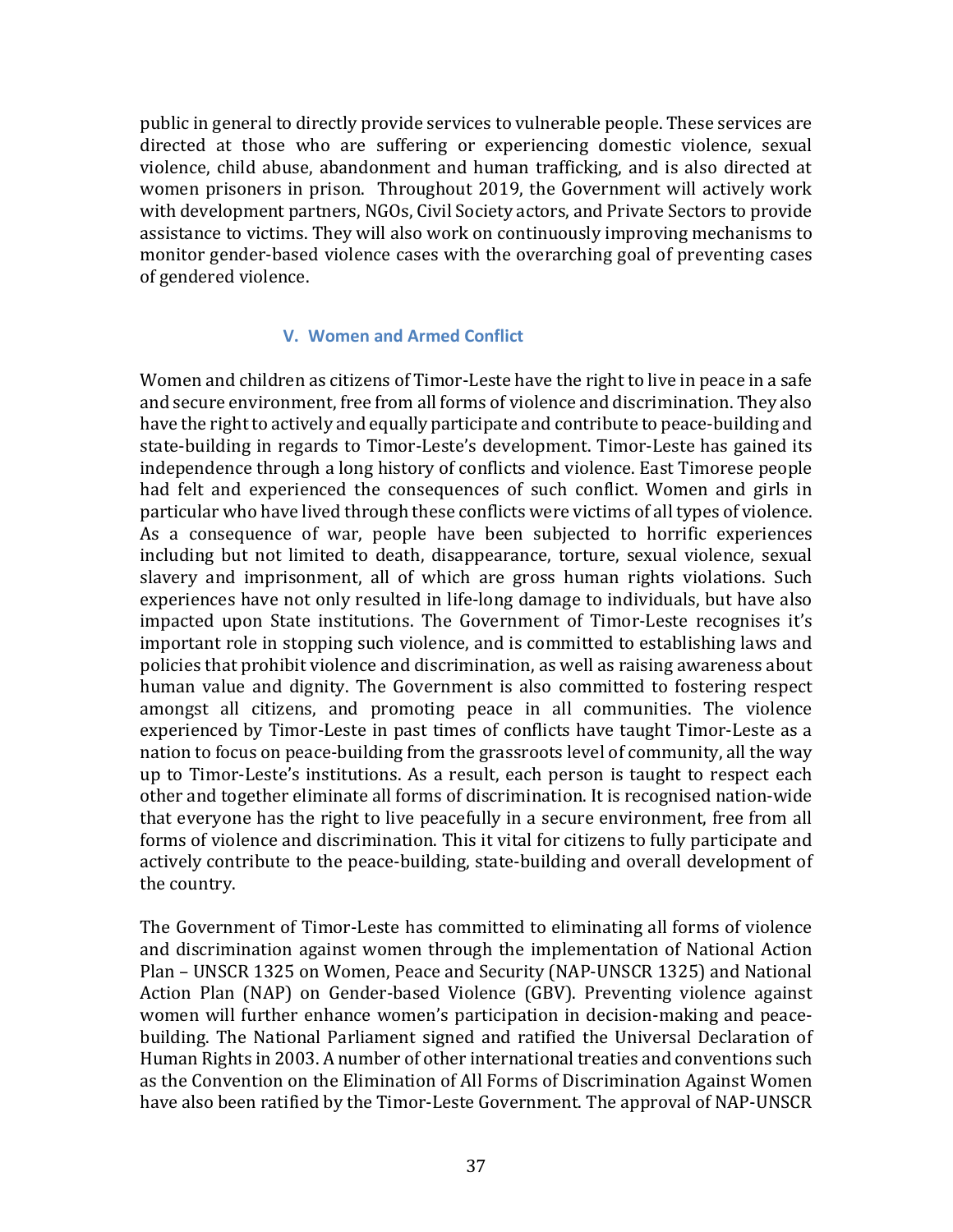public in general to directly provide services to vulnerable people. These services are directed at those who are suffering or experiencing domestic violence, sexual violence, child abuse, abandonment and human trafficking, and is also directed at women prisoners in prison. Throughout 2019, the Government will actively work with development partners, NGOs, Civil Society actors, and Private Sectors to provide assistance to victims. They will also work on continuously improving mechanisms to monitor gender-based violence cases with the overarching goal of preventing cases of gendered violence.

### V. Women and Armed Conflict

Women and children as citizens of Timor-Leste have the right to live in peace in a safe and secure environment, free from all forms of violence and discrimination. They also have the right to actively and equally participate and contribute to peace-building and state-building in regards to Timor-Leste's development. Timor-Leste has gained its independence through a long history of conflicts and violence. East Timorese people had felt and experienced the consequences of such conflict. Women and girls in particular who have lived through these conflicts were victims of all types of violence. As a consequence of war, people have been subjected to horrific experiences including but not limited to death, disappearance, torture, sexual violence, sexual slavery and imprisonment, all of which are gross human rights violations. Such experiences have not only resulted in life-long damage to individuals, but have also impacted upon State institutions. The Government of Timor-Leste recognises it's important role in stopping such violence, and is committed to establishing laws and policies that prohibit violence and discrimination, as well as raising awareness about human value and dignity. The Government is also committed to fostering respect amongst all citizens, and promoting peace in all communities. The violence experienced by Timor-Leste in past times of conflicts have taught Timor-Leste as a nation to focus on peace-building from the grassroots level of community, all the way up to Timor-Leste's institutions. As a result, each person is taught to respect each other and together eliminate all forms of discrimination. It is recognised nation-wide that everyone has the right to live peacefully in a secure environment, free from all forms of violence and discrimination. This it vital for citizens to fully participate and actively contribute to the peace-building, state-building and overall development of the country.

The Government of Timor-Leste has committed to eliminating all forms of violence and discrimination against women through the implementation of National Action Plan – UNSCR 1325 on Women, Peace and Security (NAP-UNSCR 1325) and National Action Plan (NAP) on Gender-based Violence (GBV). Preventing violence against women will further enhance women's participation in decision-making and peace-building. The National Parliament signed and ratified the Universal Declaration of Human Rights in 2003. A number of other international treaties and conventions such as the Convention on the Elimination of All Forms of Discrimination Against Women have also been ratified by the Timor-Leste Government. The approval of NAP-UNSCR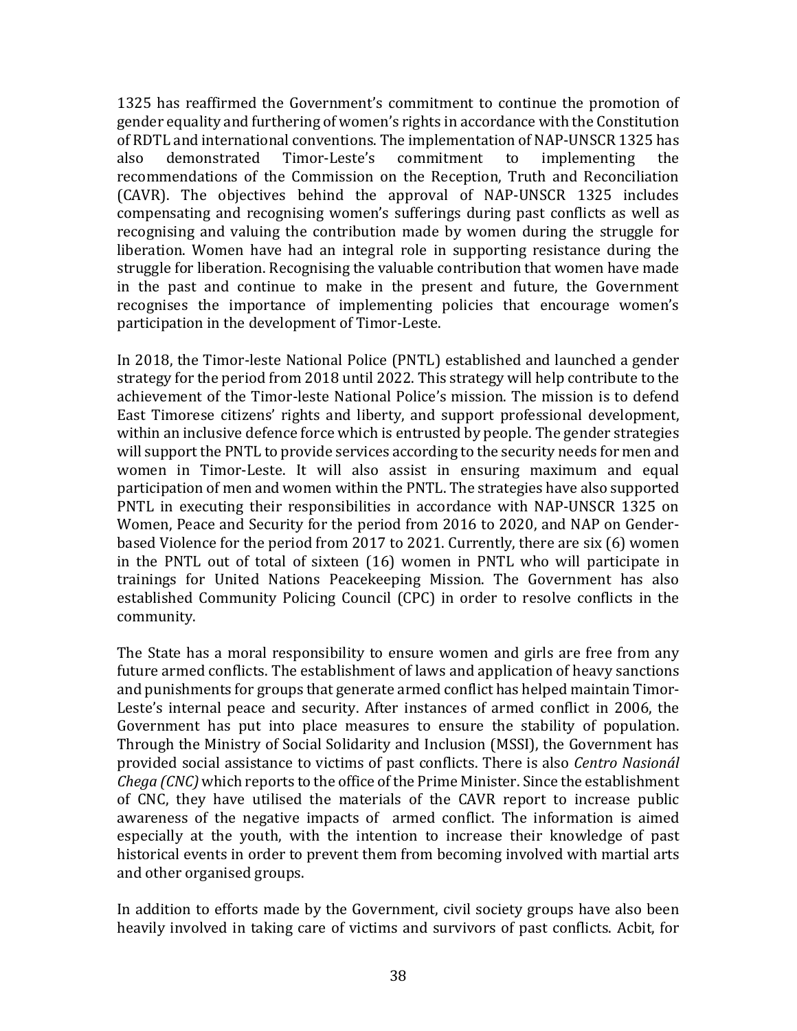1325 has reaffirmed the Government's commitment to continue the promotion of gender equality and furthering of women's rights in accordance with the Constitution of RDTL and international conventions. The implementation of NAP-UNSCR 1325 has also demonstrated Timor-Leste's commitment to implementing the recommendations of the Commission on the Reception, Truth and Reconciliation (CAVR). The objectives behind the approval of NAP-UNSCR 1325 includes compensating and recognising women's sufferings during past conflicts as well as recognising and valuing the contribution made by women during the struggle for liberation. Women have had an integral role in supporting resistance during the struggle for liberation. Recognising the valuable contribution that women have made in the past and continue to make in the present and future, the Government recognises the importance of implementing policies that encourage women's participation in the development of Timor-Leste.

In 2018, the Timor-leste National Police (PNTL) established and launched a gender strategy for the period from 2018 until 2022. This strategy will help contribute to the achievement of the Timor-leste National Police's mission. The mission is to defend East Timorese citizens' rights and liberty, and support professional development, within an inclusive defence force which is entrusted by people. The gender strategies will support the PNTL to provide services according to the security needs for men and women in Timor-Leste. It will also assist in ensuring maximum and equal participation of men and women within the PNTL. The strategies have also supported PNTL in executing their responsibilities in accordance with NAP-UNSCR 1325 on Women, Peace and Security for the period from 2016 to 2020, and NAP on Gender-based Violence for the period from 2017 to 2021. Currently, there are six (6) women in the PNTL out of total of sixteen (16) women in PNTL who will participate in trainings for United Nations Peacekeeping Mission. The Government has also established Community Policing Council (CPC) in order to resolve conflicts in the community.

The State has a moral responsibility to ensure women and girls are free from any future armed conflicts. The establishment of laws and application of heavy sanctions and punishments for groups that generate armed conflict has helped maintain Timor-Leste's internal peace and security. After instances of armed conflict in 2006, the Government has put into place measures to ensure the stability of population. Through the Ministry of Social Solidarity and Inclusion (MSSI), the Government has provided social assistance to victims of past conflicts. There is also *Centro Nasionál Chega (CNC)* which reports to the office of the Prime Minister. Since the establishment of CNC, they have utilised the materials of the CAVR report to increase public awareness of the negative impacts of armed conflict. The information is aimed especially at the youth, with the intention to increase their knowledge of past historical events in order to prevent them from becoming involved with martial arts and other organised groups.

In addition to efforts made by the Government, civil society groups have also been heavily involved in taking care of victims and survivors of past conflicts. Acbit, for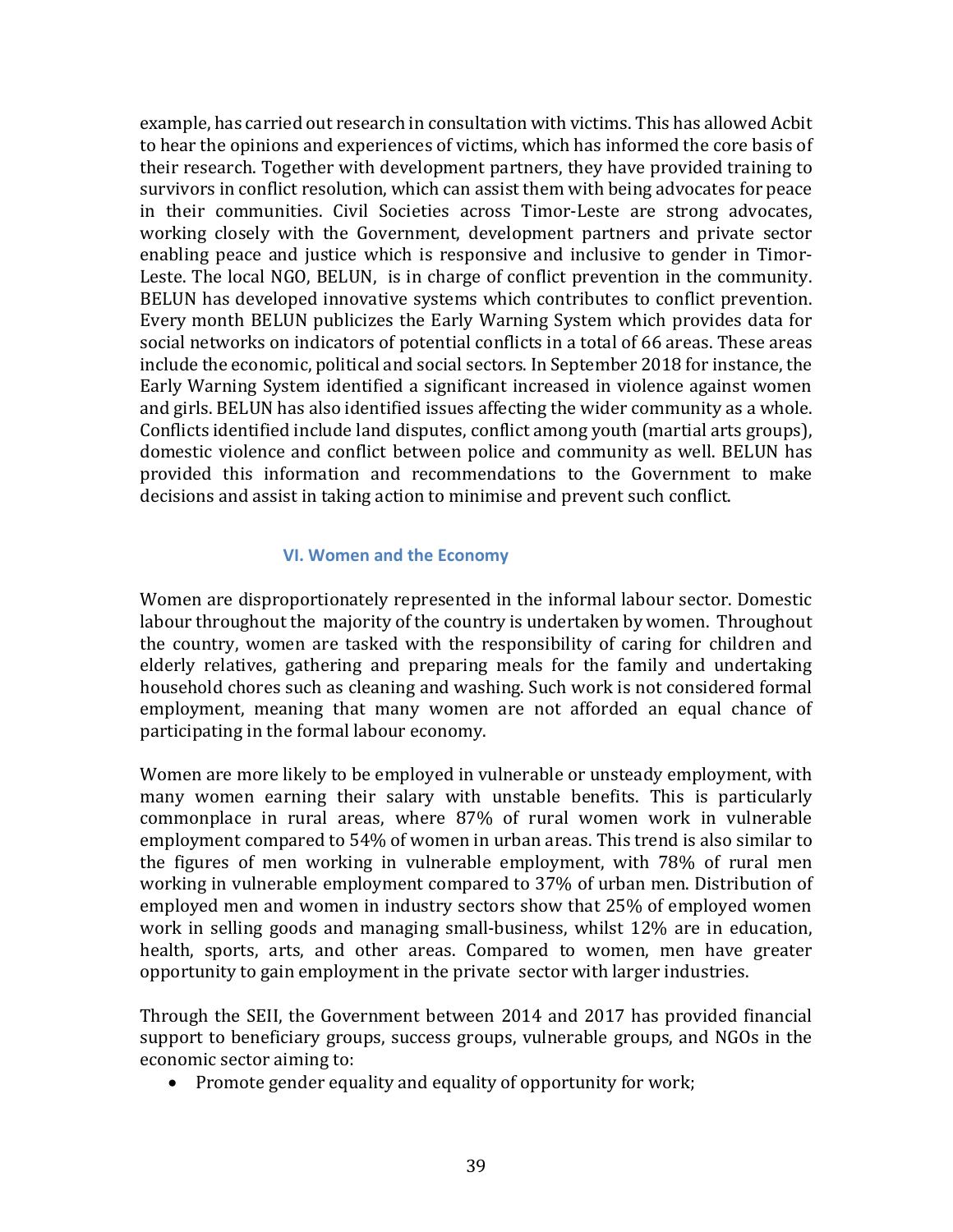example, has carried out research in consultation with victims. This has allowed Acbit to hear the opinions and experiences of victims, which has informed the core basis of their research. Together with development partners, they have provided training to survivors in conflict resolution, which can assist them with being advocates for peace in their communities. Civil Societies across Timor-Leste are strong advocates, working closely with the Government, development partners and private sector enabling peace and justice which is responsive and inclusive to gender in Timor-Leste. The local NGO, BELUN, is in charge of conflict prevention in the community. BELUN has developed innovative systems which contributes to conflict prevention. Every month BELUN publicizes the Early Warning System which provides data for social networks on indicators of potential conflicts in a total of 66 areas. These areas include the economic, political and social sectors. In September 2018 for instance, the Early Warning System identified a significant increased in violence against women and girls. BELUN has also identified issues affecting the wider community as a whole. Conflicts identified include land disputes, conflict among youth (martial arts groups), domestic violence and conflict between police and community as well. BELUN has provided this information and recommendations to the Government to make decisions and assist in taking action to minimise and prevent such conflict.

## VI. Women and the Economy

Women are disproportionately represented in the informal labour sector. Domestic labour throughout the majority of the country is undertaken by women. Throughout the country, women are tasked with the responsibility of caring for children and elderly relatives, gathering and preparing meals for the family and undertaking household chores such as cleaning and washing. Such work is not considered formal employment, meaning that many women are not afforded an equal chance of participating in the formal labour economy.

Women are more likely to be employed in vulnerable or unsteady employment, with many women earning their salary with unstable benefits. This is particularly commonplace in rural areas, where 87% of rural women work in vulnerable employment compared to 54% of women in urban areas. This trend is also similar to the figures of men working in vulnerable employment, with 78% of rural men working in vulnerable employment compared to 37% of urban men. Distribution of employed men and women in industry sectors show that 25% of employed women work in selling goods and managing small-business, whilst 12% are in education, health, sports, arts, and other areas. Compared to women, men have greater opportunity to gain employment in the private sector with larger industries.

Through the SEII, the Government between 2014 and 2017 has provided financial support to beneficiary groups, success groups, vulnerable groups, and NGOs in the economic sector aiming to:

- Promote gender equality and equality of opportunity for work;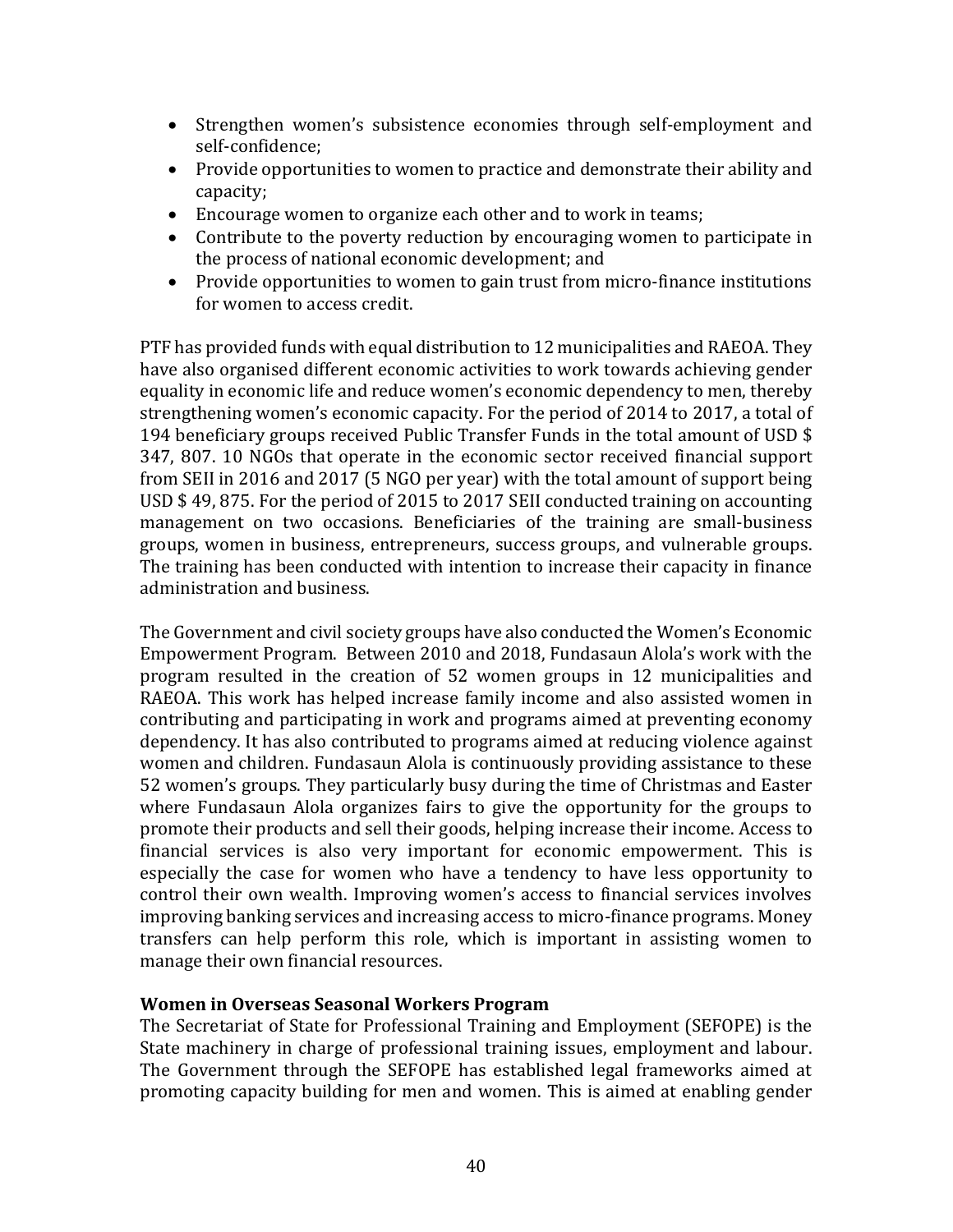- Strengthen women's subsistence economies through self-employment and self-confidence;
- Provide opportunities to women to practice and demonstrate their ability and capacity;
- Encourage women to organize each other and to work in teams;
- Contribute to the poverty reduction by encouraging women to participate in the process of national economic development; and
- Provide opportunities to women to gain trust from micro-finance institutions for women to access credit.

PTF has provided funds with equal distribution to 12 municipalities and RAEOA. They have also organised different economic activities to work towards achieving gender equality in economic life and reduce women's economic dependency to men, thereby strengthening women's economic capacity. For the period of 2014 to 2017, a total of 194 beneficiary groups received Public Transfer Funds in the total amount of USD $ 347, 807. 10 NGOs that operate in the economic sector received financial support from SEII in 2016 and 2017 (5 NGO per year) with the total amount of support being USD $ 49, 875. For the period of 2015 to 2017 SEII conducted training on accounting management on two occasions. Beneficiaries of the training are small-business groups, women in business, entrepreneurs, success groups, and vulnerable groups. The training has been conducted with intention to increase their capacity in finance administration and business.

The Government and civil society groups have also conducted the Women's Economic Empowerment Program. Between 2010 and 2018, Fundasaun Alola's work with the program resulted in the creation of 52 women groups in 12 municipalities and RAEOA. This work has helped increase family income and also assisted women in contributing and participating in work and programs aimed at preventing economy dependency. It has also contributed to programs aimed at reducing violence against women and children. Fundasaun Alola is continuously providing assistance to these 52 women's groups. They particularly busy during the time of Christmas and Easter where Fundasaun Alola organizes fairs to give the opportunity for the groups to promote their products and sell their goods, helping increase their income. Access to financial services is also very important for economic empowerment. This is especially the case for women who have a tendency to have less opportunity to control their own wealth. Improving women's access to financial services involves improving banking services and increasing access to micro-finance programs. Money transfers can help perform this role, which is important in assisting women to manage their own financial resources.

**Women in Overseas Seasonal Workers Program**

The Secretariat of State for Professional Training and Employment (SEFOPE) is the State machinery in charge of professional training issues, employment and labour. The Government through the SEFOPE has established legal frameworks aimed at promoting capacity building for men and women. This is aimed at enabling gender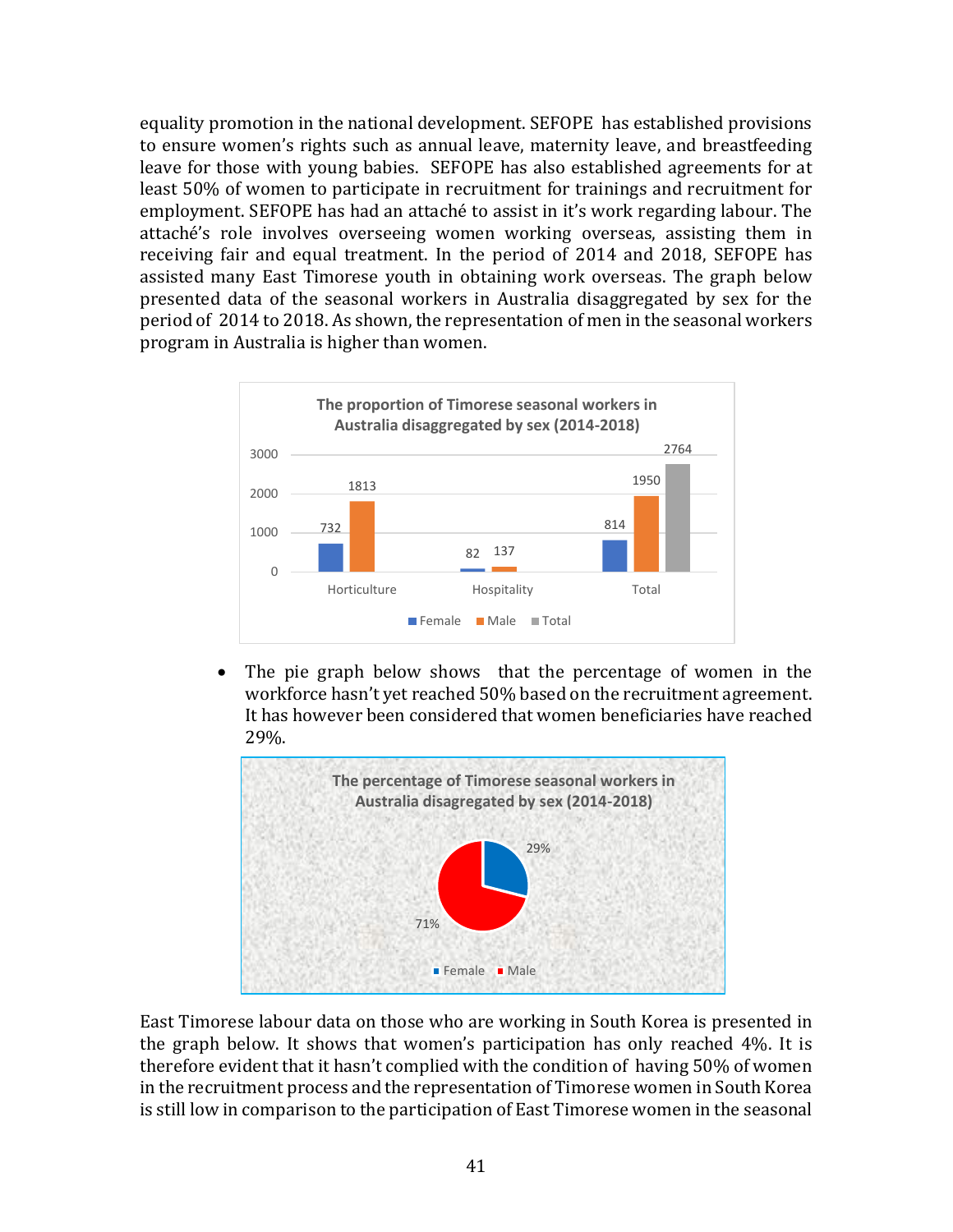equality promotion in the national development. SEFOPE has established provisions to ensure women's rights such as annual leave, maternity leave, and breastfeeding leave for those with young babies. SEFOPE has also established agreements for at least 50% of women to participate in recruitment for trainings and recruitment for employment. SEFOPE has had an attaché to assist in it's work regarding labour. The attaché's role involves overseeing women working overseas, assisting them in receiving fair and equal treatment. In the period of 2014 and 2018, SEFOPE has assisted many East Timorese youth in obtaining work overseas. The graph below presented data of the seasonal workers in Australia disaggregated by sex for the period of 2014 to 2018. As shown, the representation of men in the seasonal workers program in Australia is higher than women.

**The proportion of Timorese seasonal workers in Australia disaggregated by sex (2014-2018)**

| | Female | Male | Total |
|---|---|---|---|
| Horticulture | 732 | 1813 | |
| Hospitality | 82 | 137 | |
| Total | 814 | 1950 | 2764 |

- The pie graph below shows that the percentage of women in the workforce hasn't yet reached 50% based on the recruitment agreement. It has however been considered that women beneficiaries have reached 29%.

**The percentage of Timorese seasonal workers in Australia disagregated by sex (2014-2018)**

| Sex | Percentage |
|---|---|
| Female | 29% |
| Male | 71% |

East Timorese labour data on those who are working in South Korea is presented in the graph below. It shows that women's participation has only reached 4%. It is therefore evident that it hasn't complied with the condition of having 50% of women in the recruitment process and the representation of Timorese women in South Korea is still low in comparison to the participation of East Timorese women in the seasonal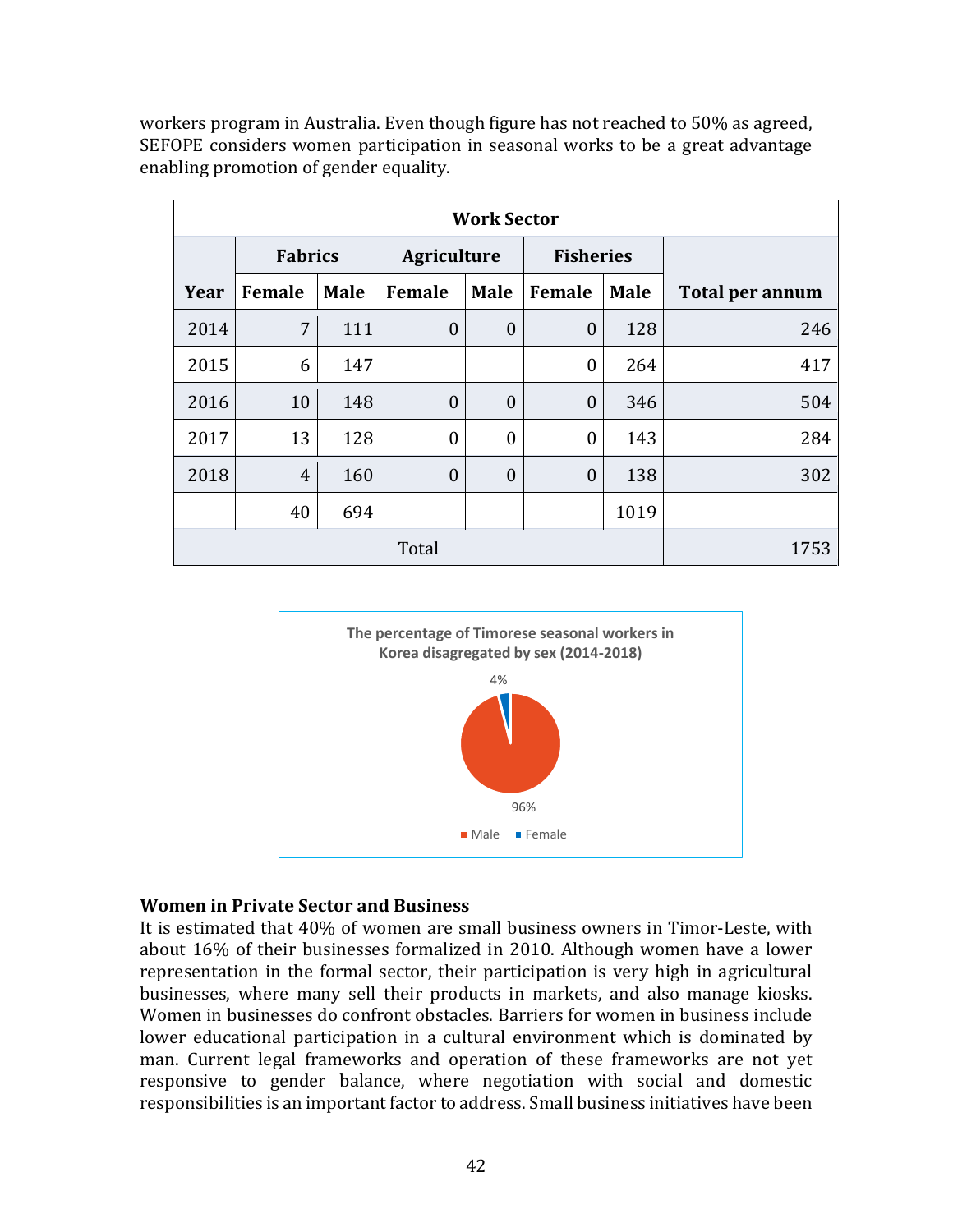workers program in Australia. Even though figure has not reached to 50% as agreed, SEFOPE considers women participation in seasonal works to be a great advantage enabling promotion of gender equality.

| Work Sector | | | | | | | |
|---|---|---|---|---|---|---|---|
| | Fabrics | | Agriculture | | Fisheries | | |
| Year | Female | Male | Female | Male | Female | Male | Total per annum |
| 2014 | 7 | 111 | 0 | 0 | 0 | 128 | 246 |
| 2015 | 6 | 147 | | | 0 | 264 | 417 |
| 2016 | 10 | 148 | 0 | 0 | 0 | 346 | 504 |
| 2017 | 13 | 128 | 0 | 0 | 0 | 143 | 284 |
| 2018 | 4 | 160 | 0 | 0 | 0 | 138 | 302 |
| | 40 | 694 | | | | 1019 | |
| Total | | | | | | | 1753 |

**The percentage of Timorese seasonal workers in Korea disagregated by sex (2014-2018)**

| Sex | Percentage |
|---|---|
| Male | 96% |
| Female | 4% |

### Women in Private Sector and Business

It is estimated that 40% of women are small business owners in Timor-Leste, with about 16% of their businesses formalized in 2010. Although women have a lower representation in the formal sector, their participation is very high in agricultural businesses, where many sell their products in markets, and also manage kiosks. Women in businesses do confront obstacles. Barriers for women in business include lower educational participation in a cultural environment which is dominated by man. Current legal frameworks and operation of these frameworks are not yet responsive to gender balance, where negotiation with social and domestic responsibilities is an important factor to address. Small business initiatives have been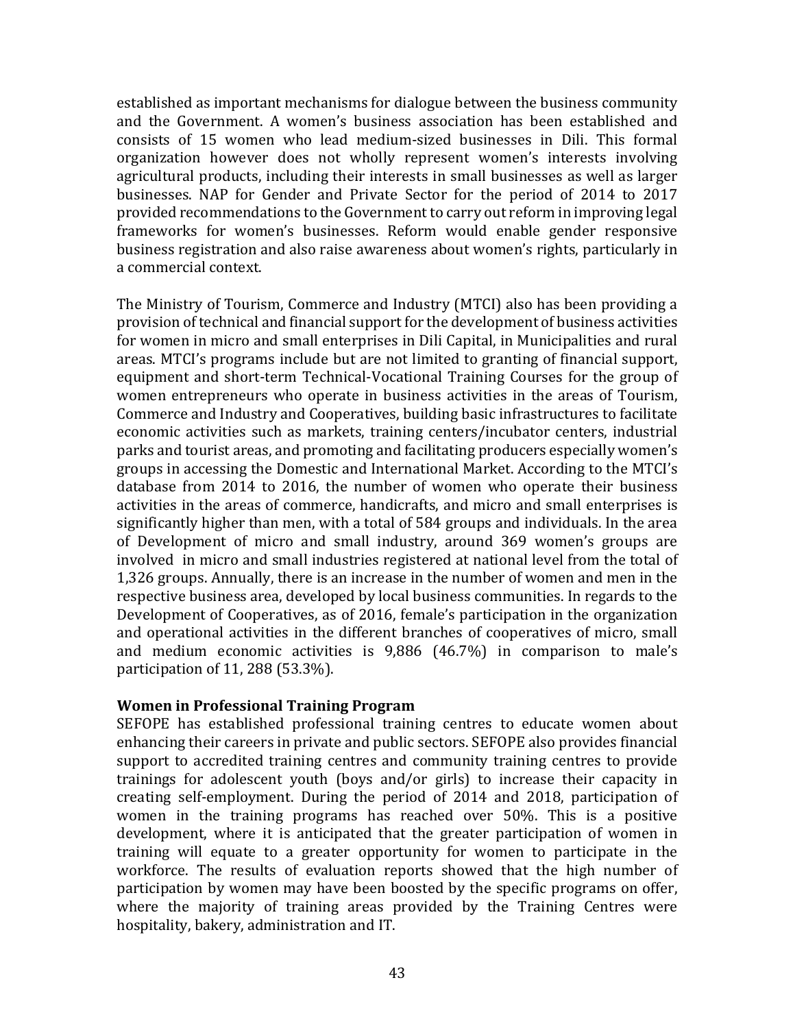established as important mechanisms for dialogue between the business community and the Government. A women's business association has been established and consists of 15 women who lead medium-sized businesses in Dili. This formal organization however does not wholly represent women's interests involving agricultural products, including their interests in small businesses as well as larger businesses. NAP for Gender and Private Sector for the period of 2014 to 2017 provided recommendations to the Government to carry out reform in improving legal frameworks for women's businesses. Reform would enable gender responsive business registration and also raise awareness about women's rights, particularly in a commercial context.

The Ministry of Tourism, Commerce and Industry (MTCI) also has been providing a provision of technical and financial support for the development of business activities for women in micro and small enterprises in Dili Capital, in Municipalities and rural areas. MTCI's programs include but are not limited to granting of financial support, equipment and short-term Technical-Vocational Training Courses for the group of women entrepreneurs who operate in business activities in the areas of Tourism, Commerce and Industry and Cooperatives, building basic infrastructures to facilitate economic activities such as markets, training centers/incubator centers, industrial parks and tourist areas, and promoting and facilitating producers especially women's groups in accessing the Domestic and International Market. According to the MTCI's database from 2014 to 2016, the number of women who operate their business activities in the areas of commerce, handicrafts, and micro and small enterprises is significantly higher than men, with a total of 584 groups and individuals. In the area of Development of micro and small industry, around 369 women's groups are involved in micro and small industries registered at national level from the total of 1,326 groups. Annually, there is an increase in the number of women and men in the respective business area, developed by local business communities. In regards to the Development of Cooperatives, as of 2016, female's participation in the organization and operational activities in the different branches of cooperatives of micro, small and medium economic activities is 9,886 (46.7%) in comparison to male's participation of 11, 288 (53.3%).

**Women in Professional Training Program**

SEFOPE has established professional training centres to educate women about enhancing their careers in private and public sectors. SEFOPE also provides financial support to accredited training centres and community training centres to provide trainings for adolescent youth (boys and/or girls) to increase their capacity in creating self-employment. During the period of 2014 and 2018, participation of women in the training programs has reached over 50%. This is a positive development, where it is anticipated that the greater participation of women in training will equate to a greater opportunity for women to participate in the workforce. The results of evaluation reports showed that the high number of participation by women may have been boosted by the specific programs on offer, where the majority of training areas provided by the Training Centres were hospitality, bakery, administration and IT.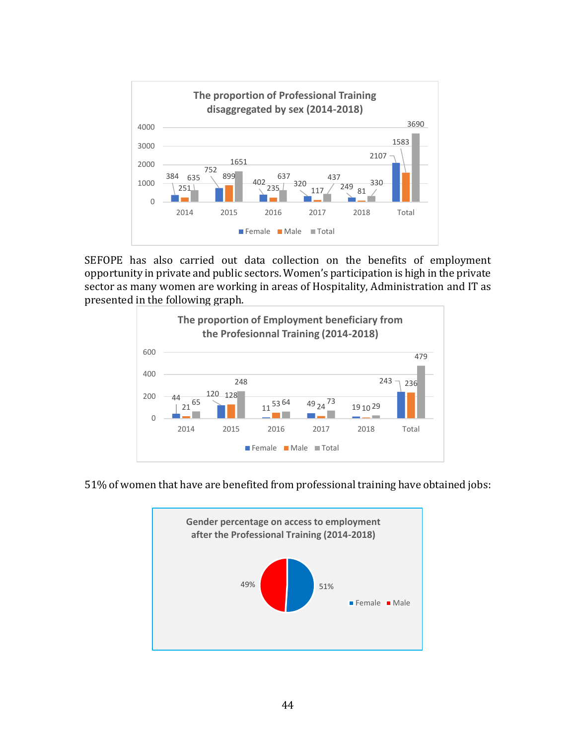**The proportion of Professional Training disaggregated by sex (2014-2018)**

| | 2014 | 2015 | 2016 | 2017 | 2018 | Total |
|---|---|---|---|---|---|---|
| Female | 384 | 752 | 402 | 320 | 249 | 2107 |
| Male | 251 | 899 | 235 | 117 | 81 | 1583 |
| Total | 635 | 1651 | 637 | 437 | 330 | 3690 |

SEFOPE has also carried out data collection on the benefits of employment opportunity in private and public sectors. Women's participation is high in the private sector as many women are working in areas of Hospitality, Administration and IT as presented in the following graph.

**The proportion of Employment beneficiary from the Profesionnal Training (2014-2018)**

| | 2014 | 2015 | 2016 | 2017 | 2018 | Total |
|---|---|---|---|---|---|---|
| Female | 44 | 120 | 11 | 49 | 19 | 243 |
| Male | 21 | 128 | 53 | 24 | 10 | 236 |
| Total | 65 | 248 | 64 | 73 | 29 | 479 |

51% of women that have are benefited from professional training have obtained jobs:

**Gender percentage on access to employment after the Professional Training (2014-2018)**

| Female | Male |
|---|---|
| 51% | 49% |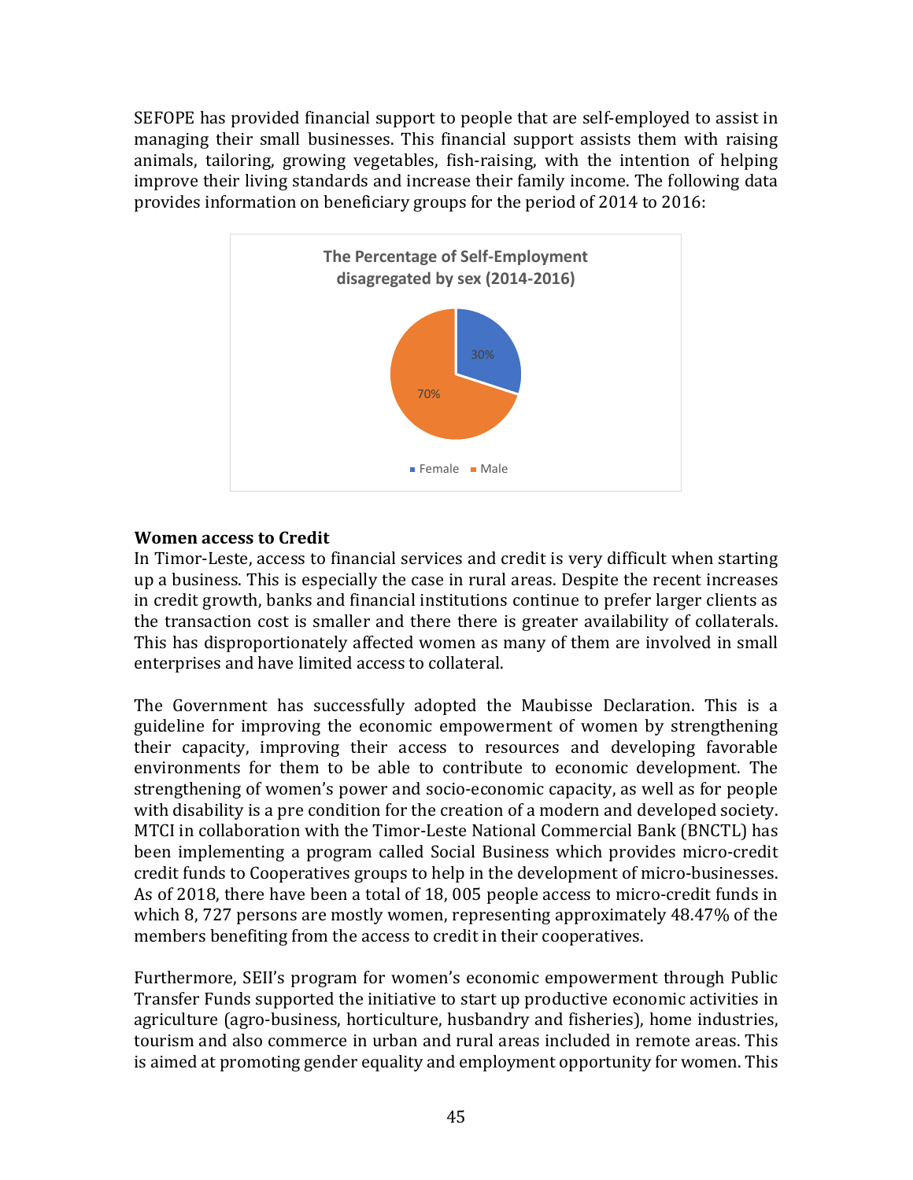SEFOPE has provided financial support to people that are self-employed to assist in managing their small businesses. This financial support assists them with raising animals, tailoring, growing vegetables, fish-raising, with the intention of helping improve their living standards and increase their family income. The following data provides information on beneficiary groups for the period of 2014 to 2016:

The Percentage of Self-Employment disagregated by sex (2014-2016)

| Sex | Percentage |
|---|---|
| Female | 30% |
| Male | 70% |

**Women access to Credit**

In Timor-Leste, access to financial services and credit is very difficult when starting up a business. This is especially the case in rural areas. Despite the recent increases in credit growth, banks and financial institutions continue to prefer larger clients as the transaction cost is smaller and there there is greater availability of collaterals. This has disproportionately affected women as many of them are involved in small enterprises and have limited access to collateral.

The Government has successfully adopted the Maubisse Declaration. This is a guideline for improving the economic empowerment of women by strengthening their capacity, improving their access to resources and developing favorable environments for them to be able to contribute to economic development. The strengthening of women's power and socio-economic capacity, as well as for people with disability is a pre condition for the creation of a modern and developed society. MTCI in collaboration with the Timor-Leste National Commercial Bank (BNCTL) has been implementing a program called Social Business which provides micro-credit credit funds to Cooperatives groups to help in the development of micro-businesses. As of 2018, there have been a total of 18, 005 people access to micro-credit funds in which 8, 727 persons are mostly women, representing approximately 48.47% of the members benefiting from the access to credit in their cooperatives.

Furthermore, SEII's program for women's economic empowerment through Public Transfer Funds supported the initiative to start up productive economic activities in agriculture (agro-business, horticulture, husbandry and fisheries), home industries, tourism and also commerce in urban and rural areas included in remote areas. This is aimed at promoting gender equality and employment opportunity for women. This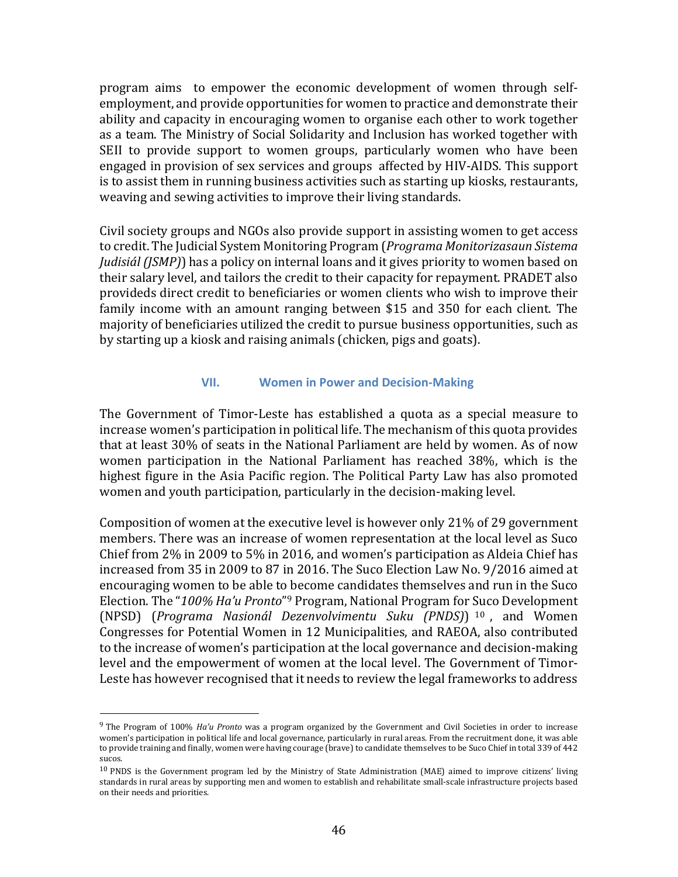program aims to empower the economic development of women through self-employment, and provide opportunities for women to practice and demonstrate their ability and capacity in encouraging women to organise each other to work together as a team. The Ministry of Social Solidarity and Inclusion has worked together with SEII to provide support to women groups, particularly women who have been engaged in provision of sex services and groups affected by HIV-AIDS. This support is to assist them in running business activities such as starting up kiosks, restaurants, weaving and sewing activities to improve their living standards.

Civil society groups and NGOs also provide support in assisting women to get access to credit. The Judicial System Monitoring Program (*Programa Monitorizasaun Sistema Judisiál (JSMP)*) has a policy on internal loans and it gives priority to women based on their salary level, and tailors the credit to their capacity for repayment. PRADET also provideds direct credit to beneficiaries or women clients who wish to improve their family income with an amount ranging between $15 and 350 for each client. The majority of beneficiaries utilized the credit to pursue business opportunities, such as by starting up a kiosk and raising animals (chicken, pigs and goats).

## VII. Women in Power and Decision-Making

The Government of Timor-Leste has established a quota as a special measure to increase women's participation in political life. The mechanism of this quota provides that at least 30% of seats in the National Parliament are held by women. As of now women participation in the National Parliament has reached 38%, which is the highest figure in the Asia Pacific region. The Political Party Law has also promoted women and youth participation, particularly in the decision-making level.

Composition of women at the executive level is however only 21% of 29 government members. There was an increase of women representation at the local level as Suco Chief from 2% in 2009 to 5% in 2016, and women's participation as Aldeia Chief has increased from 35 in 2009 to 87 in 2016. The Suco Election Law No. 9/2016 aimed at encouraging women to be able to become candidates themselves and run in the Suco Election. The "*100% Ha'u Pronto*"[9] Program, National Program for Suco Development (NPSD) (*Programa Nasionál Dezenvolvimentu Suku (PNDS)*) [10], and Women Congresses for Potential Women in 12 Municipalities, and RAEOA, also contributed to the increase of women's participation at the local governance and decision-making level and the empowerment of women at the local level. The Government of Timor-Leste has however recognised that it needs to review the legal frameworks to address

---

[9] The Program of 100% *Ha'u Pronto* was a program organized by the Government and Civil Societies in order to increase women's participation in political life and local governance, particularly in rural areas. From the recruitment done, it was able to provide training and finally, women were having courage (brave) to candidate themselves to be Suco Chief in total 339 of 442 sucos.

[10] PNDS is the Government program led by the Ministry of State Administration (MAE) aimed to improve citizens' living standards in rural areas by supporting men and women to establish and rehabilitate small-scale infrastructure projects based on their needs and priorities.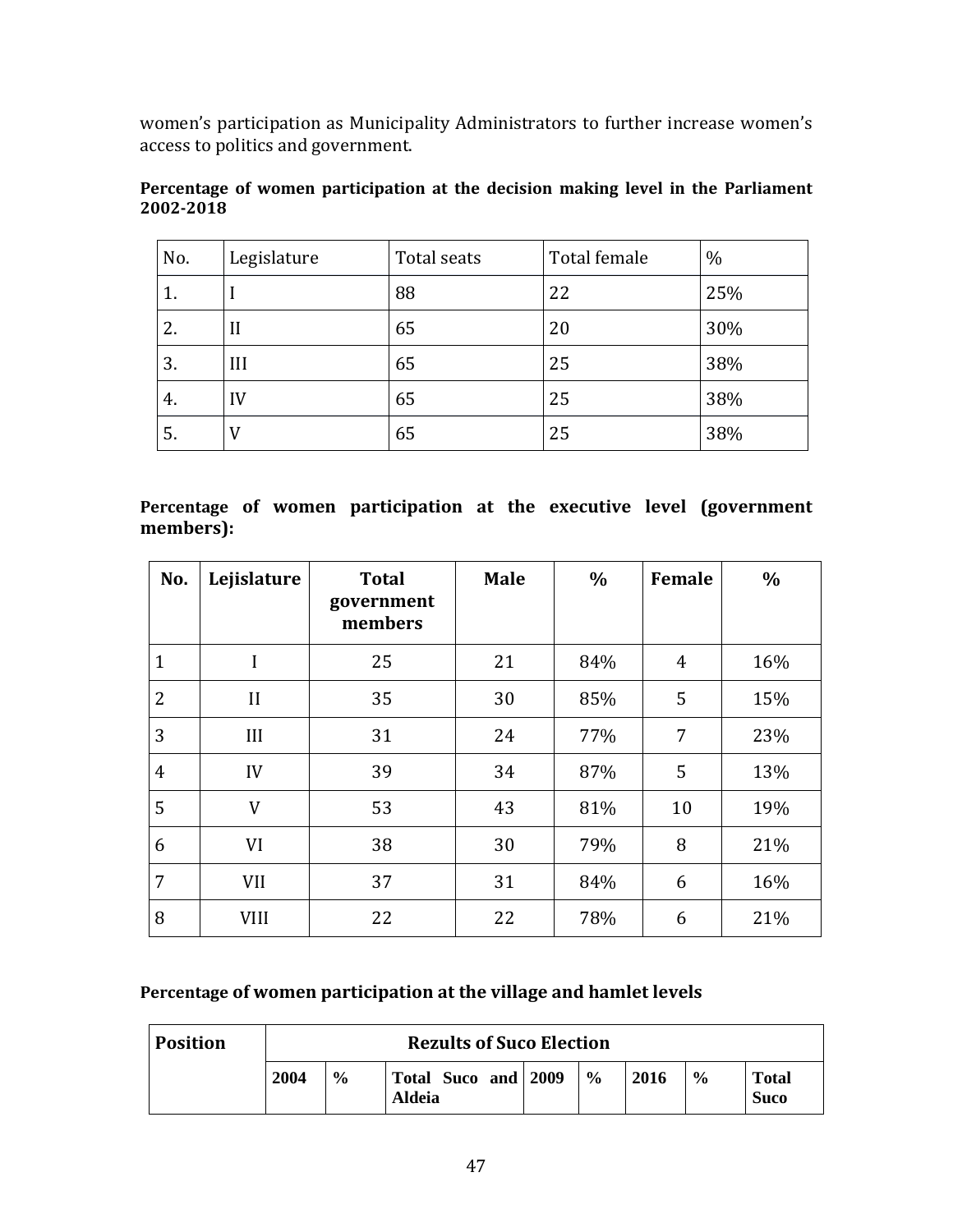women's participation as Municipality Administrators to further increase women's access to politics and government.

**Percentage of women participation at the decision making level in the Parliament 2002-2018**

| No. | Legislature | Total seats | Total female | % |
|---|---|---|---|---|
| 1. | I | 88 | 22 | 25% |
| 2. | II | 65 | 20 | 30% |
| 3. | III | 65 | 25 | 38% |
| 4. | IV | 65 | 25 | 38% |
| 5. | V | 65 | 25 | 38% |

**Percentage of women participation at the executive level (government members):**

| No. | Lejislature | Total government members | Male | % | Female | % |
|---|---|---|---|---|---|---|
| 1 | I | 25 | 21 | 84% | 4 | 16% |
| 2 | II | 35 | 30 | 85% | 5 | 15% |
| 3 | III | 31 | 24 | 77% | 7 | 23% |
| 4 | IV | 39 | 34 | 87% | 5 | 13% |
| 5 | V | 53 | 43 | 81% | 10 | 19% |
| 6 | VI | 38 | 30 | 79% | 8 | 21% |
| 7 | VII | 37 | 31 | 84% | 6 | 16% |
| 8 | VIII | 22 | 22 | 78% | 6 | 21% |

**Percentage of women participation at the village and hamlet levels**

| Position | Rezults of Suco Election | | | | | | | |
|---|---|---|---|---|---|---|---|---|
| | 2004 | % | Total Suco and Aldeia | 2009 | % | 2016 | % | Total Suco |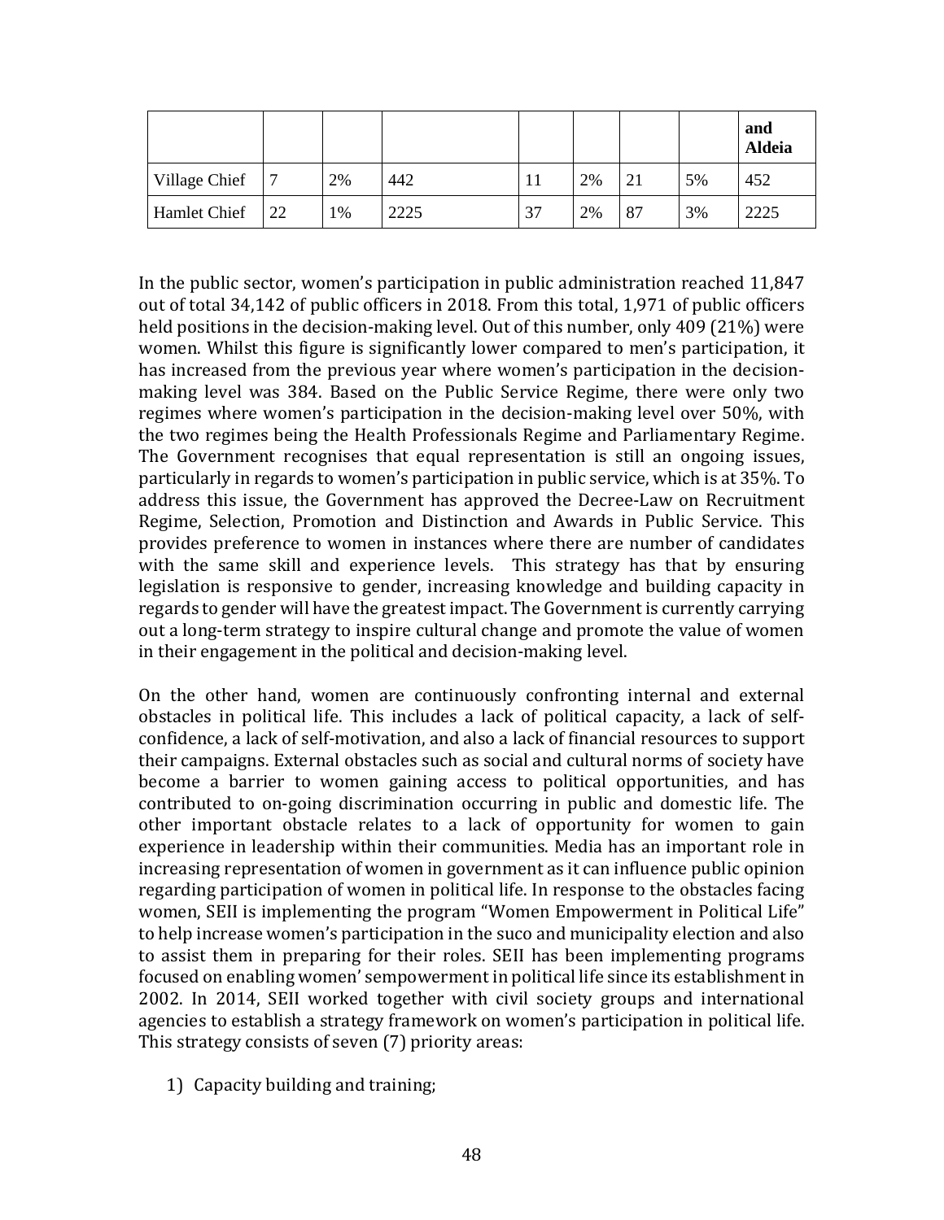| | | | | | | | | and Aldeia |
|---|---|---|---|---|---|---|---|---|
| Village Chief | 7 | 2% | 442 | 11 | 2% | 21 | 5% | 452 |
| Hamlet Chief | 22 | 1% | 2225 | 37 | 2% | 87 | 3% | 2225 |

In the public sector, women's participation in public administration reached 11,847 out of total 34,142 of public officers in 2018. From this total, 1,971 of public officers held positions in the decision-making level. Out of this number, only 409 (21%) were women. Whilst this figure is significantly lower compared to men's participation, it has increased from the previous year where women's participation in the decision-making level was 384. Based on the Public Service Regime, there were only two regimes where women's participation in the decision-making level over 50%, with the two regimes being the Health Professionals Regime and Parliamentary Regime. The Government recognises that equal representation is still an ongoing issues, particularly in regards to women's participation in public service, which is at 35%. To address this issue, the Government has approved the Decree-Law on Recruitment Regime, Selection, Promotion and Distinction and Awards in Public Service. This provides preference to women in instances where there are number of candidates with the same skill and experience levels. This strategy has that by ensuring legislation is responsive to gender, increasing knowledge and building capacity in regards to gender will have the greatest impact. The Government is currently carrying out a long-term strategy to inspire cultural change and promote the value of women in their engagement in the political and decision-making level.

On the other hand, women are continuously confronting internal and external obstacles in political life. This includes a lack of political capacity, a lack of self-confidence, a lack of self-motivation, and also a lack of financial resources to support their campaigns. External obstacles such as social and cultural norms of society have become a barrier to women gaining access to political opportunities, and has contributed to on-going discrimination occurring in public and domestic life. The other important obstacle relates to a lack of opportunity for women to gain experience in leadership within their communities. Media has an important role in increasing representation of women in government as it can influence public opinion regarding participation of women in political life. In response to the obstacles facing women, SEII is implementing the program "Women Empowerment in Political Life" to help increase women's participation in the suco and municipality election and also to assist them in preparing for their roles. SEII has been implementing programs focused on enabling women' sempowerment in political life since its establishment in 2002. In 2014, SEII worked together with civil society groups and international agencies to establish a strategy framework on women's participation in political life. This strategy consists of seven (7) priority areas:

1) Capacity building and training;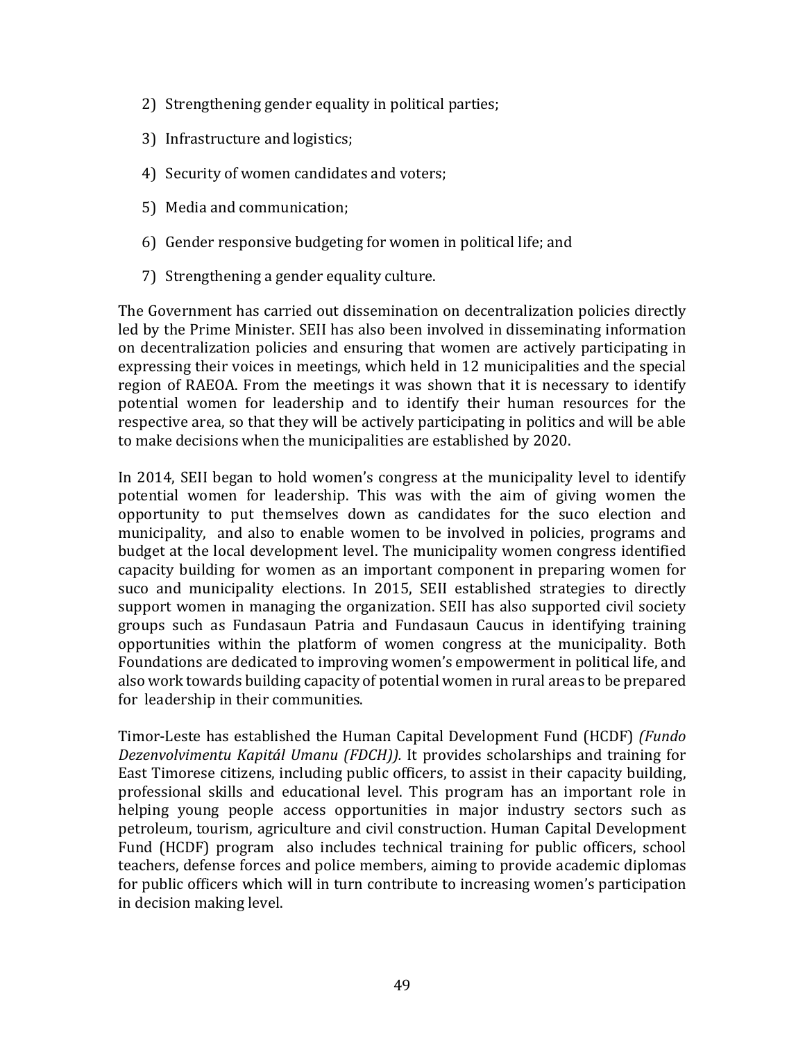2) Strengthening gender equality in political parties;

3) Infrastructure and logistics;

4) Security of women candidates and voters;

5) Media and communication;

6) Gender responsive budgeting for women in political life; and

7) Strengthening a gender equality culture.

The Government has carried out dissemination on decentralization policies directly led by the Prime Minister. SEII has also been involved in disseminating information on decentralization policies and ensuring that women are actively participating in expressing their voices in meetings, which held in 12 municipalities and the special region of RAEOA. From the meetings it was shown that it is necessary to identify potential women for leadership and to identify their human resources for the respective area, so that they will be actively participating in politics and will be able to make decisions when the municipalities are established by 2020.

In 2014, SEII began to hold women's congress at the municipality level to identify potential women for leadership. This was with the aim of giving women the opportunity to put themselves down as candidates for the suco election and municipality, and also to enable women to be involved in policies, programs and budget at the local development level. The municipality women congress identified capacity building for women as an important component in preparing women for suco and municipality elections. In 2015, SEII established strategies to directly support women in managing the organization. SEII has also supported civil society groups such as Fundasaun Patria and Fundasaun Caucus in identifying training opportunities within the platform of women congress at the municipality. Both Foundations are dedicated to improving women's empowerment in political life, and also work towards building capacity of potential women in rural areas to be prepared for leadership in their communities.

Timor-Leste has established the Human Capital Development Fund (HCDF) *(Fundo Dezenvolvimentu Kapitál Umanu (FDCH)).* It provides scholarships and training for East Timorese citizens, including public officers, to assist in their capacity building, professional skills and educational level. This program has an important role in helping young people access opportunities in major industry sectors such as petroleum, tourism, agriculture and civil construction. Human Capital Development Fund (HCDF) program also includes technical training for public officers, school teachers, defense forces and police members, aiming to provide academic diplomas for public officers which will in turn contribute to increasing women's participation in decision making level.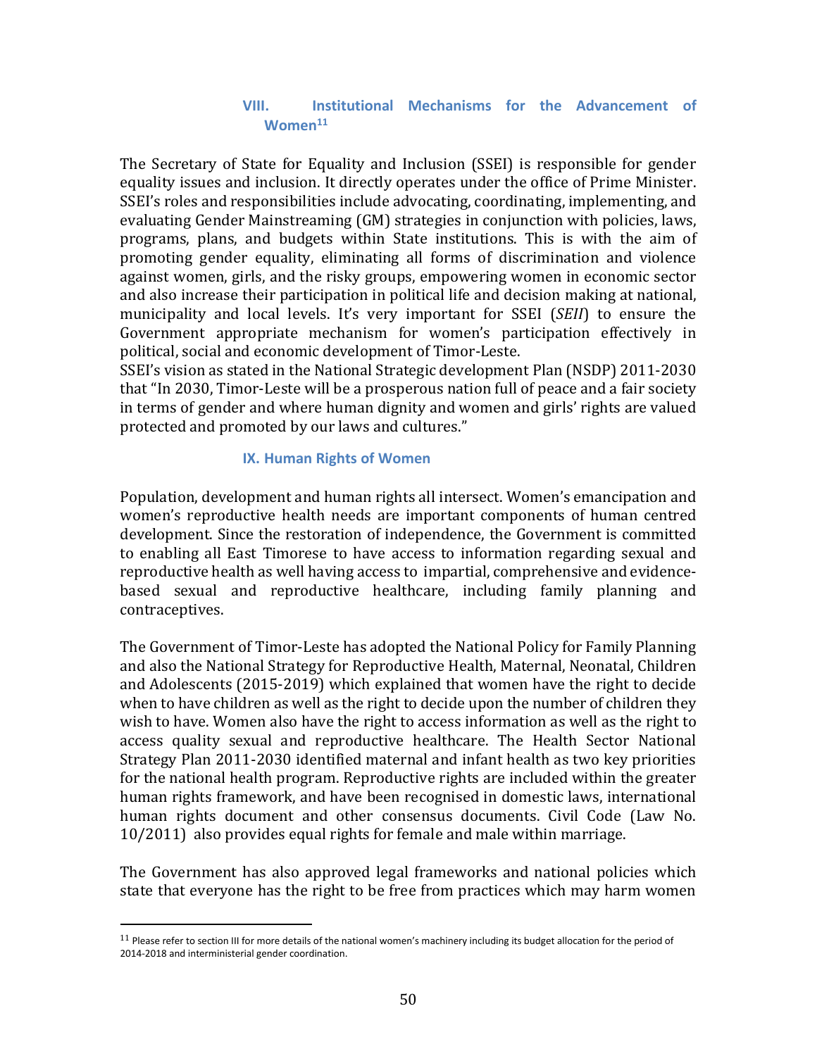## VIII. Institutional Mechanisms for the Advancement of Women[11]

The Secretary of State for Equality and Inclusion (SSEI) is responsible for gender equality issues and inclusion. It directly operates under the office of Prime Minister. SSEI's roles and responsibilities include advocating, coordinating, implementing, and evaluating Gender Mainstreaming (GM) strategies in conjunction with policies, laws, programs, plans, and budgets within State institutions. This is with the aim of promoting gender equality, eliminating all forms of discrimination and violence against women, girls, and the risky groups, empowering women in economic sector and also increase their participation in political life and decision making at national, municipality and local levels. It's very important for SSEI (*SEII*) to ensure the Government appropriate mechanism for women's participation effectively in political, social and economic development of Timor-Leste.
SSEI's vision as stated in the National Strategic development Plan (NSDP) 2011-2030 that "In 2030, Timor-Leste will be a prosperous nation full of peace and a fair society in terms of gender and where human dignity and women and girls' rights are valued protected and promoted by our laws and cultures."

## IX. Human Rights of Women

Population, development and human rights all intersect. Women's emancipation and women's reproductive health needs are important components of human centred development. Since the restoration of independence, the Government is committed to enabling all East Timorese to have access to information regarding sexual and reproductive health as well having access to impartial, comprehensive and evidence-based sexual and reproductive healthcare, including family planning and contraceptives.

The Government of Timor-Leste has adopted the National Policy for Family Planning and also the National Strategy for Reproductive Health, Maternal, Neonatal, Children and Adolescents (2015-2019) which explained that women have the right to decide when to have children as well as the right to decide upon the number of children they wish to have. Women also have the right to access information as well as the right to access quality sexual and reproductive healthcare. The Health Sector National Strategy Plan 2011-2030 identified maternal and infant health as two key priorities for the national health program. Reproductive rights are included within the greater human rights framework, and have been recognised in domestic laws, international human rights document and other consensus documents. Civil Code (Law No. 10/2011) also provides equal rights for female and male within marriage.

The Government has also approved legal frameworks and national policies which state that everyone has the right to be free from practices which may harm women

---

[11] Please refer to section III for more details of the national women's machinery including its budget allocation for the period of 2014-2018 and interministerial gender coordination.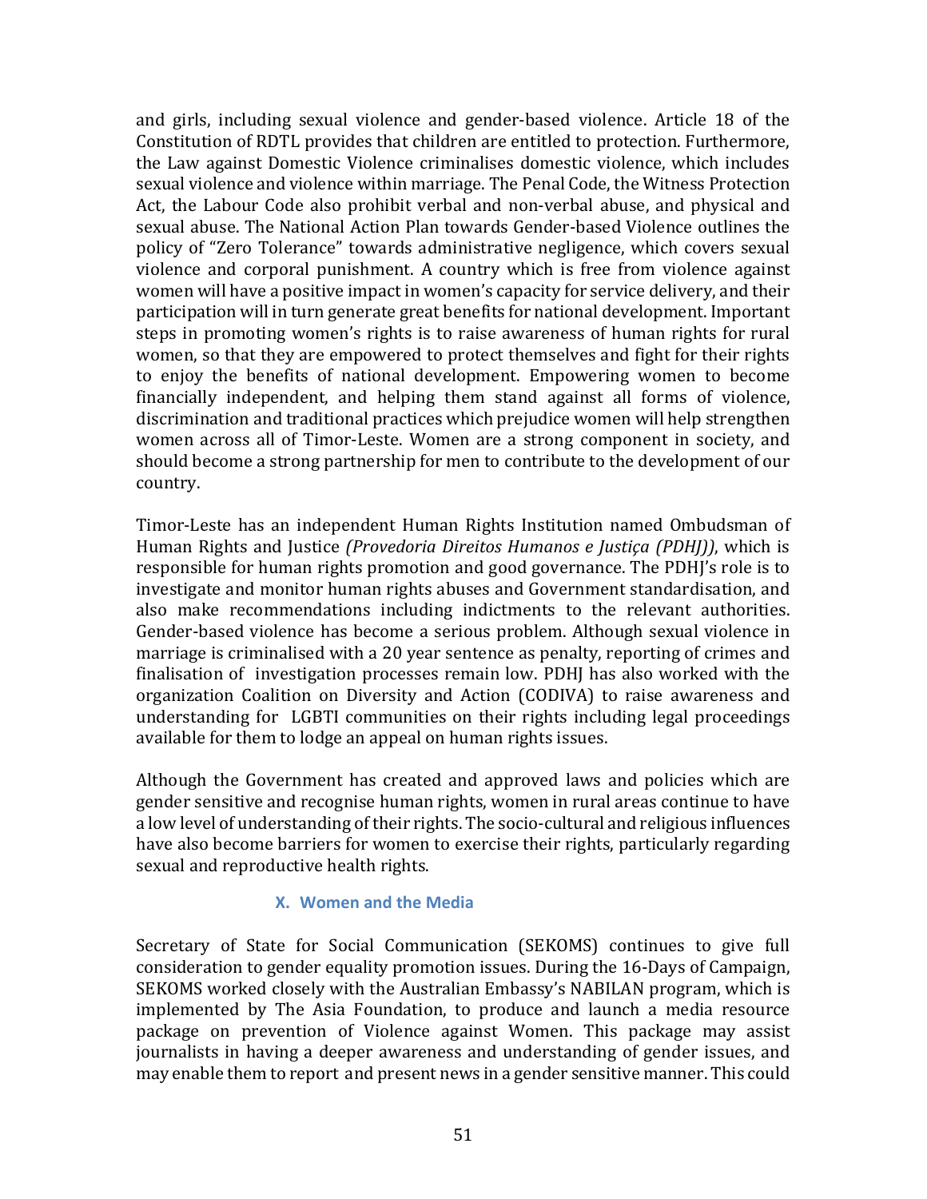and girls, including sexual violence and gender-based violence. Article 18 of the Constitution of RDTL provides that children are entitled to protection. Furthermore, the Law against Domestic Violence criminalises domestic violence, which includes sexual violence and violence within marriage. The Penal Code, the Witness Protection Act, the Labour Code also prohibit verbal and non-verbal abuse, and physical and sexual abuse. The National Action Plan towards Gender-based Violence outlines the policy of "Zero Tolerance" towards administrative negligence, which covers sexual violence and corporal punishment. A country which is free from violence against women will have a positive impact in women's capacity for service delivery, and their participation will in turn generate great benefits for national development. Important steps in promoting women's rights is to raise awareness of human rights for rural women, so that they are empowered to protect themselves and fight for their rights to enjoy the benefits of national development. Empowering women to become financially independent, and helping them stand against all forms of violence, discrimination and traditional practices which prejudice women will help strengthen women across all of Timor-Leste. Women are a strong component in society, and should become a strong partnership for men to contribute to the development of our country.

Timor-Leste has an independent Human Rights Institution named Ombudsman of Human Rights and Justice *(Provedoria Direitos Humanos e Justiça (PDHJ))*, which is responsible for human rights promotion and good governance. The PDHJ's role is to investigate and monitor human rights abuses and Government standardisation, and also make recommendations including indictments to the relevant authorities. Gender-based violence has become a serious problem. Although sexual violence in marriage is criminalised with a 20 year sentence as penalty, reporting of crimes and finalisation of investigation processes remain low. PDHJ has also worked with the organization Coalition on Diversity and Action (CODIVA) to raise awareness and understanding for LGBTI communities on their rights including legal proceedings available for them to lodge an appeal on human rights issues.

Although the Government has created and approved laws and policies which are gender sensitive and recognise human rights, women in rural areas continue to have a low level of understanding of their rights. The socio-cultural and religious influences have also become barriers for women to exercise their rights, particularly regarding sexual and reproductive health rights.

## X. Women and the Media

Secretary of State for Social Communication (SEKOMS) continues to give full consideration to gender equality promotion issues. During the 16-Days of Campaign, SEKOMS worked closely with the Australian Embassy's NABILAN program, which is implemented by The Asia Foundation, to produce and launch a media resource package on prevention of Violence against Women. This package may assist journalists in having a deeper awareness and understanding of gender issues, and may enable them to report and present news in a gender sensitive manner. This could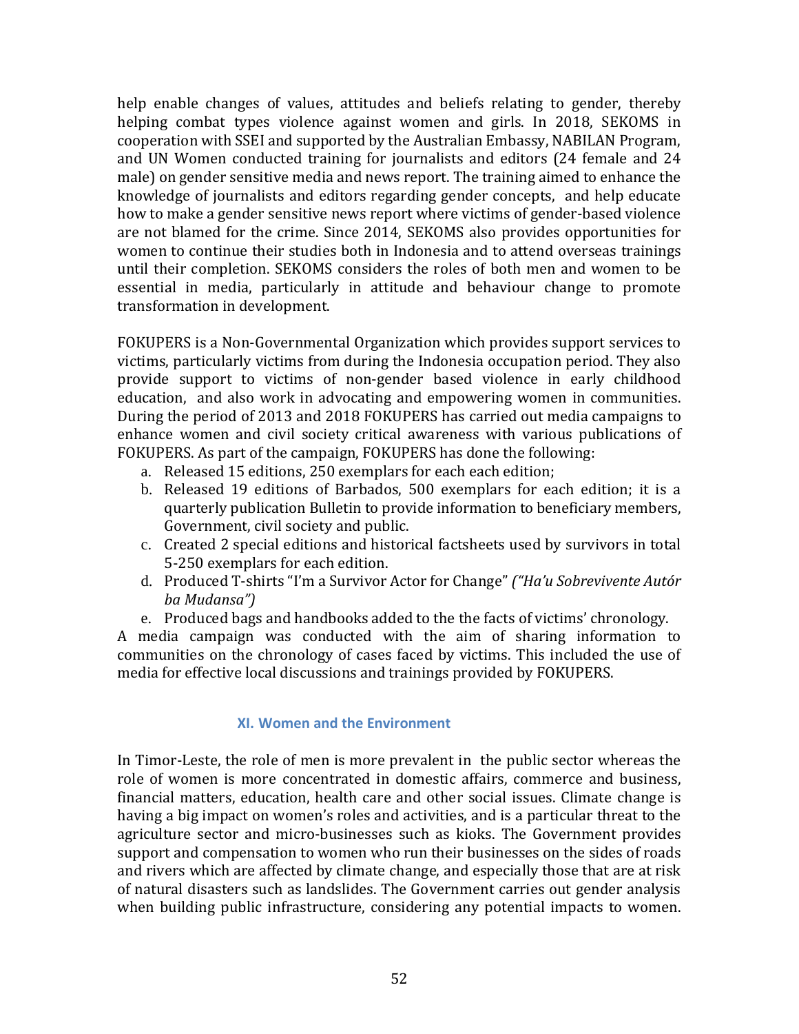help enable changes of values, attitudes and beliefs relating to gender, thereby helping combat types violence against women and girls. In 2018, SEKOMS in cooperation with SSEI and supported by the Australian Embassy, NABILAN Program, and UN Women conducted training for journalists and editors (24 female and 24 male) on gender sensitive media and news report. The training aimed to enhance the knowledge of journalists and editors regarding gender concepts, and help educate how to make a gender sensitive news report where victims of gender-based violence are not blamed for the crime. Since 2014, SEKOMS also provides opportunities for women to continue their studies both in Indonesia and to attend overseas trainings until their completion. SEKOMS considers the roles of both men and women to be essential in media, particularly in attitude and behaviour change to promote transformation in development.

FOKUPERS is a Non-Governmental Organization which provides support services to victims, particularly victims from during the Indonesia occupation period. They also provide support to victims of non-gender based violence in early childhood education, and also work in advocating and empowering women in communities. During the period of 2013 and 2018 FOKUPERS has carried out media campaigns to enhance women and civil society critical awareness with various publications of FOKUPERS. As part of the campaign, FOKUPERS has done the following:

a. Released 15 editions, 250 exemplars for each each edition;
b. Released 19 editions of Barbados, 500 exemplars for each edition; it is a quarterly publication Bulletin to provide information to beneficiary members, Government, civil society and public.
c. Created 2 special editions and historical factsheets used by survivors in total 5-250 exemplars for each edition.
d. Produced T-shirts "I'm a Survivor Actor for Change" *("Ha'u Sobrevivente Autór ba Mudansa")*
e. Produced bags and handbooks added to the the facts of victims' chronology.

A media campaign was conducted with the aim of sharing information to communities on the chronology of cases faced by victims. This included the use of media for effective local discussions and trainings provided by FOKUPERS.

## XI. Women and the Environment

In Timor-Leste, the role of men is more prevalent in the public sector whereas the role of women is more concentrated in domestic affairs, commerce and business, financial matters, education, health care and other social issues. Climate change is having a big impact on women's roles and activities, and is a particular threat to the agriculture sector and micro-businesses such as kioks. The Government provides support and compensation to women who run their businesses on the sides of roads and rivers which are affected by climate change, and especially those that are at risk of natural disasters such as landslides. The Government carries out gender analysis when building public infrastructure, considering any potential impacts to women.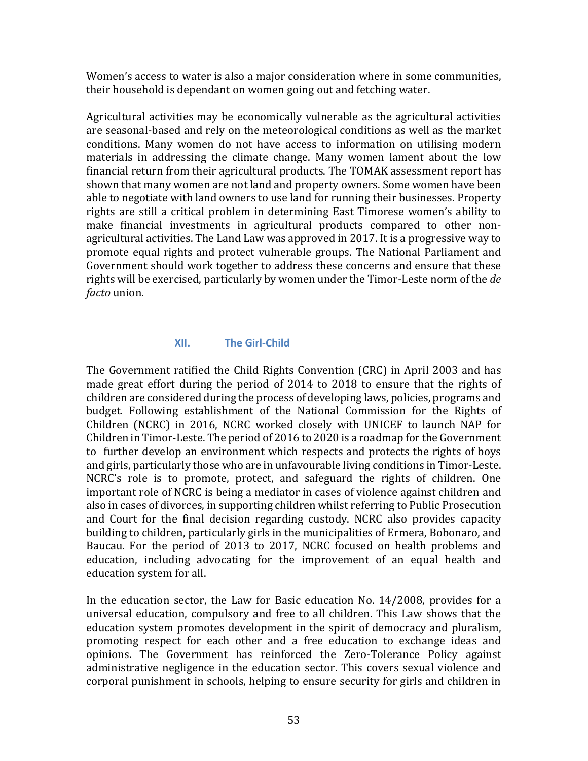Women's access to water is also a major consideration where in some communities, their household is dependant on women going out and fetching water.

Agricultural activities may be economically vulnerable as the agricultural activities are seasonal-based and rely on the meteorological conditions as well as the market conditions. Many women do not have access to information on utilising modern materials in addressing the climate change. Many women lament about the low financial return from their agricultural products. The TOMAK assessment report has shown that many women are not land and property owners. Some women have been able to negotiate with land owners to use land for running their businesses. Property rights are still a critical problem in determining East Timorese women's ability to make financial investments in agricultural products compared to other non-agricultural activities. The Land Law was approved in 2017. It is a progressive way to promote equal rights and protect vulnerable groups. The National Parliament and Government should work together to address these concerns and ensure that these rights will be exercised, particularly by women under the Timor-Leste norm of the *de facto* union.

## XII. The Girl-Child

The Government ratified the Child Rights Convention (CRC) in April 2003 and has made great effort during the period of 2014 to 2018 to ensure that the rights of children are considered during the process of developing laws, policies, programs and budget. Following establishment of the National Commission for the Rights of Children (NCRC) in 2016, NCRC worked closely with UNICEF to launch NAP for Children in Timor-Leste. The period of 2016 to 2020 is a roadmap for the Government to further develop an environment which respects and protects the rights of boys and girls, particularly those who are in unfavourable living conditions in Timor-Leste. NCRC's role is to promote, protect, and safeguard the rights of children. One important role of NCRC is being a mediator in cases of violence against children and also in cases of divorces, in supporting children whilst referring to Public Prosecution and Court for the final decision regarding custody. NCRC also provides capacity building to children, particularly girls in the municipalities of Ermera, Bobonaro, and Baucau. For the period of 2013 to 2017, NCRC focused on health problems and education, including advocating for the improvement of an equal health and education system for all.

In the education sector, the Law for Basic education No. 14/2008, provides for a universal education, compulsory and free to all children. This Law shows that the education system promotes development in the spirit of democracy and pluralism, promoting respect for each other and a free education to exchange ideas and opinions. The Government has reinforced the Zero-Tolerance Policy against administrative negligence in the education sector. This covers sexual violence and corporal punishment in schools, helping to ensure security for girls and children in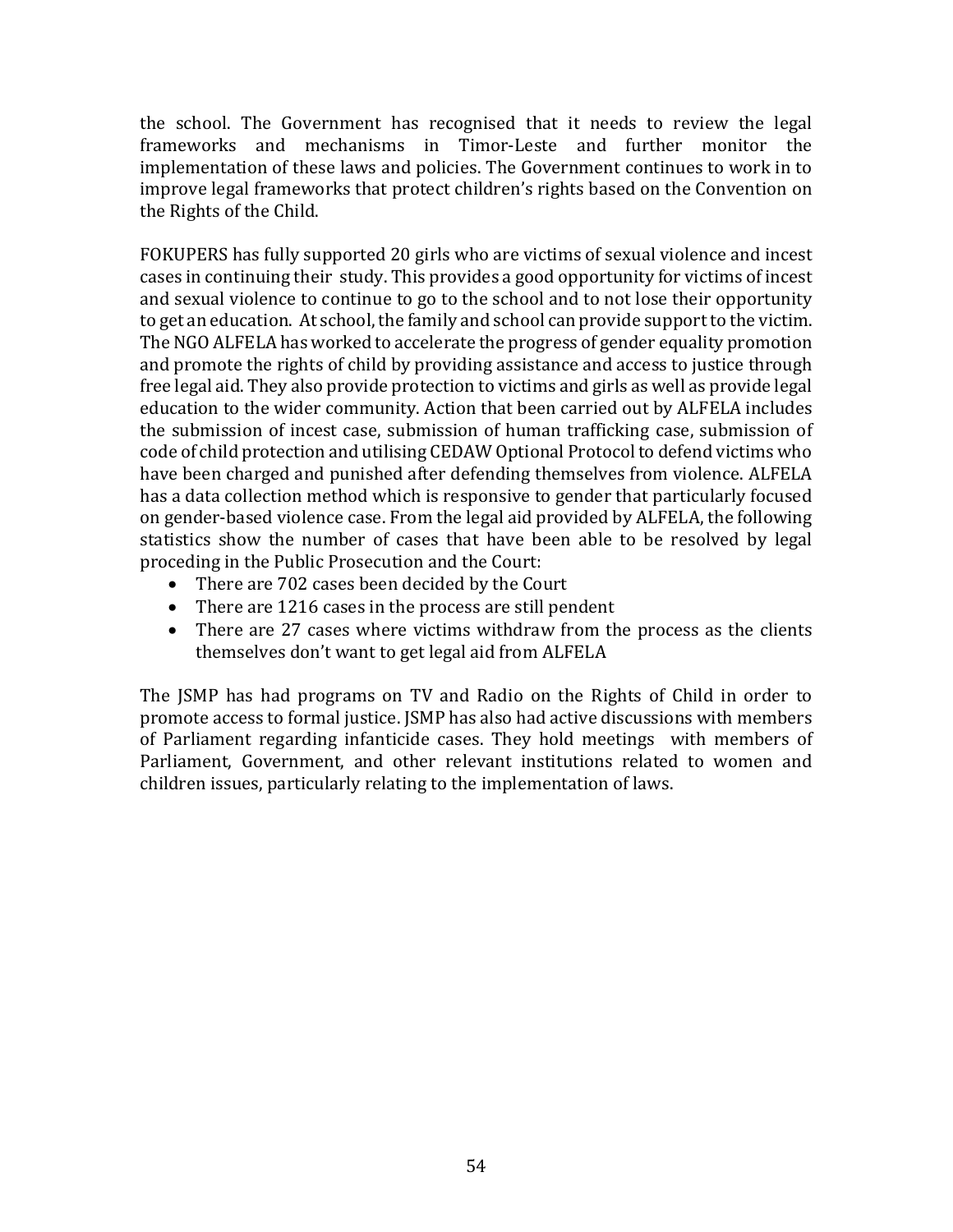the school. The Government has recognised that it needs to review the legal frameworks and mechanisms in Timor-Leste and further monitor the implementation of these laws and policies. The Government continues to work in to improve legal frameworks that protect children's rights based on the Convention on the Rights of the Child.

FOKUPERS has fully supported 20 girls who are victims of sexual violence and incest cases in continuing their study. This provides a good opportunity for victims of incest and sexual violence to continue to go to the school and to not lose their opportunity to get an education. At school, the family and school can provide support to the victim. The NGO ALFELA has worked to accelerate the progress of gender equality promotion and promote the rights of child by providing assistance and access to justice through free legal aid. They also provide protection to victims and girls as well as provide legal education to the wider community. Action that been carried out by ALFELA includes the submission of incest case, submission of human trafficking case, submission of code of child protection and utilising CEDAW Optional Protocol to defend victims who have been charged and punished after defending themselves from violence. ALFELA has a data collection method which is responsive to gender that particularly focused on gender-based violence case. From the legal aid provided by ALFELA, the following statistics show the number of cases that have been able to be resolved by legal proceding in the Public Prosecution and the Court:

- There are 702 cases been decided by the Court
- There are 1216 cases in the process are still pendent
- There are 27 cases where victims withdraw from the process as the clients themselves don't want to get legal aid from ALFELA

The JSMP has had programs on TV and Radio on the Rights of Child in order to promote access to formal justice. JSMP has also had active discussions with members of Parliament regarding infanticide cases. They hold meetings with members of Parliament, Government, and other relevant institutions related to women and children issues, particularly relating to the implementation of laws.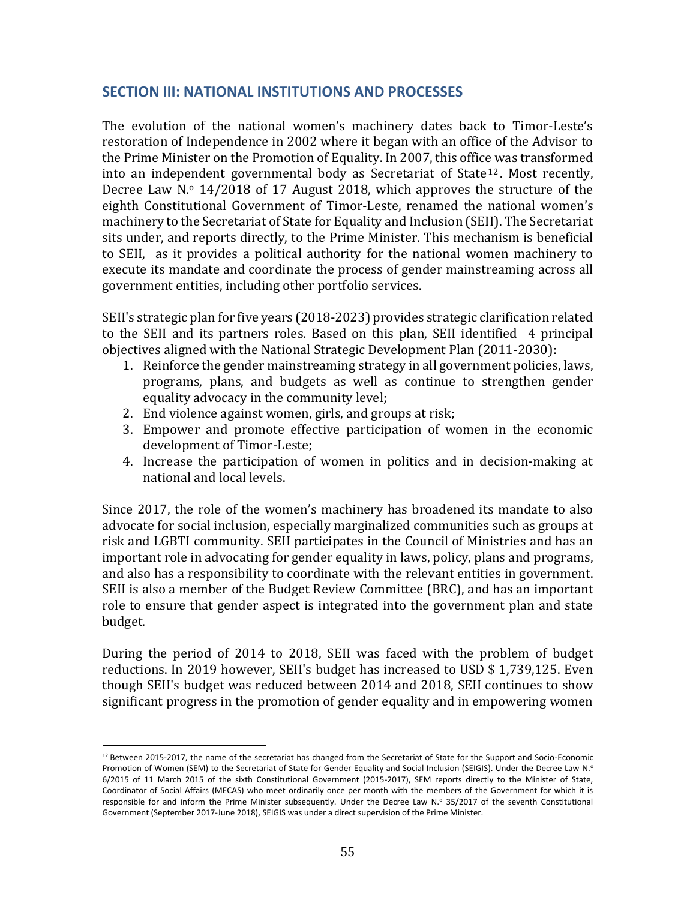## SECTION III: NATIONAL INSTITUTIONS AND PROCESSES

The evolution of the national women's machinery dates back to Timor-Leste's restoration of Independence in 2002 where it began with an office of the Advisor to the Prime Minister on the Promotion of Equality. In 2007, this office was transformed into an independent governmental body as Secretariat of State[12]. Most recently, Decree Law N.º 14/2018 of 17 August 2018, which approves the structure of the eighth Constitutional Government of Timor-Leste, renamed the national women's machinery to the Secretariat of State for Equality and Inclusion (SEII). The Secretariat sits under, and reports directly, to the Prime Minister. This mechanism is beneficial to SEII, as it provides a political authority for the national women machinery to execute its mandate and coordinate the process of gender mainstreaming across all government entities, including other portfolio services.

SEII's strategic plan for five years (2018-2023) provides strategic clarification related to the SEII and its partners roles. Based on this plan, SEII identified 4 principal objectives aligned with the National Strategic Development Plan (2011-2030):

1. Reinforce the gender mainstreaming strategy in all government policies, laws, programs, plans, and budgets as well as continue to strengthen gender equality advocacy in the community level;
2. End violence against women, girls, and groups at risk;
3. Empower and promote effective participation of women in the economic development of Timor-Leste;
4. Increase the participation of women in politics and in decision-making at national and local levels.

Since 2017, the role of the women's machinery has broadened its mandate to also advocate for social inclusion, especially marginalized communities such as groups at risk and LGBTI community. SEII participates in the Council of Ministries and has an important role in advocating for gender equality in laws, policy, plans and programs, and also has a responsibility to coordinate with the relevant entities in government. SEII is also a member of the Budget Review Committee (BRC), and has an important role to ensure that gender aspect is integrated into the government plan and state budget.

During the period of 2014 to 2018, SEII was faced with the problem of budget reductions. In 2019 however, SEII's budget has increased to USD $ 1,739,125. Even though SEII's budget was reduced between 2014 and 2018, SEII continues to show significant progress in the promotion of gender equality and in empowering women

[12] Between 2015-2017, the name of the secretariat has changed from the Secretariat of State for the Support and Socio-Economic Promotion of Women (SEM) to the Secretariat of State for Gender Equality and Social Inclusion (SEIGIS). Under the Decree Law N.º 6/2015 of 11 March 2015 of the sixth Constitutional Government (2015-2017), SEM reports directly to the Minister of State, Coordinator of Social Affairs (MECAS) who meet ordinarily once per month with the members of the Government for which it is responsible for and inform the Prime Minister subsequently. Under the Decree Law N.º 35/2017 of the seventh Constitutional Government (September 2017-June 2018), SEIGIS was under a direct supervision of the Prime Minister.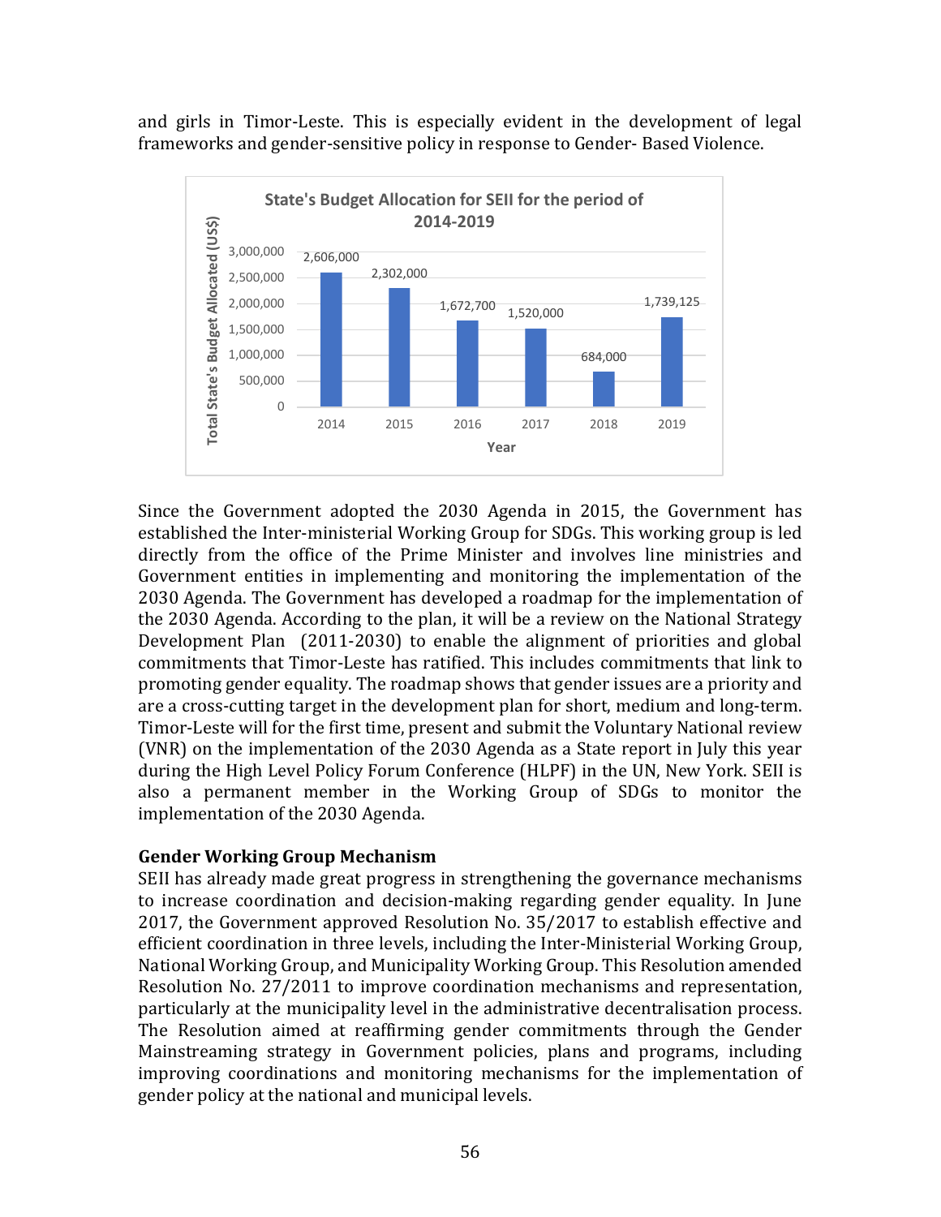and girls in Timor-Leste. This is especially evident in the development of legal frameworks and gender-sensitive policy in response to Gender- Based Violence.

**State's Budget Allocation for SEII for the period of 2014-2019**

| Year | Total State's Budget Allocated (US$) |
|---|---|
| 2014 | 2,606,000 |
| 2015 | 2,302,000 |
| 2016 | 1,672,700 |
| 2017 | 1,520,000 |
| 2018 | 684,000 |
| 2019 | 1,739,125 |

Since the Government adopted the 2030 Agenda in 2015, the Government has established the Inter-ministerial Working Group for SDGs. This working group is led directly from the office of the Prime Minister and involves line ministries and Government entities in implementing and monitoring the implementation of the 2030 Agenda. The Government has developed a roadmap for the implementation of the 2030 Agenda. According to the plan, it will be a review on the National Strategy Development Plan (2011-2030) to enable the alignment of priorities and global commitments that Timor-Leste has ratified. This includes commitments that link to promoting gender equality. The roadmap shows that gender issues are a priority and are a cross-cutting target in the development plan for short, medium and long-term. Timor-Leste will for the first time, present and submit the Voluntary National review (VNR) on the implementation of the 2030 Agenda as a State report in July this year during the High Level Policy Forum Conference (HLPF) in the UN, New York. SEII is also a permanent member in the Working Group of SDGs to monitor the implementation of the 2030 Agenda.

**Gender Working Group Mechanism**

SEII has already made great progress in strengthening the governance mechanisms to increase coordination and decision-making regarding gender equality. In June 2017, the Government approved Resolution No. 35/2017 to establish effective and efficient coordination in three levels, including the Inter-Ministerial Working Group, National Working Group, and Municipality Working Group. This Resolution amended Resolution No. 27/2011 to improve coordination mechanisms and representation, particularly at the municipality level in the administrative decentralisation process. The Resolution aimed at reaffirming gender commitments through the Gender Mainstreaming strategy in Government policies, plans and programs, including improving coordinations and monitoring mechanisms for the implementation of gender policy at the national and municipal levels.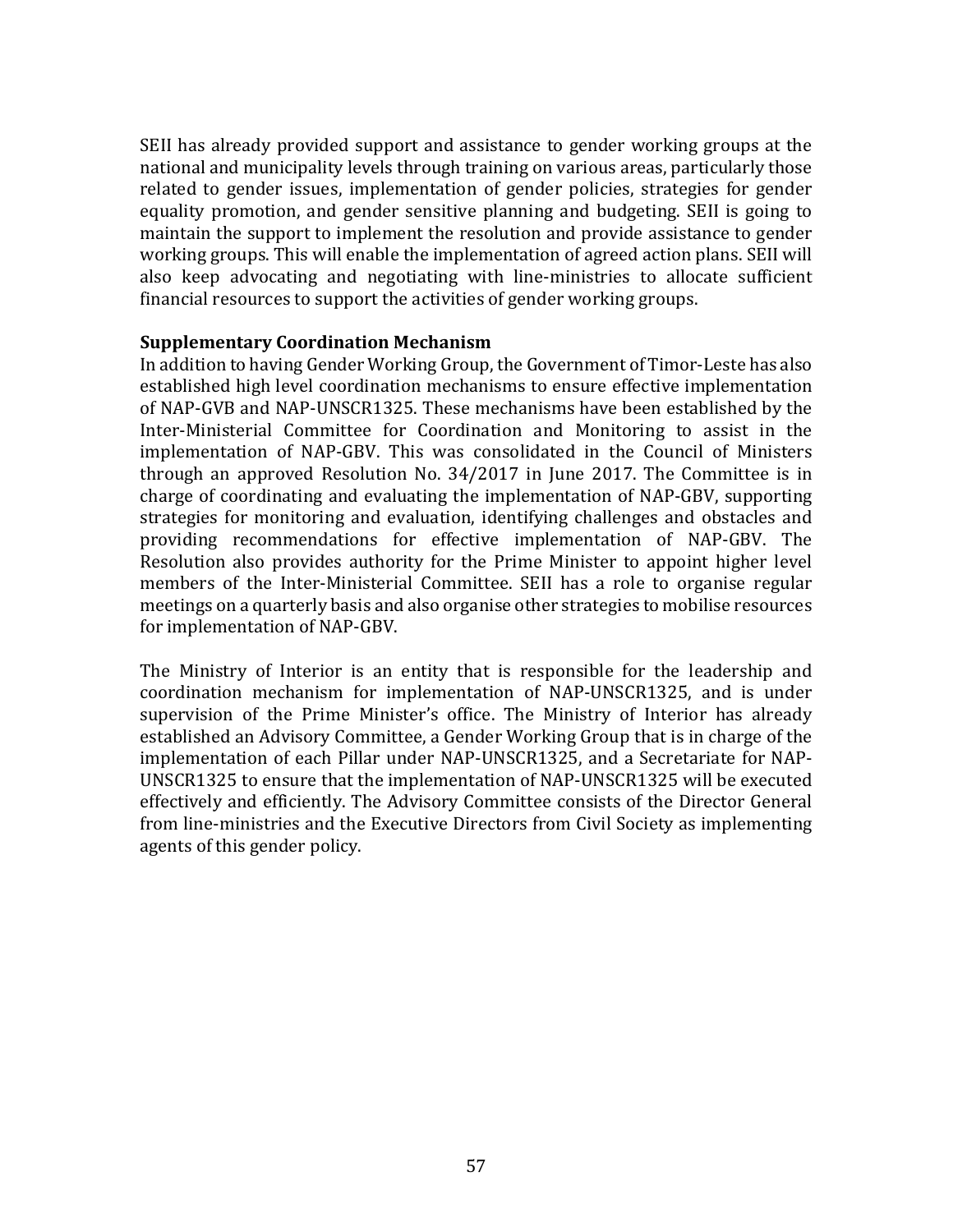SEII has already provided support and assistance to gender working groups at the national and municipality levels through training on various areas, particularly those related to gender issues, implementation of gender policies, strategies for gender equality promotion, and gender sensitive planning and budgeting. SEII is going to maintain the support to implement the resolution and provide assistance to gender working groups. This will enable the implementation of agreed action plans. SEII will also keep advocating and negotiating with line-ministries to allocate sufficient financial resources to support the activities of gender working groups.

**Supplementary Coordination Mechanism**

In addition to having Gender Working Group, the Government of Timor-Leste has also established high level coordination mechanisms to ensure effective implementation of NAP-GVB and NAP-UNSCR1325. These mechanisms have been established by the Inter-Ministerial Committee for Coordination and Monitoring to assist in the implementation of NAP-GBV. This was consolidated in the Council of Ministers through an approved Resolution No. 34/2017 in June 2017. The Committee is in charge of coordinating and evaluating the implementation of NAP-GBV, supporting strategies for monitoring and evaluation, identifying challenges and obstacles and providing recommendations for effective implementation of NAP-GBV. The Resolution also provides authority for the Prime Minister to appoint higher level members of the Inter-Ministerial Committee. SEII has a role to organise regular meetings on a quarterly basis and also organise other strategies to mobilise resources for implementation of NAP-GBV.

The Ministry of Interior is an entity that is responsible for the leadership and coordination mechanism for implementation of NAP-UNSCR1325, and is under supervision of the Prime Minister's office. The Ministry of Interior has already established an Advisory Committee, a Gender Working Group that is in charge of the implementation of each Pillar under NAP-UNSCR1325, and a Secretariate for NAP-UNSCR1325 to ensure that the implementation of NAP-UNSCR1325 will be executed effectively and efficiently. The Advisory Committee consists of the Director General from line-ministries and the Executive Directors from Civil Society as implementing agents of this gender policy.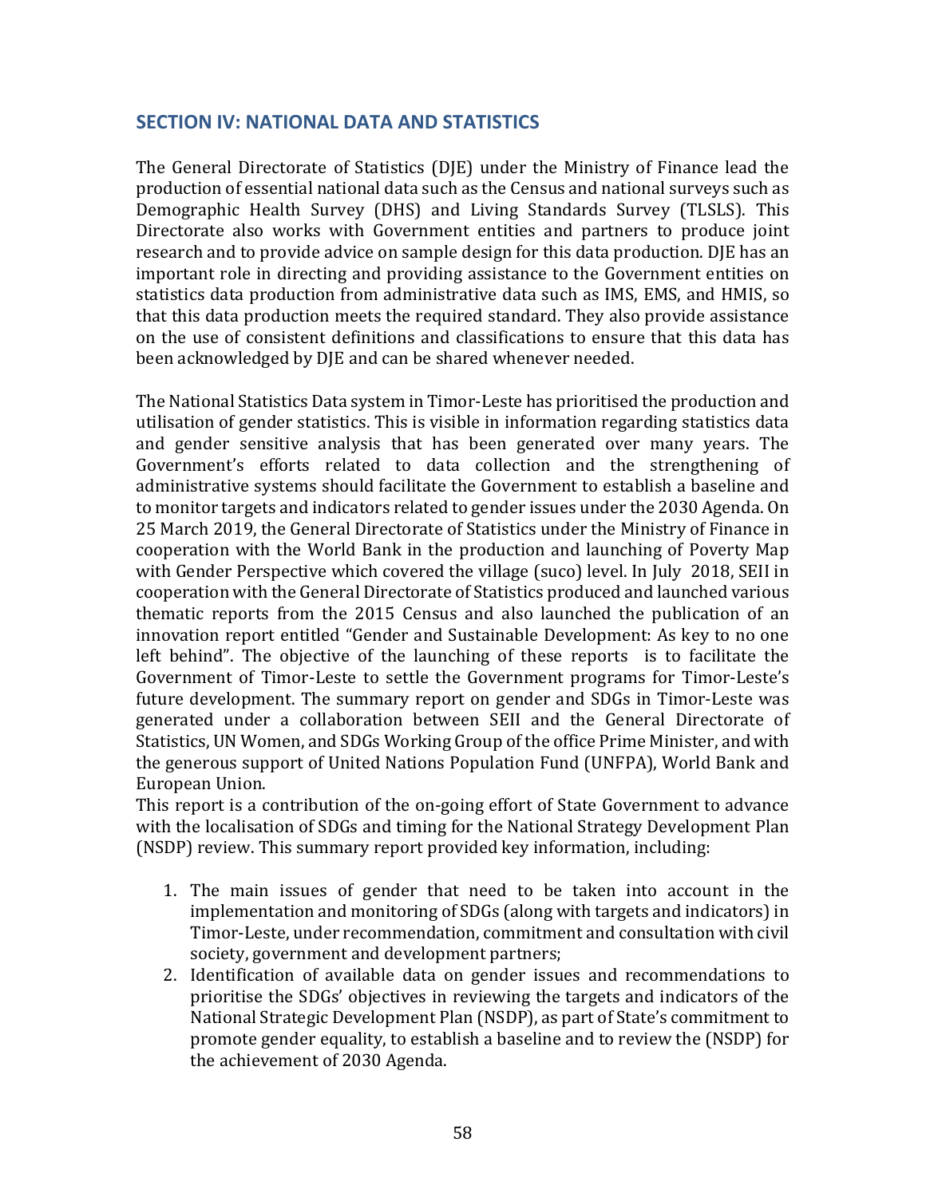## SECTION IV: NATIONAL DATA AND STATISTICS

The General Directorate of Statistics (DJE) under the Ministry of Finance lead the production of essential national data such as the Census and national surveys such as Demographic Health Survey (DHS) and Living Standards Survey (TLSLS). This Directorate also works with Government entities and partners to produce joint research and to provide advice on sample design for this data production. DJE has an important role in directing and providing assistance to the Government entities on statistics data production from administrative data such as IMS, EMS, and HMIS, so that this data production meets the required standard. They also provide assistance on the use of consistent definitions and classifications to ensure that this data has been acknowledged by DJE and can be shared whenever needed.

The National Statistics Data system in Timor-Leste has prioritised the production and utilisation of gender statistics. This is visible in information regarding statistics data and gender sensitive analysis that has been generated over many years. The Government's efforts related to data collection and the strengthening of administrative systems should facilitate the Government to establish a baseline and to monitor targets and indicators related to gender issues under the 2030 Agenda. On 25 March 2019, the General Directorate of Statistics under the Ministry of Finance in cooperation with the World Bank in the production and launching of Poverty Map with Gender Perspective which covered the village (suco) level. In July 2018, SEII in cooperation with the General Directorate of Statistics produced and launched various thematic reports from the 2015 Census and also launched the publication of an innovation report entitled "Gender and Sustainable Development: As key to no one left behind". The objective of the launching of these reports is to facilitate the Government of Timor-Leste to settle the Government programs for Timor-Leste's future development. The summary report on gender and SDGs in Timor-Leste was generated under a collaboration between SEII and the General Directorate of Statistics, UN Women, and SDGs Working Group of the office Prime Minister, and with the generous support of United Nations Population Fund (UNFPA), World Bank and European Union.

This report is a contribution of the on-going effort of State Government to advance with the localisation of SDGs and timing for the National Strategy Development Plan (NSDP) review. This summary report provided key information, including:

1. The main issues of gender that need to be taken into account in the implementation and monitoring of SDGs (along with targets and indicators) in Timor-Leste, under recommendation, commitment and consultation with civil society, government and development partners;
2. Identification of available data on gender issues and recommendations to prioritise the SDGs' objectives in reviewing the targets and indicators of the National Strategic Development Plan (NSDP), as part of State's commitment to promote gender equality, to establish a baseline and to review the (NSDP) for the achievement of 2030 Agenda.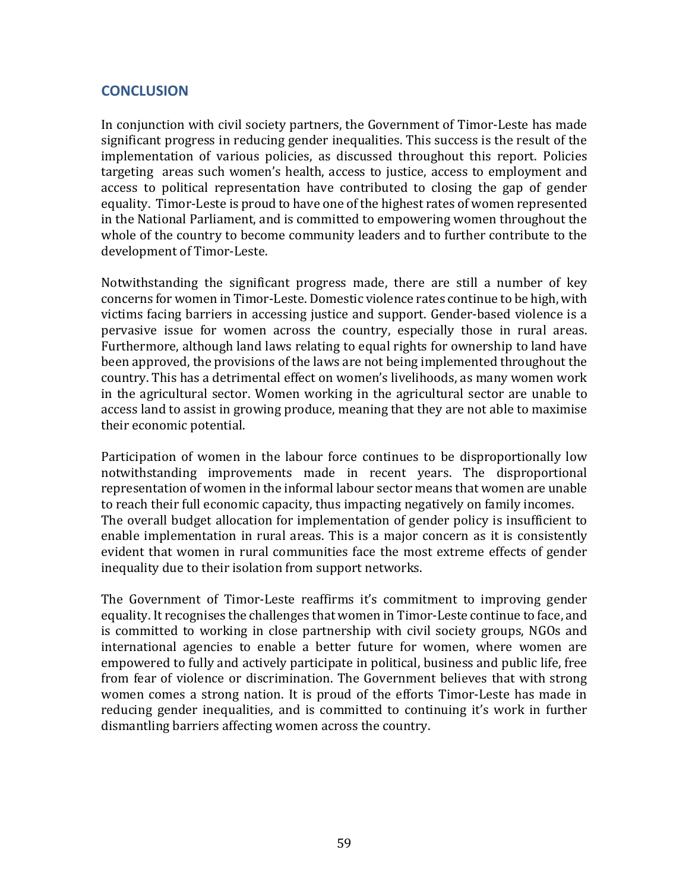## CONCLUSION

In conjunction with civil society partners, the Government of Timor-Leste has made significant progress in reducing gender inequalities. This success is the result of the implementation of various policies, as discussed throughout this report. Policies targeting areas such women's health, access to justice, access to employment and access to political representation have contributed to closing the gap of gender equality. Timor-Leste is proud to have one of the highest rates of women represented in the National Parliament, and is committed to empowering women throughout the whole of the country to become community leaders and to further contribute to the development of Timor-Leste.

Notwithstanding the significant progress made, there are still a number of key concerns for women in Timor-Leste. Domestic violence rates continue to be high, with victims facing barriers in accessing justice and support. Gender-based violence is a pervasive issue for women across the country, especially those in rural areas. Furthermore, although land laws relating to equal rights for ownership to land have been approved, the provisions of the laws are not being implemented throughout the country. This has a detrimental effect on women's livelihoods, as many women work in the agricultural sector. Women working in the agricultural sector are unable to access land to assist in growing produce, meaning that they are not able to maximise their economic potential.

Participation of women in the labour force continues to be disproportionally low notwithstanding improvements made in recent years. The disproportional representation of women in the informal labour sector means that women are unable to reach their full economic capacity, thus impacting negatively on family incomes. The overall budget allocation for implementation of gender policy is insufficient to enable implementation in rural areas. This is a major concern as it is consistently evident that women in rural communities face the most extreme effects of gender inequality due to their isolation from support networks.

The Government of Timor-Leste reaffirms it's commitment to improving gender equality. It recognises the challenges that women in Timor-Leste continue to face, and is committed to working in close partnership with civil society groups, NGOs and international agencies to enable a better future for women, where women are empowered to fully and actively participate in political, business and public life, free from fear of violence or discrimination. The Government believes that with strong women comes a strong nation. It is proud of the efforts Timor-Leste has made in reducing gender inequalities, and is committed to continuing it's work in further dismantling barriers affecting women across the country.